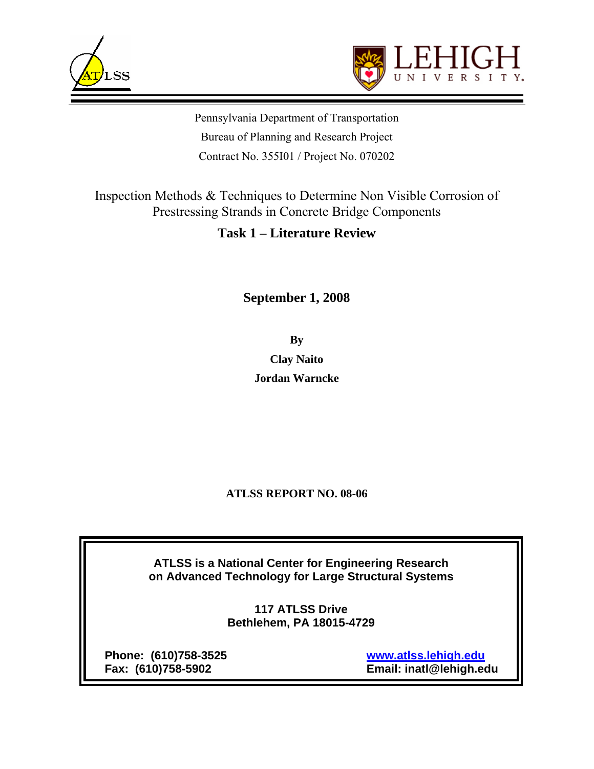Pennsylvania Department of Transportation

Bureau of Planning and Research Project

Contract No. 355I01 / Project No. 070202

# Inspection Methods & Techniques to Determine Non Visible Corrosion of Prestressing Strands in Concrete Bridge Components

## Task 1 – Literature Review

**September 1, 2008**

**By**

**Clay Naito**

**Jordan Warncke**

**ATLSS REPORT NO. 08-06**

**ATLSS is a National Center for Engineering Research on Advanced Technology for Large Structural Systems**

**117 ATLSS Drive**
**Bethlehem, PA 18015-4729**

**Phone: (610)758-3525**
**Fax: (610)758-5902**

**www.atlss.lehigh.edu**
**Email: inatl@lehigh.edu**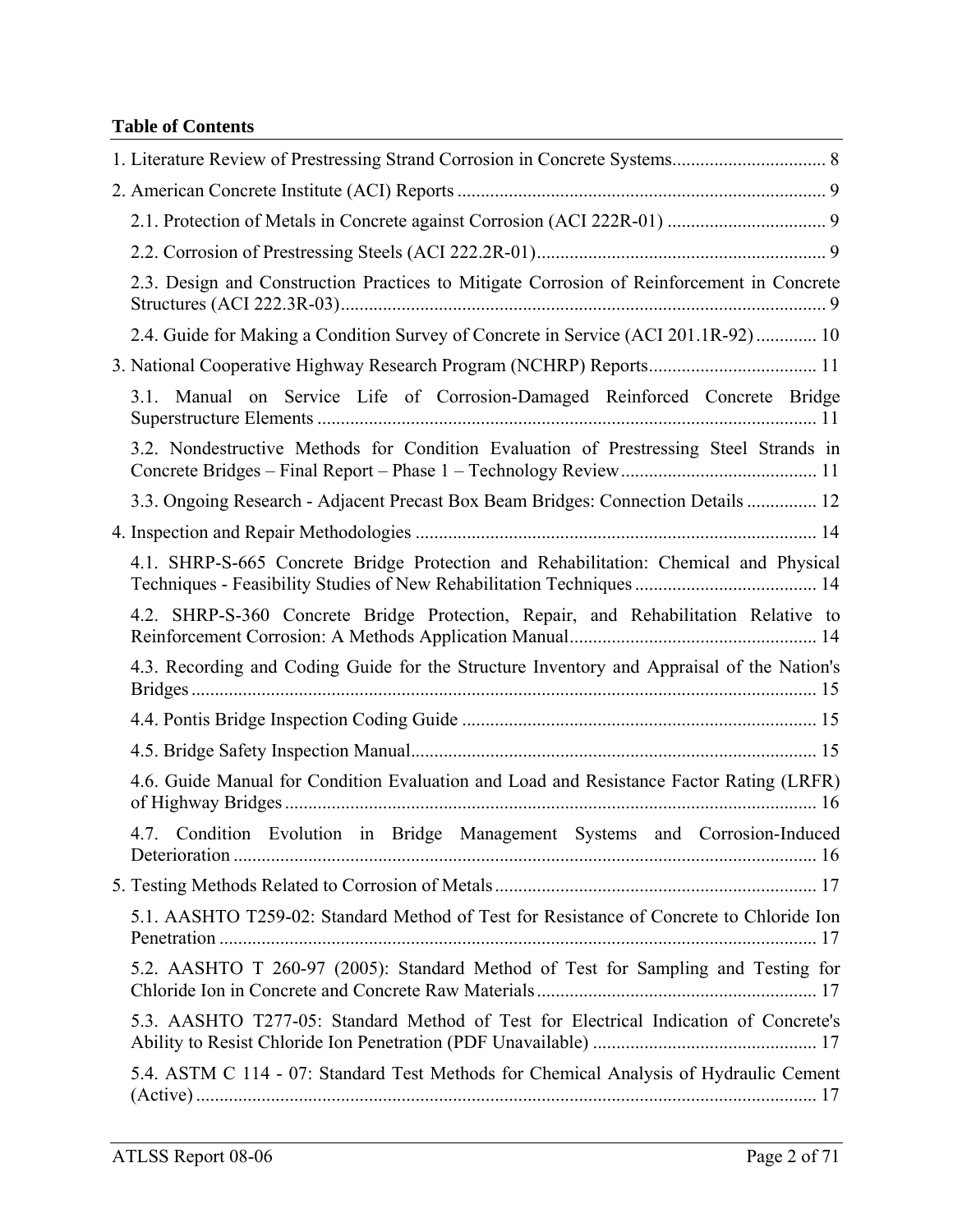**Table of Contents**

1. Literature Review of Prestressing Strand Corrosion in Concrete Systems................................. 8

2. American Concrete Institute (ACI) Reports ............................................................................... 9

    2.1. Protection of Metals in Concrete against Corrosion (ACI 222R-01) .................................. 9

    2.2. Corrosion of Prestressing Steels (ACI 222.2R-01).............................................................. 9

    2.3. Design and Construction Practices to Mitigate Corrosion of Reinforcement in Concrete Structures (ACI 222.3R-03)....................................................................................................... 9

    2.4. Guide for Making a Condition Survey of Concrete in Service (ACI 201.1R-92) ............. 10

3. National Cooperative Highway Research Program (NCHRP) Reports.................................... 11

    3.1. Manual on Service Life of Corrosion-Damaged Reinforced Concrete Bridge Superstructure Elements .......................................................................................................... 11

    3.2. Nondestructive Methods for Condition Evaluation of Prestressing Steel Strands in Concrete Bridges – Final Report – Phase 1 – Technology Review.......................................... 11

    3.3. Ongoing Research - Adjacent Precast Box Beam Bridges: Connection Details ............... 12

4. Inspection and Repair Methodologies ...................................................................................... 14

    4.1. SHRP-S-665 Concrete Bridge Protection and Rehabilitation: Chemical and Physical Techniques - Feasibility Studies of New Rehabilitation Techniques ....................................... 14

    4.2. SHRP-S-360 Concrete Bridge Protection, Repair, and Rehabilitation Relative to Reinforcement Corrosion: A Methods Application Manual..................................................... 14

    4.3. Recording and Coding Guide for the Structure Inventory and Appraisal of the Nation's Bridges ..................................................................................................................................... 15

    4.4. Pontis Bridge Inspection Coding Guide ............................................................................ 15

    4.5. Bridge Safety Inspection Manual....................................................................................... 15

    4.6. Guide Manual for Condition Evaluation and Load and Resistance Factor Rating (LRFR) of Highway Bridges ................................................................................................................. 16

    4.7. Condition Evolution in Bridge Management Systems and Corrosion-Induced Deterioration ............................................................................................................................ 16

5. Testing Methods Related to Corrosion of Metals..................................................................... 17

    5.1. AASHTO T259-02: Standard Method of Test for Resistance of Concrete to Chloride Ion Penetration ............................................................................................................................... 17

    5.2. AASHTO T 260-97 (2005): Standard Method of Test for Sampling and Testing for Chloride Ion in Concrete and Concrete Raw Materials............................................................ 17

    5.3. AASHTO T277-05: Standard Method of Test for Electrical Indication of Concrete's Ability to Resist Chloride Ion Penetration (PDF Unavailable) ................................................ 17

    5.4. ASTM C 114 - 07: Standard Test Methods for Chemical Analysis of Hydraulic Cement (Active) ..................................................................................................................................... 17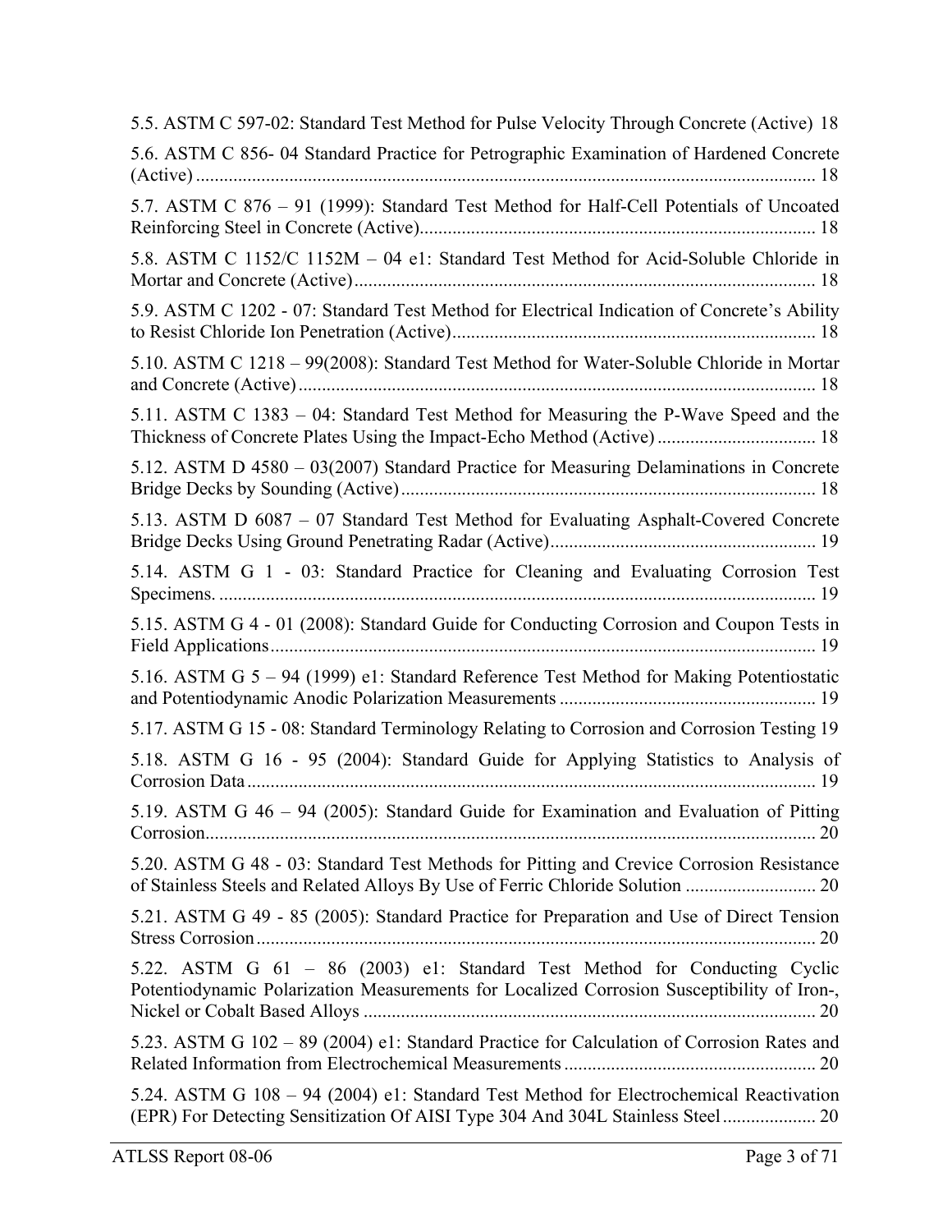5.5. ASTM C 597-02: Standard Test Method for Pulse Velocity Through Concrete (Active) 18

5.6. ASTM C 856- 04 Standard Practice for Petrographic Examination of Hardened Concrete (Active) ..... 18

5.7. ASTM C 876 – 91 (1999): Standard Test Method for Half-Cell Potentials of Uncoated Reinforcing Steel in Concrete (Active)..... 18

5.8. ASTM C 1152/C 1152M – 04 e1: Standard Test Method for Acid-Soluble Chloride in Mortar and Concrete (Active)..... 18

5.9. ASTM C 1202 - 07: Standard Test Method for Electrical Indication of Concrete's Ability to Resist Chloride Ion Penetration (Active)..... 18

5.10. ASTM C 1218 – 99(2008): Standard Test Method for Water-Soluble Chloride in Mortar and Concrete (Active)..... 18

5.11. ASTM C 1383 – 04: Standard Test Method for Measuring the P-Wave Speed and the Thickness of Concrete Plates Using the Impact-Echo Method (Active)..... 18

5.12. ASTM D 4580 – 03(2007) Standard Practice for Measuring Delaminations in Concrete Bridge Decks by Sounding (Active)..... 18

5.13. ASTM D 6087 – 07 Standard Test Method for Evaluating Asphalt-Covered Concrete Bridge Decks Using Ground Penetrating Radar (Active)..... 19

5.14. ASTM G 1 - 03: Standard Practice for Cleaning and Evaluating Corrosion Test Specimens. ..... 19

5.15. ASTM G 4 - 01 (2008): Standard Guide for Conducting Corrosion and Coupon Tests in Field Applications..... 19

5.16. ASTM G 5 – 94 (1999) e1: Standard Reference Test Method for Making Potentiostatic and Potentiodynamic Anodic Polarization Measurements ..... 19

5.17. ASTM G 15 - 08: Standard Terminology Relating to Corrosion and Corrosion Testing 19

5.18. ASTM G 16 - 95 (2004): Standard Guide for Applying Statistics to Analysis of Corrosion Data..... 19

5.19. ASTM G 46 – 94 (2005): Standard Guide for Examination and Evaluation of Pitting Corrosion..... 20

5.20. ASTM G 48 - 03: Standard Test Methods for Pitting and Crevice Corrosion Resistance of Stainless Steels and Related Alloys By Use of Ferric Chloride Solution ..... 20

5.21. ASTM G 49 - 85 (2005): Standard Practice for Preparation and Use of Direct Tension Stress Corrosion..... 20

5.22. ASTM G 61 – 86 (2003) e1: Standard Test Method for Conducting Cyclic Potentiodynamic Polarization Measurements for Localized Corrosion Susceptibility of Iron-, Nickel or Cobalt Based Alloys ..... 20

5.23. ASTM G 102 – 89 (2004) e1: Standard Practice for Calculation of Corrosion Rates and Related Information from Electrochemical Measurements..... 20

5.24. ASTM G 108 – 94 (2004) e1: Standard Test Method for Electrochemical Reactivation (EPR) For Detecting Sensitization Of AISI Type 304 And 304L Stainless Steel..... 20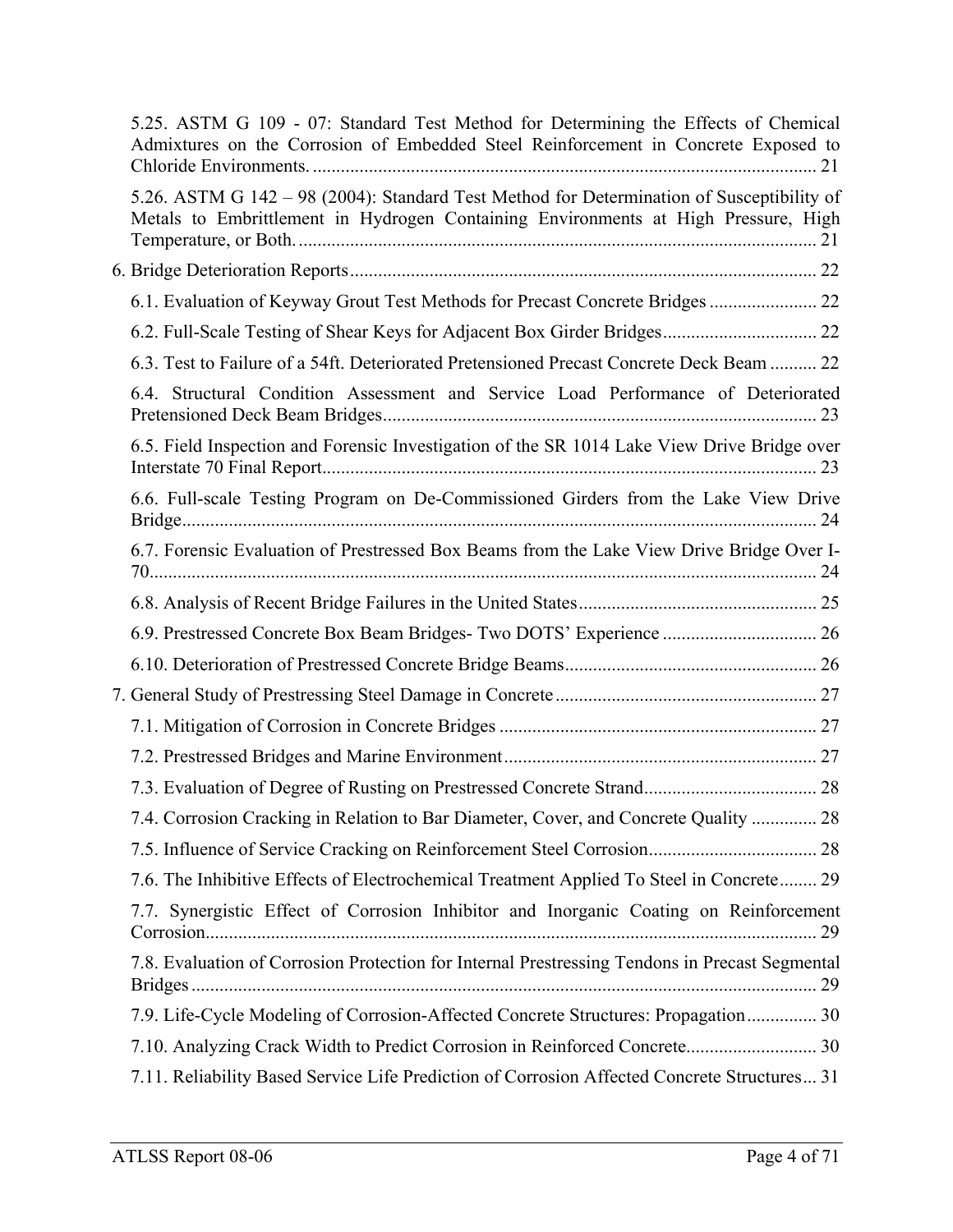5.25. ASTM G 109 - 07: Standard Test Method for Determining the Effects of Chemical Admixtures on the Corrosion of Embedded Steel Reinforcement in Concrete Exposed to Chloride Environments. ........................................................................................................... 21

5.26. ASTM G 142 – 98 (2004): Standard Test Method for Determination of Susceptibility of Metals to Embrittlement in Hydrogen Containing Environments at High Pressure, High Temperature, or Both. .............................................................................................................. 21

6. Bridge Deterioration Reports ................................................................................................... 22

6.1. Evaluation of Keyway Grout Test Methods for Precast Concrete Bridges ....................... 22

6.2. Full-Scale Testing of Shear Keys for Adjacent Box Girder Bridges ................................. 22

6.3. Test to Failure of a 54ft. Deteriorated Pretensioned Precast Concrete Deck Beam .......... 22

6.4. Structural Condition Assessment and Service Load Performance of Deteriorated Pretensioned Deck Beam Bridges ............................................................................................ 23

6.5. Field Inspection and Forensic Investigation of the SR 1014 Lake View Drive Bridge over Interstate 70 Final Report ......................................................................................................... 23

6.6. Full-scale Testing Program on De-Commissioned Girders from the Lake View Drive Bridge ....................................................................................................................................... 24

6.7. Forensic Evaluation of Prestressed Box Beams from the Lake View Drive Bridge Over I-70 ............................................................................................................................................. 24

6.8. Analysis of Recent Bridge Failures in the United States ................................................... 25

6.9. Prestressed Concrete Box Beam Bridges- Two DOTS' Experience ................................. 26

6.10. Deterioration of Prestressed Concrete Bridge Beams ...................................................... 26

7. General Study of Prestressing Steel Damage in Concrete ........................................................ 27

7.1. Mitigation of Corrosion in Concrete Bridges .................................................................... 27

7.2. Prestressed Bridges and Marine Environment ................................................................... 27

7.3. Evaluation of Degree of Rusting on Prestressed Concrete Strand ..................................... 28

7.4. Corrosion Cracking in Relation to Bar Diameter, Cover, and Concrete Quality .............. 28

7.5. Influence of Service Cracking on Reinforcement Steel Corrosion .................................... 28

7.6. The Inhibitive Effects of Electrochemical Treatment Applied To Steel in Concrete ........ 29

7.7. Synergistic Effect of Corrosion Inhibitor and Inorganic Coating on Reinforcement Corrosion .................................................................................................................................. 29

7.8. Evaluation of Corrosion Protection for Internal Prestressing Tendons in Precast Segmental Bridges ..................................................................................................................................... 29

7.9. Life-Cycle Modeling of Corrosion-Affected Concrete Structures: Propagation ............... 30

7.10. Analyzing Crack Width to Predict Corrosion in Reinforced Concrete ............................ 30

7.11. Reliability Based Service Life Prediction of Corrosion Affected Concrete Structures ... 31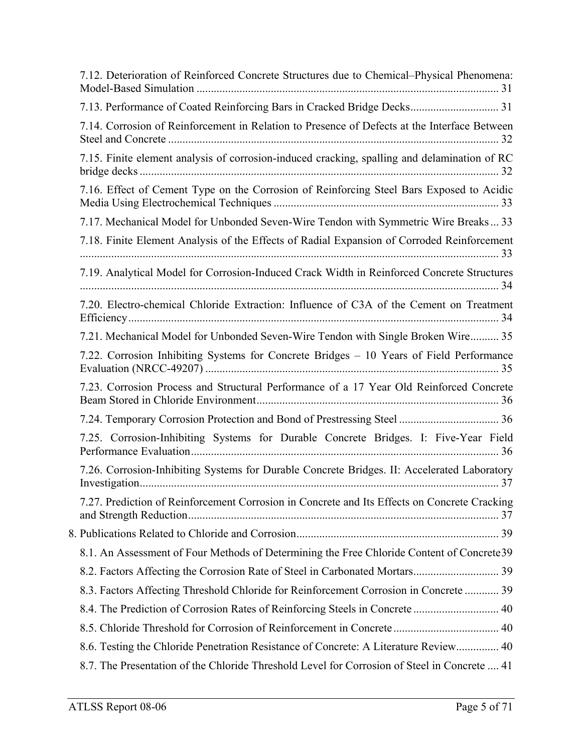7.12. Deterioration of Reinforced Concrete Structures due to Chemical–Physical Phenomena: Model-Based Simulation ..... 31

7.13. Performance of Coated Reinforcing Bars in Cracked Bridge Decks ..... 31

7.14. Corrosion of Reinforcement in Relation to Presence of Defects at the Interface Between Steel and Concrete ..... 32

7.15. Finite element analysis of corrosion-induced cracking, spalling and delamination of RC bridge decks ..... 32

7.16. Effect of Cement Type on the Corrosion of Reinforcing Steel Bars Exposed to Acidic Media Using Electrochemical Techniques ..... 33

7.17. Mechanical Model for Unbonded Seven-Wire Tendon with Symmetric Wire Breaks ..... 33

7.18. Finite Element Analysis of the Effects of Radial Expansion of Corroded Reinforcement ..... 33

7.19. Analytical Model for Corrosion-Induced Crack Width in Reinforced Concrete Structures ..... 34

7.20. Electro-chemical Chloride Extraction: Influence of C3A of the Cement on Treatment Efficiency ..... 34

7.21. Mechanical Model for Unbonded Seven-Wire Tendon with Single Broken Wire ..... 35

7.22. Corrosion Inhibiting Systems for Concrete Bridges – 10 Years of Field Performance Evaluation (NRCC-49207) ..... 35

7.23. Corrosion Process and Structural Performance of a 17 Year Old Reinforced Concrete Beam Stored in Chloride Environment ..... 36

7.24. Temporary Corrosion Protection and Bond of Prestressing Steel ..... 36

7.25. Corrosion-Inhibiting Systems for Durable Concrete Bridges. I: Five-Year Field Performance Evaluation ..... 36

7.26. Corrosion-Inhibiting Systems for Durable Concrete Bridges. II: Accelerated Laboratory Investigation ..... 37

7.27. Prediction of Reinforcement Corrosion in Concrete and Its Effects on Concrete Cracking and Strength Reduction ..... 37

8. Publications Related to Chloride and Corrosion ..... 39

8.1. An Assessment of Four Methods of Determining the Free Chloride Content of Concrete ..... 39

8.2. Factors Affecting the Corrosion Rate of Steel in Carbonated Mortars ..... 39

8.3. Factors Affecting Threshold Chloride for Reinforcement Corrosion in Concrete ..... 39

8.4. The Prediction of Corrosion Rates of Reinforcing Steels in Concrete ..... 40

8.5. Chloride Threshold for Corrosion of Reinforcement in Concrete ..... 40

8.6. Testing the Chloride Penetration Resistance of Concrete: A Literature Review ..... 40

8.7. The Presentation of the Chloride Threshold Level for Corrosion of Steel in Concrete ..... 41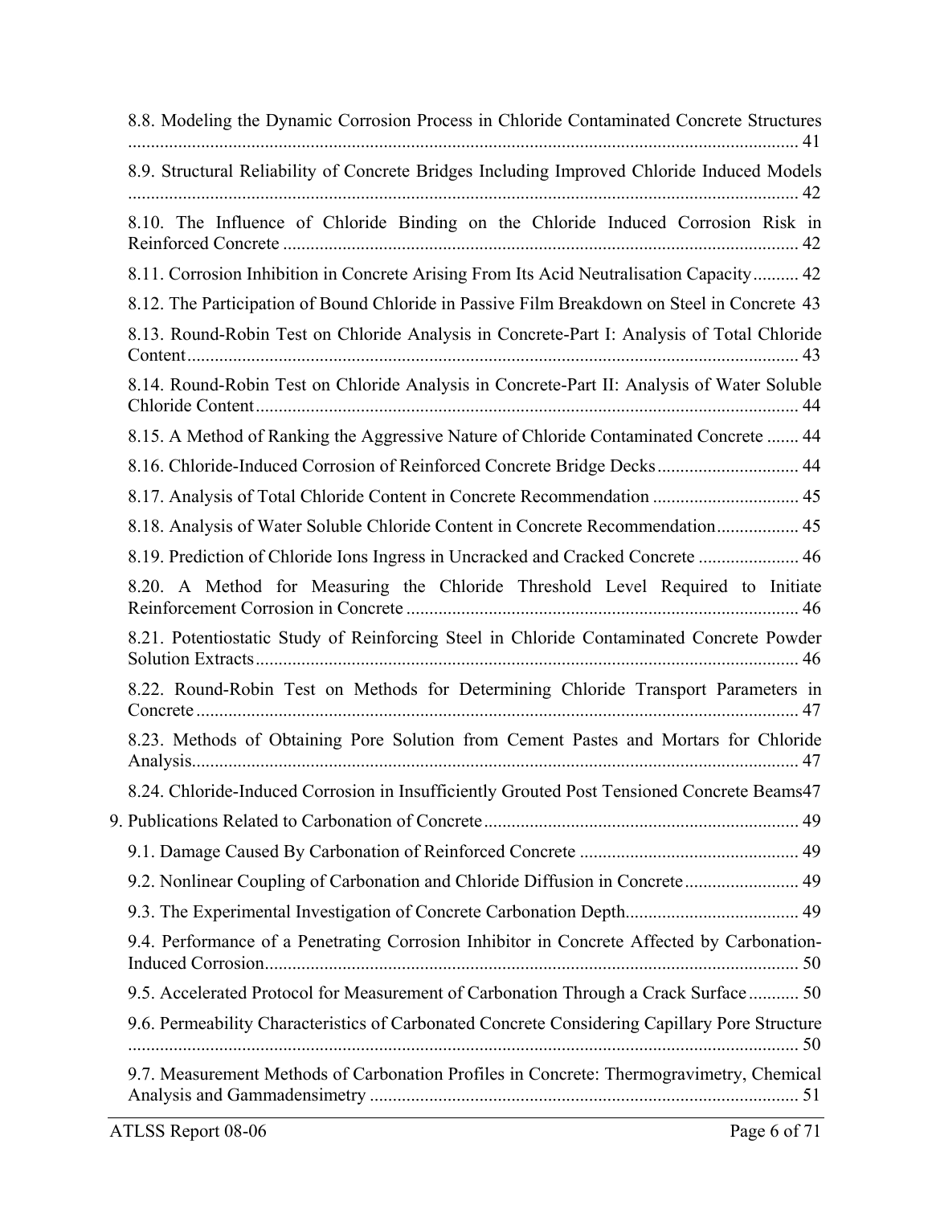8.8. Modeling the Dynamic Corrosion Process in Chloride Contaminated Concrete Structures ... 41

8.9. Structural Reliability of Concrete Bridges Including Improved Chloride Induced Models ... 42

8.10. The Influence of Chloride Binding on the Chloride Induced Corrosion Risk in Reinforced Concrete ... 42

8.11. Corrosion Inhibition in Concrete Arising From Its Acid Neutralisation Capacity ... 42

8.12. The Participation of Bound Chloride in Passive Film Breakdown on Steel in Concrete 43

8.13. Round-Robin Test on Chloride Analysis in Concrete-Part I: Analysis of Total Chloride Content ... 43

8.14. Round-Robin Test on Chloride Analysis in Concrete-Part II: Analysis of Water Soluble Chloride Content ... 44

8.15. A Method of Ranking the Aggressive Nature of Chloride Contaminated Concrete ... 44

8.16. Chloride-Induced Corrosion of Reinforced Concrete Bridge Decks ... 44

8.17. Analysis of Total Chloride Content in Concrete Recommendation ... 45

8.18. Analysis of Water Soluble Chloride Content in Concrete Recommendation ... 45

8.19. Prediction of Chloride Ions Ingress in Uncracked and Cracked Concrete ... 46

8.20. A Method for Measuring the Chloride Threshold Level Required to Initiate Reinforcement Corrosion in Concrete ... 46

8.21. Potentiostatic Study of Reinforcing Steel in Chloride Contaminated Concrete Powder Solution Extracts ... 46

8.22. Round-Robin Test on Methods for Determining Chloride Transport Parameters in Concrete ... 47

8.23. Methods of Obtaining Pore Solution from Cement Pastes and Mortars for Chloride Analysis ... 47

8.24. Chloride-Induced Corrosion in Insufficiently Grouted Post Tensioned Concrete Beams 47

9. Publications Related to Carbonation of Concrete ... 49

9.1. Damage Caused By Carbonation of Reinforced Concrete ... 49

9.2. Nonlinear Coupling of Carbonation and Chloride Diffusion in Concrete ... 49

9.3. The Experimental Investigation of Concrete Carbonation Depth ... 49

9.4. Performance of a Penetrating Corrosion Inhibitor in Concrete Affected by Carbonation-Induced Corrosion ... 50

9.5. Accelerated Protocol for Measurement of Carbonation Through a Crack Surface ... 50

9.6. Permeability Characteristics of Carbonated Concrete Considering Capillary Pore Structure ... 50

9.7. Measurement Methods of Carbonation Profiles in Concrete: Thermogravimetry, Chemical Analysis and Gammadensimetry ... 51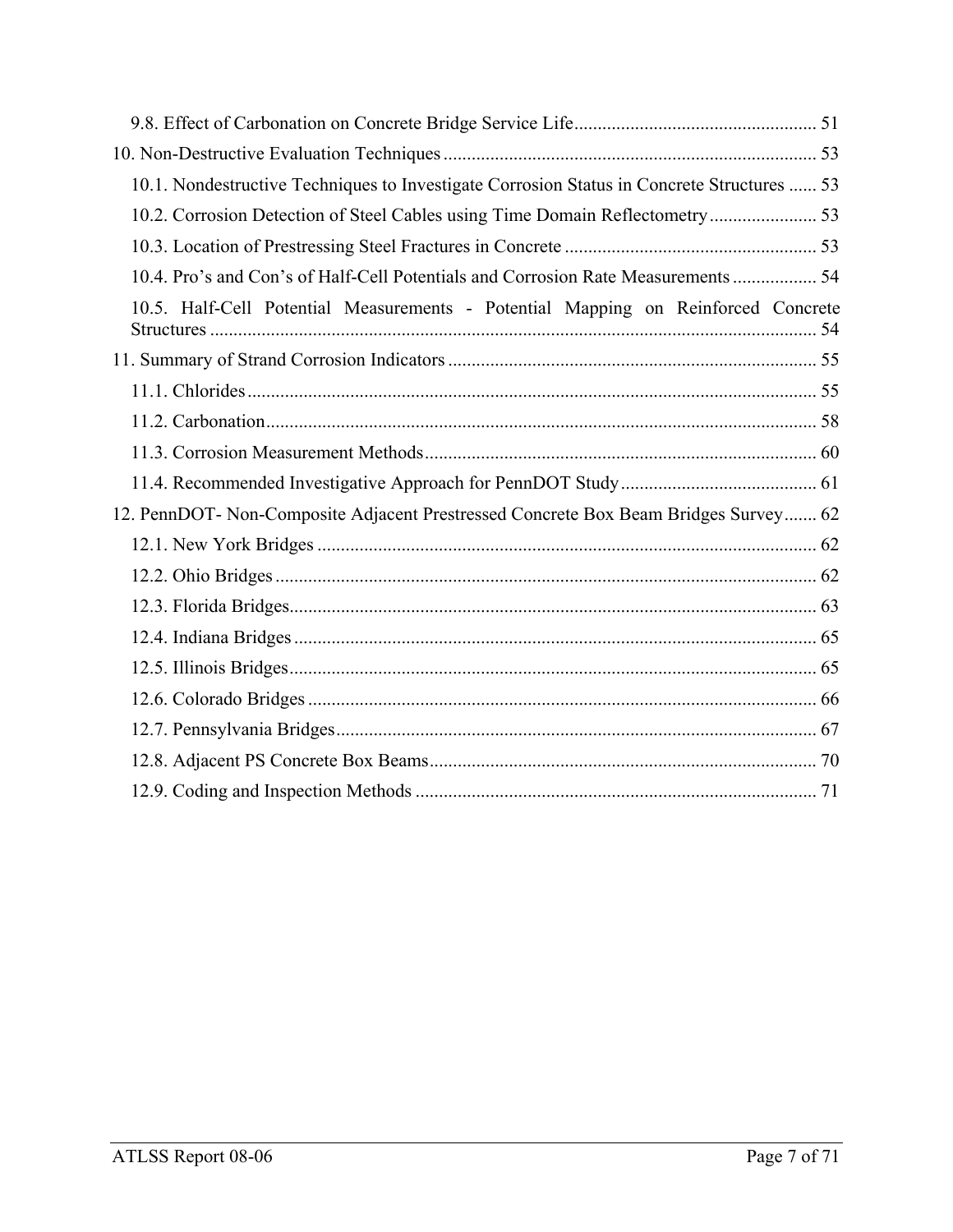9.8. Effect of Carbonation on Concrete Bridge Service Life ................................................... 51

10. Non-Destructive Evaluation Techniques ................................................................................ 53

10.1. Nondestructive Techniques to Investigate Corrosion Status in Concrete Structures ...... 53

10.2. Corrosion Detection of Steel Cables using Time Domain Reflectometry ....................... 53

10.3. Location of Prestressing Steel Fractures in Concrete ..................................................... 53

10.4. Pro's and Con's of Half-Cell Potentials and Corrosion Rate Measurements .................. 54

10.5. Half-Cell Potential Measurements - Potential Mapping on Reinforced Concrete Structures ................................................................................................................................. 54

11. Summary of Strand Corrosion Indicators ............................................................................... 55

11.1. Chlorides ......................................................................................................................... 55

11.2. Carbonation ...................................................................................................................... 58

11.3. Corrosion Measurement Methods .................................................................................... 60

11.4. Recommended Investigative Approach for PennDOT Study .......................................... 61

12. PennDOT- Non-Composite Adjacent Prestressed Concrete Box Beam Bridges Survey ....... 62

12.1. New York Bridges ........................................................................................................... 62

12.2. Ohio Bridges .................................................................................................................... 62

12.3. Florida Bridges ................................................................................................................. 63

12.4. Indiana Bridges ................................................................................................................ 65

12.5. Illinois Bridges ................................................................................................................. 65

12.6. Colorado Bridges ............................................................................................................. 66

12.7. Pennsylvania Bridges ....................................................................................................... 67

12.8. Adjacent PS Concrete Box Beams ................................................................................... 70

12.9. Coding and Inspection Methods ...................................................................................... 71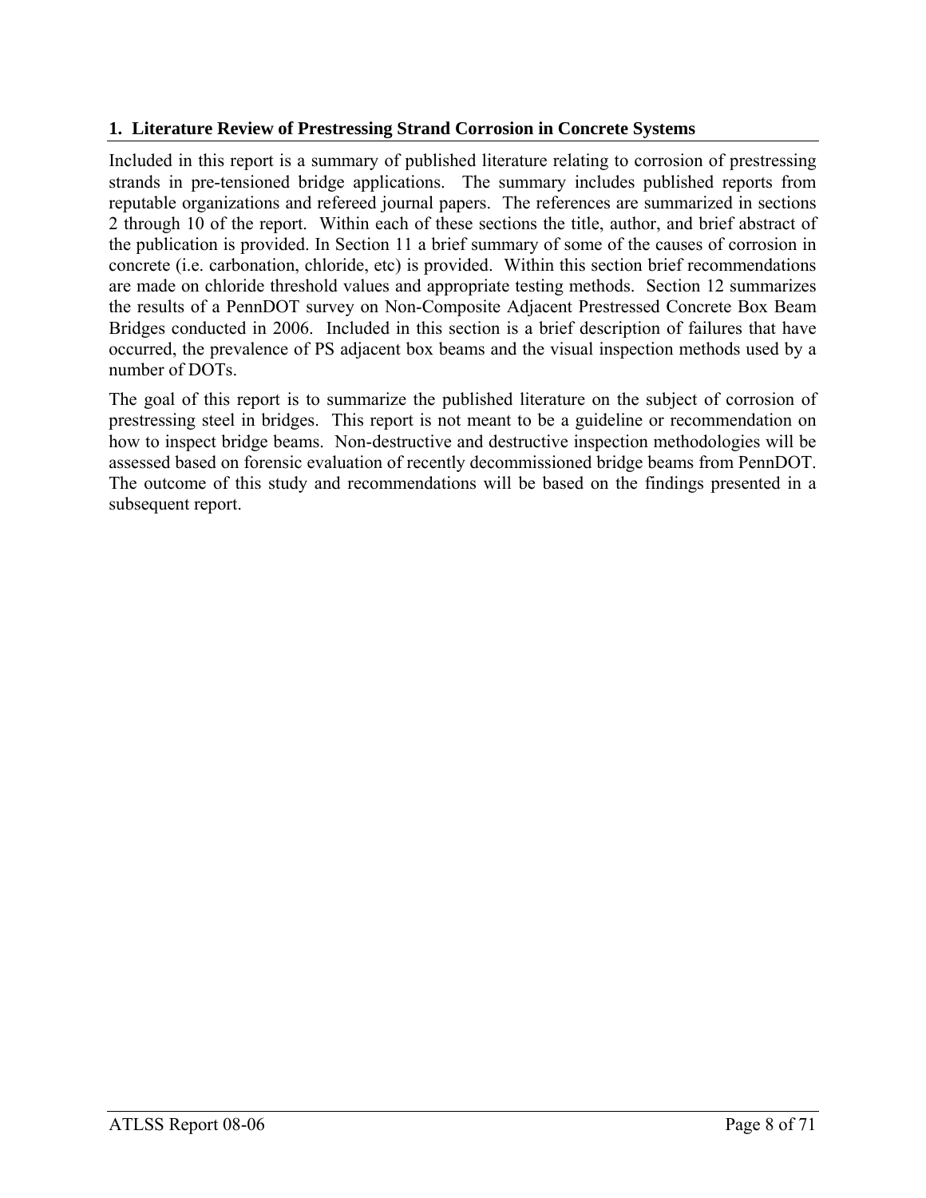## 1. Literature Review of Prestressing Strand Corrosion in Concrete Systems

Included in this report is a summary of published literature relating to corrosion of prestressing strands in pre-tensioned bridge applications. The summary includes published reports from reputable organizations and refereed journal papers. The references are summarized in sections 2 through 10 of the report. Within each of these sections the title, author, and brief abstract of the publication is provided. In Section 11 a brief summary of some of the causes of corrosion in concrete (i.e. carbonation, chloride, etc) is provided. Within this section brief recommendations are made on chloride threshold values and appropriate testing methods. Section 12 summarizes the results of a PennDOT survey on Non-Composite Adjacent Prestressed Concrete Box Beam Bridges conducted in 2006. Included in this section is a brief description of failures that have occurred, the prevalence of PS adjacent box beams and the visual inspection methods used by a number of DOTs.

The goal of this report is to summarize the published literature on the subject of corrosion of prestressing steel in bridges. This report is not meant to be a guideline or recommendation on how to inspect bridge beams. Non-destructive and destructive inspection methodologies will be assessed based on forensic evaluation of recently decommissioned bridge beams from PennDOT. The outcome of this study and recommendations will be based on the findings presented in a subsequent report.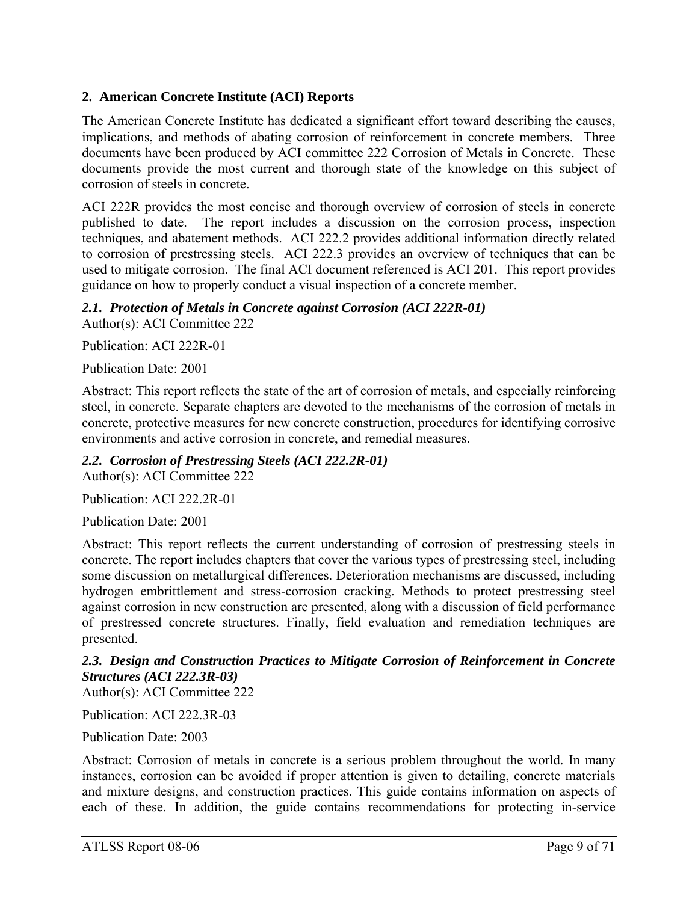## 2. American Concrete Institute (ACI) Reports

The American Concrete Institute has dedicated a significant effort toward describing the causes, implications, and methods of abating corrosion of reinforcement in concrete members. Three documents have been produced by ACI committee 222 Corrosion of Metals in Concrete. These documents provide the most current and thorough state of the knowledge on this subject of corrosion of steels in concrete.

ACI 222R provides the most concise and thorough overview of corrosion of steels in concrete published to date. The report includes a discussion on the corrosion process, inspection techniques, and abatement methods. ACI 222.2 provides additional information directly related to corrosion of prestressing steels. ACI 222.3 provides an overview of techniques that can be used to mitigate corrosion. The final ACI document referenced is ACI 201. This report provides guidance on how to properly conduct a visual inspection of a concrete member.

### *2.1. Protection of Metals in Concrete against Corrosion (ACI 222R-01)*

Author(s): ACI Committee 222

Publication: ACI 222R-01

Publication Date: 2001

Abstract: This report reflects the state of the art of corrosion of metals, and especially reinforcing steel, in concrete. Separate chapters are devoted to the mechanisms of the corrosion of metals in concrete, protective measures for new concrete construction, procedures for identifying corrosive environments and active corrosion in concrete, and remedial measures.

### *2.2. Corrosion of Prestressing Steels (ACI 222.2R-01)*

Author(s): ACI Committee 222

Publication: ACI 222.2R-01

Publication Date: 2001

Abstract: This report reflects the current understanding of corrosion of prestressing steels in concrete. The report includes chapters that cover the various types of prestressing steel, including some discussion on metallurgical differences. Deterioration mechanisms are discussed, including hydrogen embrittlement and stress-corrosion cracking. Methods to protect prestressing steel against corrosion in new construction are presented, along with a discussion of field performance of prestressed concrete structures. Finally, field evaluation and remediation techniques are presented.

### *2.3. Design and Construction Practices to Mitigate Corrosion of Reinforcement in Concrete Structures (ACI 222.3R-03)*

Author(s): ACI Committee 222

Publication: ACI 222.3R-03

Publication Date: 2003

Abstract: Corrosion of metals in concrete is a serious problem throughout the world. In many instances, corrosion can be avoided if proper attention is given to detailing, concrete materials and mixture designs, and construction practices. This guide contains information on aspects of each of these. In addition, the guide contains recommendations for protecting in-service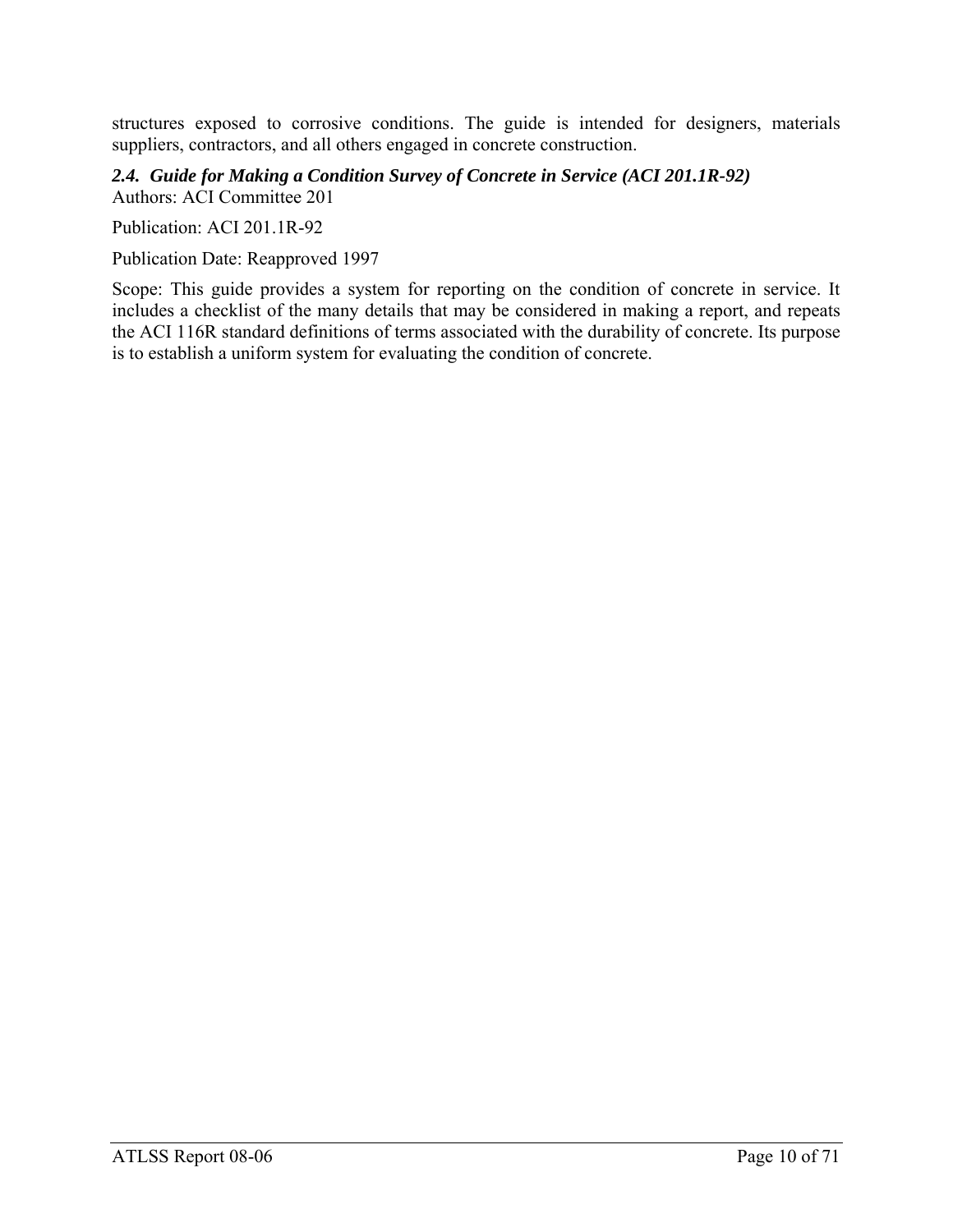structures exposed to corrosive conditions. The guide is intended for designers, materials suppliers, contractors, and all others engaged in concrete construction.

### *2.4. Guide for Making a Condition Survey of Concrete in Service (ACI 201.1R-92)*

Authors: ACI Committee 201

Publication: ACI 201.1R-92

Publication Date: Reapproved 1997

Scope: This guide provides a system for reporting on the condition of concrete in service. It includes a checklist of the many details that may be considered in making a report, and repeats the ACI 116R standard definitions of terms associated with the durability of concrete. Its purpose is to establish a uniform system for evaluating the condition of concrete.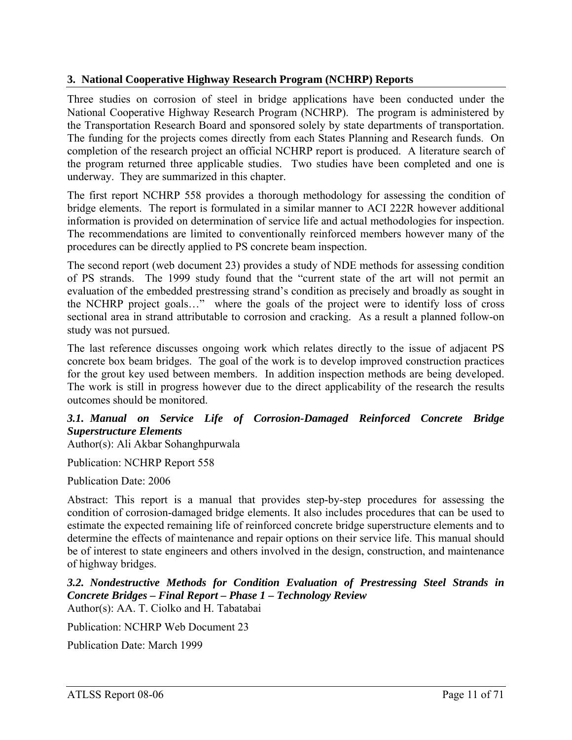## 3. National Cooperative Highway Research Program (NCHRP) Reports

Three studies on corrosion of steel in bridge applications have been conducted under the National Cooperative Highway Research Program (NCHRP). The program is administered by the Transportation Research Board and sponsored solely by state departments of transportation. The funding for the projects comes directly from each States Planning and Research funds. On completion of the research project an official NCHRP report is produced. A literature search of the program returned three applicable studies. Two studies have been completed and one is underway. They are summarized in this chapter.

The first report NCHRP 558 provides a thorough methodology for assessing the condition of bridge elements. The report is formulated in a similar manner to ACI 222R however additional information is provided on determination of service life and actual methodologies for inspection. The recommendations are limited to conventionally reinforced members however many of the procedures can be directly applied to PS concrete beam inspection.

The second report (web document 23) provides a study of NDE methods for assessing condition of PS strands. The 1999 study found that the "current state of the art will not permit an evaluation of the embedded prestressing strand's condition as precisely and broadly as sought in the NCHRP project goals…" where the goals of the project were to identify loss of cross sectional area in strand attributable to corrosion and cracking. As a result a planned follow-on study was not pursued.

The last reference discusses ongoing work which relates directly to the issue of adjacent PS concrete box beam bridges. The goal of the work is to develop improved construction practices for the grout key used between members. In addition inspection methods are being developed. The work is still in progress however due to the direct applicability of the research the results outcomes should be monitored.

### *3.1. Manual on Service Life of Corrosion-Damaged Reinforced Concrete Bridge Superstructure Elements*

Author(s): Ali Akbar Sohanghpurwala

Publication: NCHRP Report 558

Publication Date: 2006

Abstract: This report is a manual that provides step-by-step procedures for assessing the condition of corrosion-damaged bridge elements. It also includes procedures that can be used to estimate the expected remaining life of reinforced concrete bridge superstructure elements and to determine the effects of maintenance and repair options on their service life. This manual should be of interest to state engineers and others involved in the design, construction, and maintenance of highway bridges.

### *3.2. Nondestructive Methods for Condition Evaluation of Prestressing Steel Strands in Concrete Bridges – Final Report – Phase 1 – Technology Review*

Author(s): AA. T. Ciolko and H. Tabatabai

Publication: NCHRP Web Document 23

Publication Date: March 1999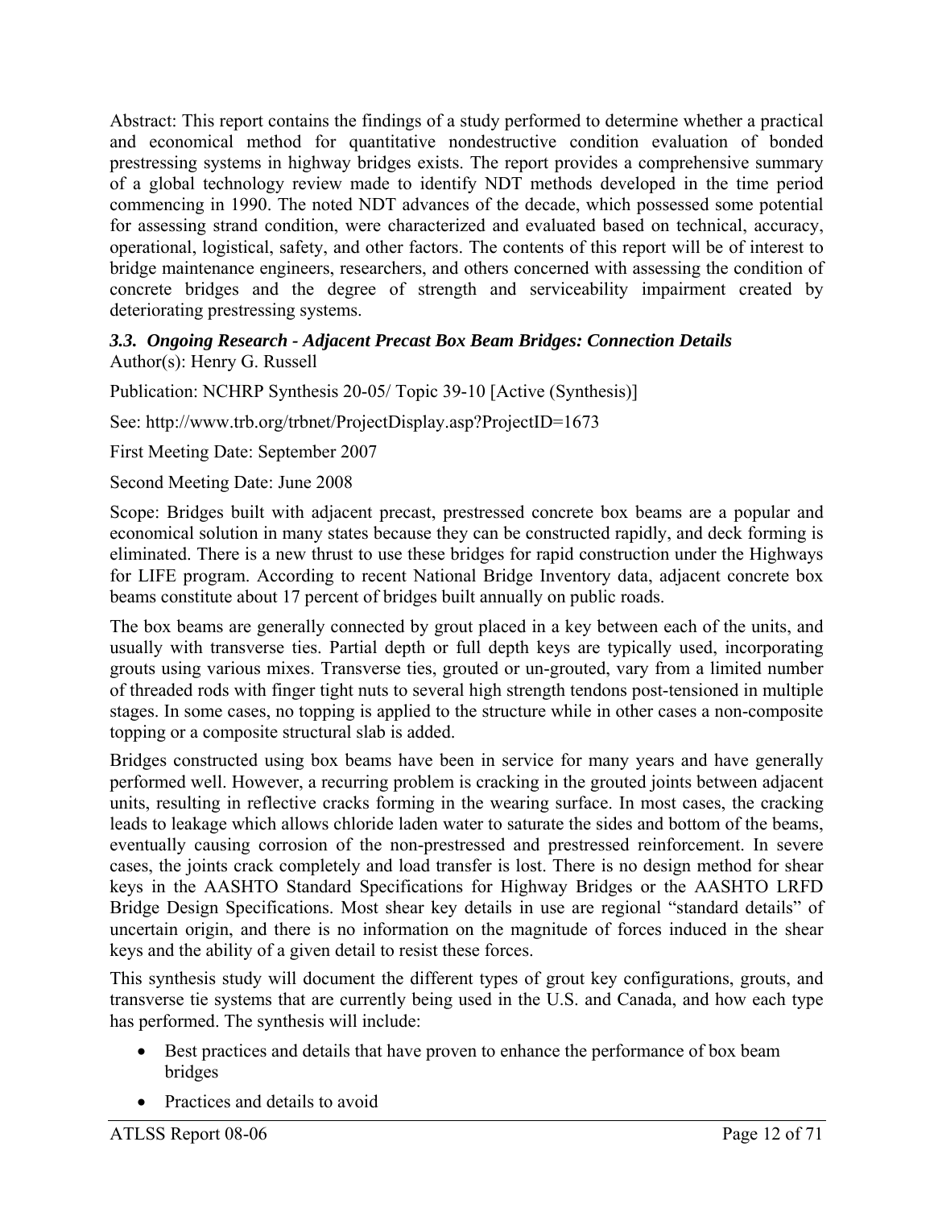Abstract: This report contains the findings of a study performed to determine whether a practical and economical method for quantitative nondestructive condition evaluation of bonded prestressing systems in highway bridges exists. The report provides a comprehensive summary of a global technology review made to identify NDT methods developed in the time period commencing in 1990. The noted NDT advances of the decade, which possessed some potential for assessing strand condition, were characterized and evaluated based on technical, accuracy, operational, logistical, safety, and other factors. The contents of this report will be of interest to bridge maintenance engineers, researchers, and others concerned with assessing the condition of concrete bridges and the degree of strength and serviceability impairment created by deteriorating prestressing systems.

### *3.3. Ongoing Research - Adjacent Precast Box Beam Bridges: Connection Details*

Author(s): Henry G. Russell

Publication: NCHRP Synthesis 20-05/ Topic 39-10 [Active (Synthesis)]

See: http://www.trb.org/trbnet/ProjectDisplay.asp?ProjectID=1673

First Meeting Date: September 2007

Second Meeting Date: June 2008

Scope: Bridges built with adjacent precast, prestressed concrete box beams are a popular and economical solution in many states because they can be constructed rapidly, and deck forming is eliminated. There is a new thrust to use these bridges for rapid construction under the Highways for LIFE program. According to recent National Bridge Inventory data, adjacent concrete box beams constitute about 17 percent of bridges built annually on public roads.

The box beams are generally connected by grout placed in a key between each of the units, and usually with transverse ties. Partial depth or full depth keys are typically used, incorporating grouts using various mixes. Transverse ties, grouted or un-grouted, vary from a limited number of threaded rods with finger tight nuts to several high strength tendons post-tensioned in multiple stages. In some cases, no topping is applied to the structure while in other cases a non-composite topping or a composite structural slab is added.

Bridges constructed using box beams have been in service for many years and have generally performed well. However, a recurring problem is cracking in the grouted joints between adjacent units, resulting in reflective cracks forming in the wearing surface. In most cases, the cracking leads to leakage which allows chloride laden water to saturate the sides and bottom of the beams, eventually causing corrosion of the non-prestressed and prestressed reinforcement. In severe cases, the joints crack completely and load transfer is lost. There is no design method for shear keys in the AASHTO Standard Specifications for Highway Bridges or the AASHTO LRFD Bridge Design Specifications. Most shear key details in use are regional "standard details" of uncertain origin, and there is no information on the magnitude of forces induced in the shear keys and the ability of a given detail to resist these forces.

This synthesis study will document the different types of grout key configurations, grouts, and transverse tie systems that are currently being used in the U.S. and Canada, and how each type has performed. The synthesis will include:

- Best practices and details that have proven to enhance the performance of box beam bridges
- Practices and details to avoid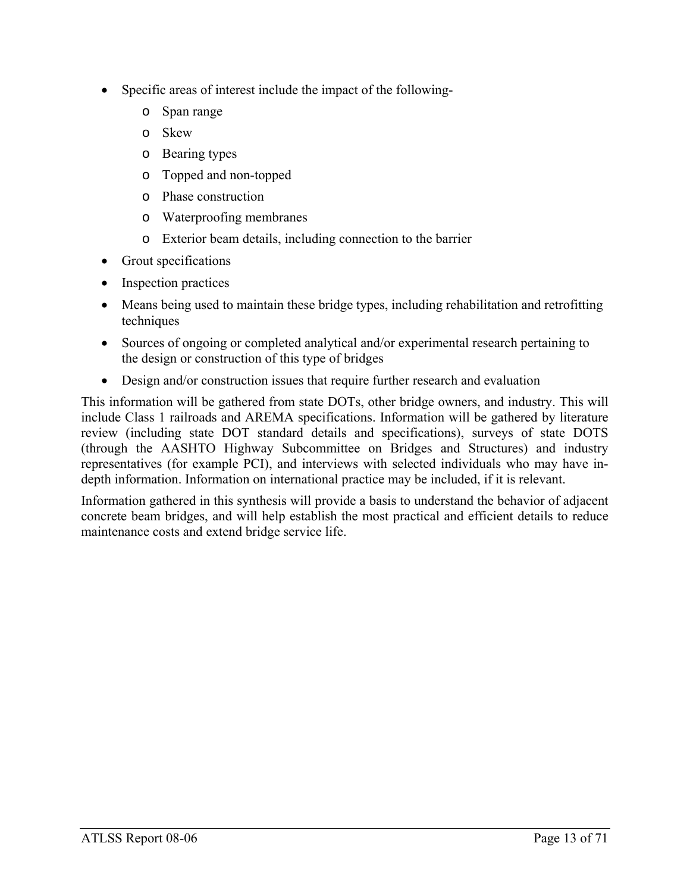- Specific areas of interest include the impact of the following-
  - Span range
  - Skew
  - Bearing types
  - Topped and non-topped
  - Phase construction
  - Waterproofing membranes
  - Exterior beam details, including connection to the barrier
- Grout specifications
- Inspection practices
- Means being used to maintain these bridge types, including rehabilitation and retrofitting techniques
- Sources of ongoing or completed analytical and/or experimental research pertaining to the design or construction of this type of bridges
- Design and/or construction issues that require further research and evaluation

This information will be gathered from state DOTs, other bridge owners, and industry. This will include Class 1 railroads and AREMA specifications. Information will be gathered by literature review (including state DOT standard details and specifications), surveys of state DOTS (through the AASHTO Highway Subcommittee on Bridges and Structures) and industry representatives (for example PCI), and interviews with selected individuals who may have in-depth information. Information on international practice may be included, if it is relevant.

Information gathered in this synthesis will provide a basis to understand the behavior of adjacent concrete beam bridges, and will help establish the most practical and efficient details to reduce maintenance costs and extend bridge service life.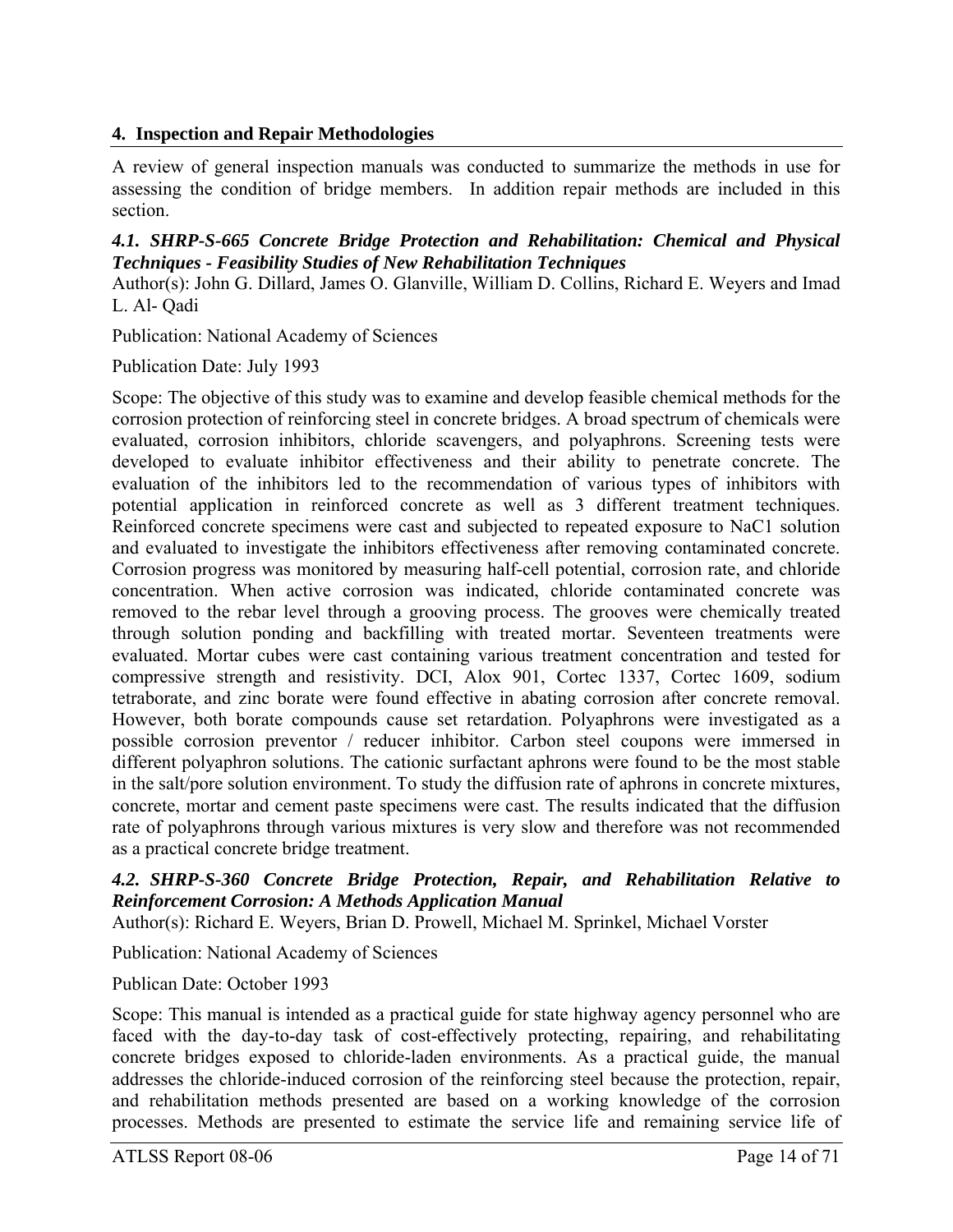## 4. Inspection and Repair Methodologies

A review of general inspection manuals was conducted to summarize the methods in use for assessing the condition of bridge members. In addition repair methods are included in this section.

### *4.1. SHRP-S-665 Concrete Bridge Protection and Rehabilitation: Chemical and Physical Techniques - Feasibility Studies of New Rehabilitation Techniques*

Author(s): John G. Dillard, James O. Glanville, William D. Collins, Richard E. Weyers and Imad L. Al- Qadi

Publication: National Academy of Sciences

Publication Date: July 1993

Scope: The objective of this study was to examine and develop feasible chemical methods for the corrosion protection of reinforcing steel in concrete bridges. A broad spectrum of chemicals were evaluated, corrosion inhibitors, chloride scavengers, and polyaphrons. Screening tests were developed to evaluate inhibitor effectiveness and their ability to penetrate concrete. The evaluation of the inhibitors led to the recommendation of various types of inhibitors with potential application in reinforced concrete as well as 3 different treatment techniques. Reinforced concrete specimens were cast and subjected to repeated exposure to NaC1 solution and evaluated to investigate the inhibitors effectiveness after removing contaminated concrete. Corrosion progress was monitored by measuring half-cell potential, corrosion rate, and chloride concentration. When active corrosion was indicated, chloride contaminated concrete was removed to the rebar level through a grooving process. The grooves were chemically treated through solution ponding and backfilling with treated mortar. Seventeen treatments were evaluated. Mortar cubes were cast containing various treatment concentration and tested for compressive strength and resistivity. DCI, Alox 901, Cortec 1337, Cortec 1609, sodium tetraborate, and zinc borate were found effective in abating corrosion after concrete removal. However, both borate compounds cause set retardation. Polyaphrons were investigated as a possible corrosion preventor / reducer inhibitor. Carbon steel coupons were immersed in different polyaphron solutions. The cationic surfactant aphrons were found to be the most stable in the salt/pore solution environment. To study the diffusion rate of aphrons in concrete mixtures, concrete, mortar and cement paste specimens were cast. The results indicated that the diffusion rate of polyaphrons through various mixtures is very slow and therefore was not recommended as a practical concrete bridge treatment.

### *4.2. SHRP-S-360 Concrete Bridge Protection, Repair, and Rehabilitation Relative to Reinforcement Corrosion: A Methods Application Manual*

Author(s): Richard E. Weyers, Brian D. Prowell, Michael M. Sprinkel, Michael Vorster

Publication: National Academy of Sciences

Publican Date: October 1993

Scope: This manual is intended as a practical guide for state highway agency personnel who are faced with the day-to-day task of cost-effectively protecting, repairing, and rehabilitating concrete bridges exposed to chloride-laden environments. As a practical guide, the manual addresses the chloride-induced corrosion of the reinforcing steel because the protection, repair, and rehabilitation methods presented are based on a working knowledge of the corrosion processes. Methods are presented to estimate the service life and remaining service life of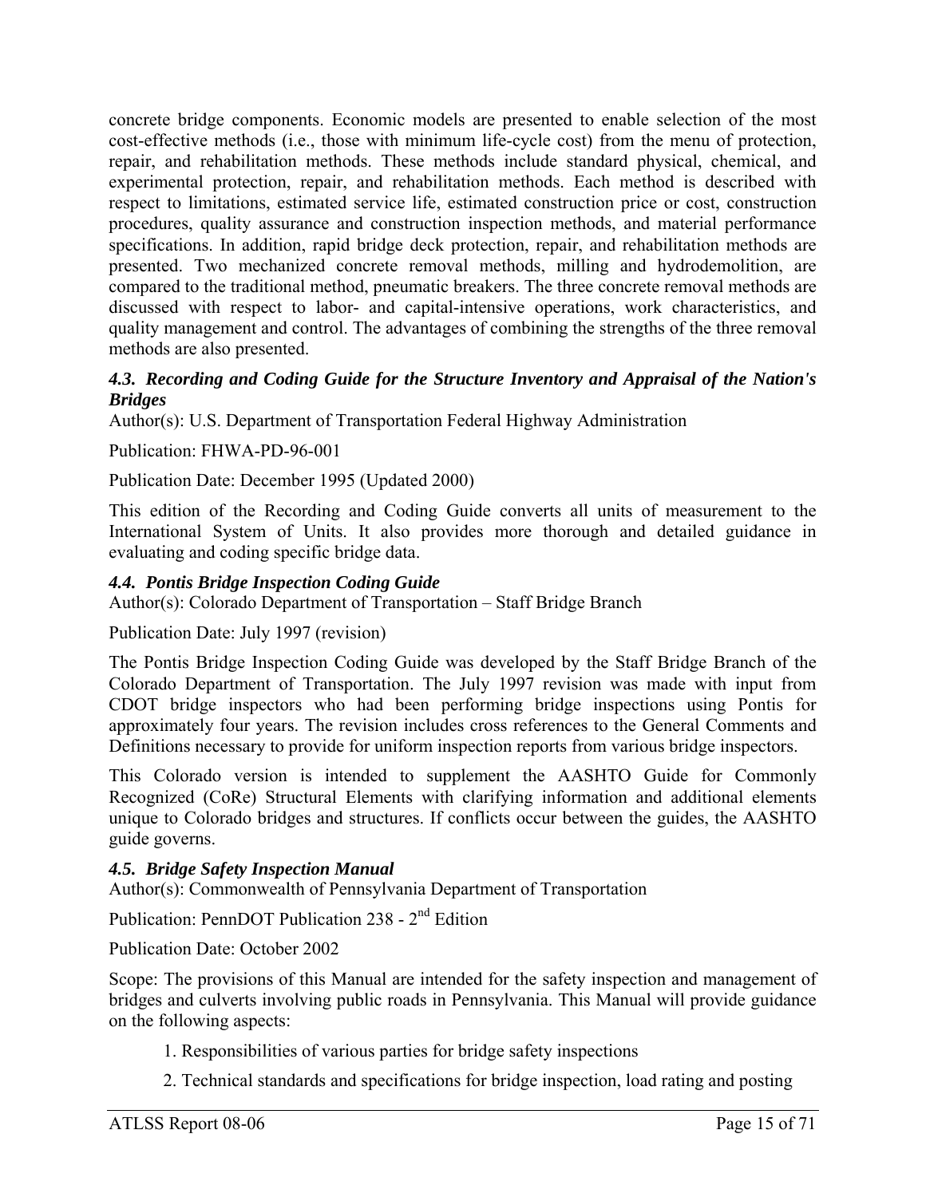concrete bridge components. Economic models are presented to enable selection of the most cost-effective methods (i.e., those with minimum life-cycle cost) from the menu of protection, repair, and rehabilitation methods. These methods include standard physical, chemical, and experimental protection, repair, and rehabilitation methods. Each method is described with respect to limitations, estimated service life, estimated construction price or cost, construction procedures, quality assurance and construction inspection methods, and material performance specifications. In addition, rapid bridge deck protection, repair, and rehabilitation methods are presented. Two mechanized concrete removal methods, milling and hydrodemolition, are compared to the traditional method, pneumatic breakers. The three concrete removal methods are discussed with respect to labor- and capital-intensive operations, work characteristics, and quality management and control. The advantages of combining the strengths of the three removal methods are also presented.

### *4.3. Recording and Coding Guide for the Structure Inventory and Appraisal of the Nation's Bridges*

Author(s): U.S. Department of Transportation Federal Highway Administration

Publication: FHWA-PD-96-001

Publication Date: December 1995 (Updated 2000)

This edition of the Recording and Coding Guide converts all units of measurement to the International System of Units. It also provides more thorough and detailed guidance in evaluating and coding specific bridge data.

### *4.4. Pontis Bridge Inspection Coding Guide*

Author(s): Colorado Department of Transportation – Staff Bridge Branch

Publication Date: July 1997 (revision)

The Pontis Bridge Inspection Coding Guide was developed by the Staff Bridge Branch of the Colorado Department of Transportation. The July 1997 revision was made with input from CDOT bridge inspectors who had been performing bridge inspections using Pontis for approximately four years. The revision includes cross references to the General Comments and Definitions necessary to provide for uniform inspection reports from various bridge inspectors.

This Colorado version is intended to supplement the AASHTO Guide for Commonly Recognized (CoRe) Structural Elements with clarifying information and additional elements unique to Colorado bridges and structures. If conflicts occur between the guides, the AASHTO guide governs.

### *4.5. Bridge Safety Inspection Manual*

Author(s): Commonwealth of Pennsylvania Department of Transportation

Publication: PennDOT Publication 238 - 2nd Edition

Publication Date: October 2002

Scope: The provisions of this Manual are intended for the safety inspection and management of bridges and culverts involving public roads in Pennsylvania. This Manual will provide guidance on the following aspects:

1. Responsibilities of various parties for bridge safety inspections
2. Technical standards and specifications for bridge inspection, load rating and posting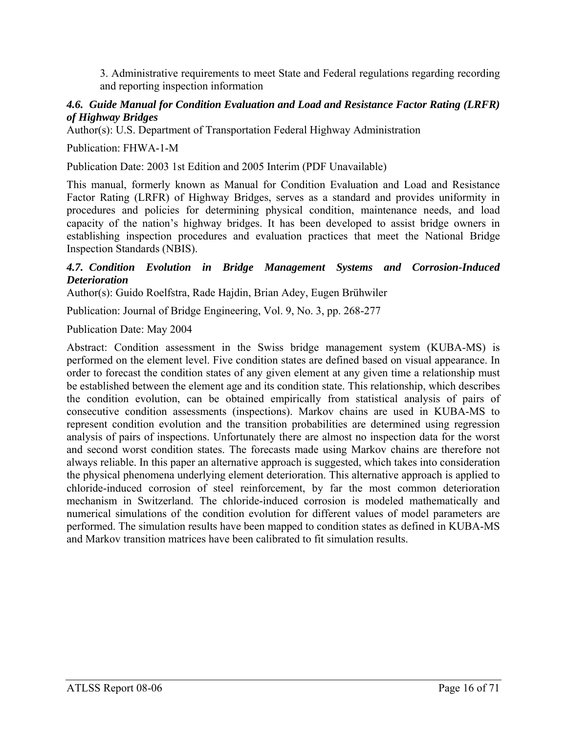3. Administrative requirements to meet State and Federal regulations regarding recording and reporting inspection information

### *4.6. Guide Manual for Condition Evaluation and Load and Resistance Factor Rating (LRFR) of Highway Bridges*

Author(s): U.S. Department of Transportation Federal Highway Administration

Publication: FHWA-1-M

Publication Date: 2003 1st Edition and 2005 Interim (PDF Unavailable)

This manual, formerly known as Manual for Condition Evaluation and Load and Resistance Factor Rating (LRFR) of Highway Bridges, serves as a standard and provides uniformity in procedures and policies for determining physical condition, maintenance needs, and load capacity of the nation's highway bridges. It has been developed to assist bridge owners in establishing inspection procedures and evaluation practices that meet the National Bridge Inspection Standards (NBIS).

### *4.7. Condition Evolution in Bridge Management Systems and Corrosion-Induced Deterioration*

Author(s): Guido Roelfstra, Rade Hajdin, Brian Adey, Eugen Brühwiler

Publication: Journal of Bridge Engineering, Vol. 9, No. 3, pp. 268-277

Publication Date: May 2004

Abstract: Condition assessment in the Swiss bridge management system (KUBA-MS) is performed on the element level. Five condition states are defined based on visual appearance. In order to forecast the condition states of any given element at any given time a relationship must be established between the element age and its condition state. This relationship, which describes the condition evolution, can be obtained empirically from statistical analysis of pairs of consecutive condition assessments (inspections). Markov chains are used in KUBA-MS to represent condition evolution and the transition probabilities are determined using regression analysis of pairs of inspections. Unfortunately there are almost no inspection data for the worst and second worst condition states. The forecasts made using Markov chains are therefore not always reliable. In this paper an alternative approach is suggested, which takes into consideration the physical phenomena underlying element deterioration. This alternative approach is applied to chloride-induced corrosion of steel reinforcement, by far the most common deterioration mechanism in Switzerland. The chloride-induced corrosion is modeled mathematically and numerical simulations of the condition evolution for different values of model parameters are performed. The simulation results have been mapped to condition states as defined in KUBA-MS and Markov transition matrices have been calibrated to fit simulation results.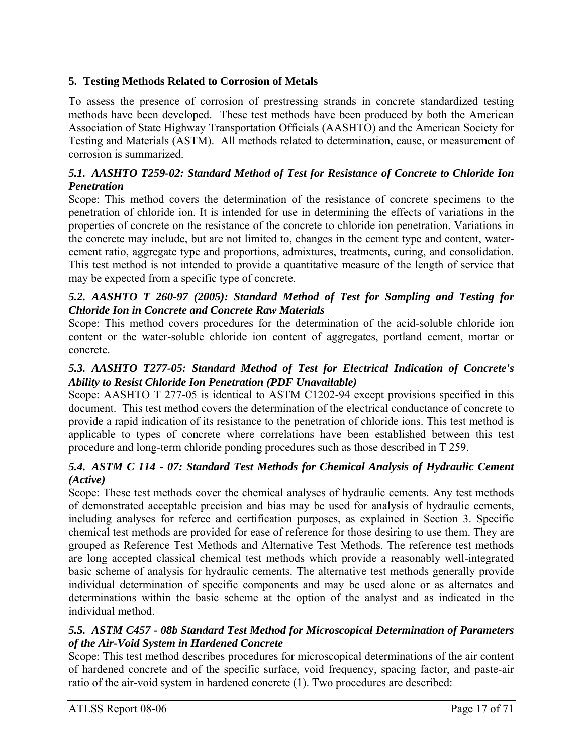## 5. Testing Methods Related to Corrosion of Metals

To assess the presence of corrosion of prestressing strands in concrete standardized testing methods have been developed. These test methods have been produced by both the American Association of State Highway Transportation Officials (AASHTO) and the American Society for Testing and Materials (ASTM). All methods related to determination, cause, or measurement of corrosion is summarized.

### *5.1. AASHTO T259-02: Standard Method of Test for Resistance of Concrete to Chloride Ion Penetration*

Scope: This method covers the determination of the resistance of concrete specimens to the penetration of chloride ion. It is intended for use in determining the effects of variations in the properties of concrete on the resistance of the concrete to chloride ion penetration. Variations in the concrete may include, but are not limited to, changes in the cement type and content, water-cement ratio, aggregate type and proportions, admixtures, treatments, curing, and consolidation. This test method is not intended to provide a quantitative measure of the length of service that may be expected from a specific type of concrete.

### *5.2. AASHTO T 260-97 (2005): Standard Method of Test for Sampling and Testing for Chloride Ion in Concrete and Concrete Raw Materials*

Scope: This method covers procedures for the determination of the acid-soluble chloride ion content or the water-soluble chloride ion content of aggregates, portland cement, mortar or concrete.

### *5.3. AASHTO T277-05: Standard Method of Test for Electrical Indication of Concrete's Ability to Resist Chloride Ion Penetration (PDF Unavailable)*

Scope: AASHTO T 277-05 is identical to ASTM C1202-94 except provisions specified in this document. This test method covers the determination of the electrical conductance of concrete to provide a rapid indication of its resistance to the penetration of chloride ions. This test method is applicable to types of concrete where correlations have been established between this test procedure and long-term chloride ponding procedures such as those described in T 259.

### *5.4. ASTM C 114 - 07: Standard Test Methods for Chemical Analysis of Hydraulic Cement (Active)*

Scope: These test methods cover the chemical analyses of hydraulic cements. Any test methods of demonstrated acceptable precision and bias may be used for analysis of hydraulic cements, including analyses for referee and certification purposes, as explained in Section 3. Specific chemical test methods are provided for ease of reference for those desiring to use them. They are grouped as Reference Test Methods and Alternative Test Methods. The reference test methods are long accepted classical chemical test methods which provide a reasonably well-integrated basic scheme of analysis for hydraulic cements. The alternative test methods generally provide individual determination of specific components and may be used alone or as alternates and determinations within the basic scheme at the option of the analyst and as indicated in the individual method.

### *5.5. ASTM C457 - 08b Standard Test Method for Microscopical Determination of Parameters of the Air-Void System in Hardened Concrete*

Scope: This test method describes procedures for microscopical determinations of the air content of hardened concrete and of the specific surface, void frequency, spacing factor, and paste-air ratio of the air-void system in hardened concrete (1). Two procedures are described: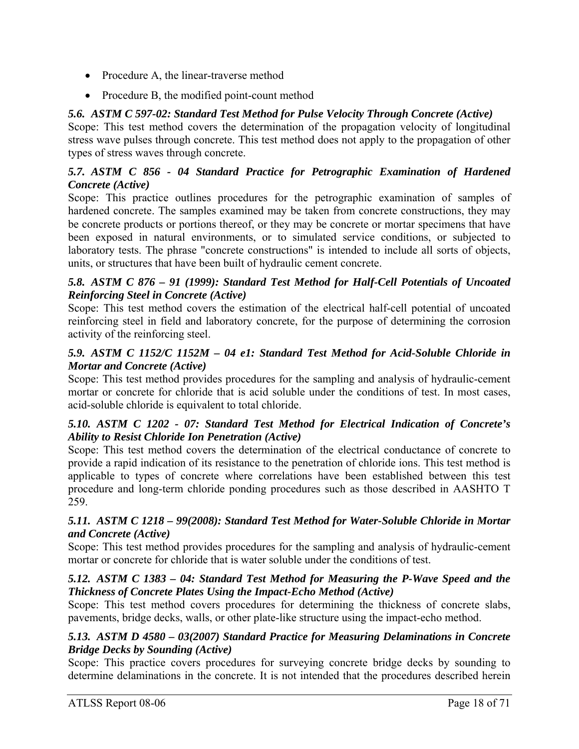- Procedure A, the linear-traverse method
- Procedure B, the modified point-count method

### *5.6. ASTM C 597-02: Standard Test Method for Pulse Velocity Through Concrete (Active)*

Scope: This test method covers the determination of the propagation velocity of longitudinal stress wave pulses through concrete. This test method does not apply to the propagation of other types of stress waves through concrete.

### *5.7. ASTM C 856 - 04 Standard Practice for Petrographic Examination of Hardened Concrete (Active)*

Scope: This practice outlines procedures for the petrographic examination of samples of hardened concrete. The samples examined may be taken from concrete constructions, they may be concrete products or portions thereof, or they may be concrete or mortar specimens that have been exposed in natural environments, or to simulated service conditions, or subjected to laboratory tests. The phrase "concrete constructions" is intended to include all sorts of objects, units, or structures that have been built of hydraulic cement concrete.

### *5.8. ASTM C 876 – 91 (1999): Standard Test Method for Half-Cell Potentials of Uncoated Reinforcing Steel in Concrete (Active)*

Scope: This test method covers the estimation of the electrical half-cell potential of uncoated reinforcing steel in field and laboratory concrete, for the purpose of determining the corrosion activity of the reinforcing steel.

### *5.9. ASTM C 1152/C 1152M – 04 e1: Standard Test Method for Acid-Soluble Chloride in Mortar and Concrete (Active)*

Scope: This test method provides procedures for the sampling and analysis of hydraulic-cement mortar or concrete for chloride that is acid soluble under the conditions of test. In most cases, acid-soluble chloride is equivalent to total chloride.

### *5.10. ASTM C 1202 - 07: Standard Test Method for Electrical Indication of Concrete's Ability to Resist Chloride Ion Penetration (Active)*

Scope: This test method covers the determination of the electrical conductance of concrete to provide a rapid indication of its resistance to the penetration of chloride ions. This test method is applicable to types of concrete where correlations have been established between this test procedure and long-term chloride ponding procedures such as those described in AASHTO T 259.

### *5.11. ASTM C 1218 – 99(2008): Standard Test Method for Water-Soluble Chloride in Mortar and Concrete (Active)*

Scope: This test method provides procedures for the sampling and analysis of hydraulic-cement mortar or concrete for chloride that is water soluble under the conditions of test.

### *5.12. ASTM C 1383 – 04: Standard Test Method for Measuring the P-Wave Speed and the Thickness of Concrete Plates Using the Impact-Echo Method (Active)*

Scope: This test method covers procedures for determining the thickness of concrete slabs, pavements, bridge decks, walls, or other plate-like structure using the impact-echo method.

### *5.13. ASTM D 4580 – 03(2007) Standard Practice for Measuring Delaminations in Concrete Bridge Decks by Sounding (Active)*

Scope: This practice covers procedures for surveying concrete bridge decks by sounding to determine delaminations in the concrete. It is not intended that the procedures described herein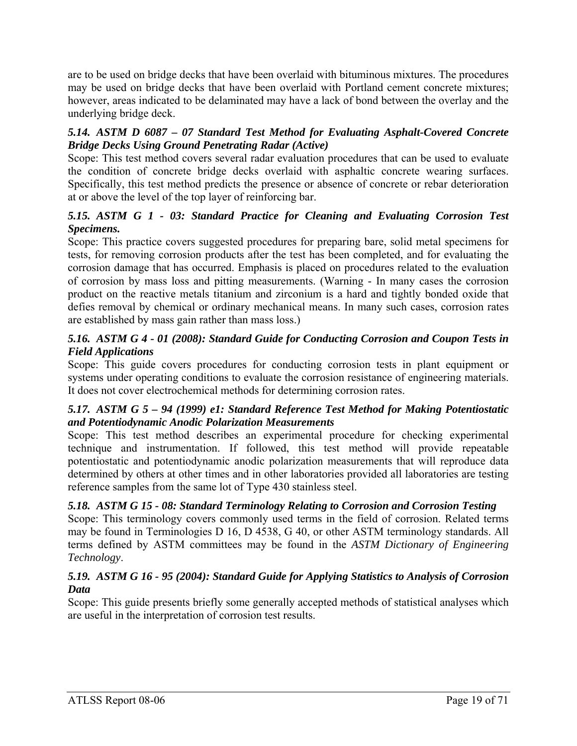are to be used on bridge decks that have been overlaid with bituminous mixtures. The procedures may be used on bridge decks that have been overlaid with Portland cement concrete mixtures; however, areas indicated to be delaminated may have a lack of bond between the overlay and the underlying bridge deck.

### *5.14. ASTM D 6087 – 07 Standard Test Method for Evaluating Asphalt-Covered Concrete Bridge Decks Using Ground Penetrating Radar (Active)*

Scope: This test method covers several radar evaluation procedures that can be used to evaluate the condition of concrete bridge decks overlaid with asphaltic concrete wearing surfaces. Specifically, this test method predicts the presence or absence of concrete or rebar deterioration at or above the level of the top layer of reinforcing bar.

### *5.15. ASTM G 1 - 03: Standard Practice for Cleaning and Evaluating Corrosion Test Specimens.*

Scope: This practice covers suggested procedures for preparing bare, solid metal specimens for tests, for removing corrosion products after the test has been completed, and for evaluating the corrosion damage that has occurred. Emphasis is placed on procedures related to the evaluation of corrosion by mass loss and pitting measurements. (Warning - In many cases the corrosion product on the reactive metals titanium and zirconium is a hard and tightly bonded oxide that defies removal by chemical or ordinary mechanical means. In many such cases, corrosion rates are established by mass gain rather than mass loss.)

### *5.16. ASTM G 4 - 01 (2008): Standard Guide for Conducting Corrosion and Coupon Tests in Field Applications*

Scope: This guide covers procedures for conducting corrosion tests in plant equipment or systems under operating conditions to evaluate the corrosion resistance of engineering materials. It does not cover electrochemical methods for determining corrosion rates.

### *5.17. ASTM G 5 – 94 (1999) e1: Standard Reference Test Method for Making Potentiostatic and Potentiodynamic Anodic Polarization Measurements*

Scope: This test method describes an experimental procedure for checking experimental technique and instrumentation. If followed, this test method will provide repeatable potentiostatic and potentiodynamic anodic polarization measurements that will reproduce data determined by others at other times and in other laboratories provided all laboratories are testing reference samples from the same lot of Type 430 stainless steel.

### *5.18. ASTM G 15 - 08: Standard Terminology Relating to Corrosion and Corrosion Testing*

Scope: This terminology covers commonly used terms in the field of corrosion. Related terms may be found in Terminologies D 16, D 4538, G 40, or other ASTM terminology standards. All terms defined by ASTM committees may be found in the *ASTM Dictionary of Engineering Technology*.

### *5.19. ASTM G 16 - 95 (2004): Standard Guide for Applying Statistics to Analysis of Corrosion Data*

Scope: This guide presents briefly some generally accepted methods of statistical analyses which are useful in the interpretation of corrosion test results.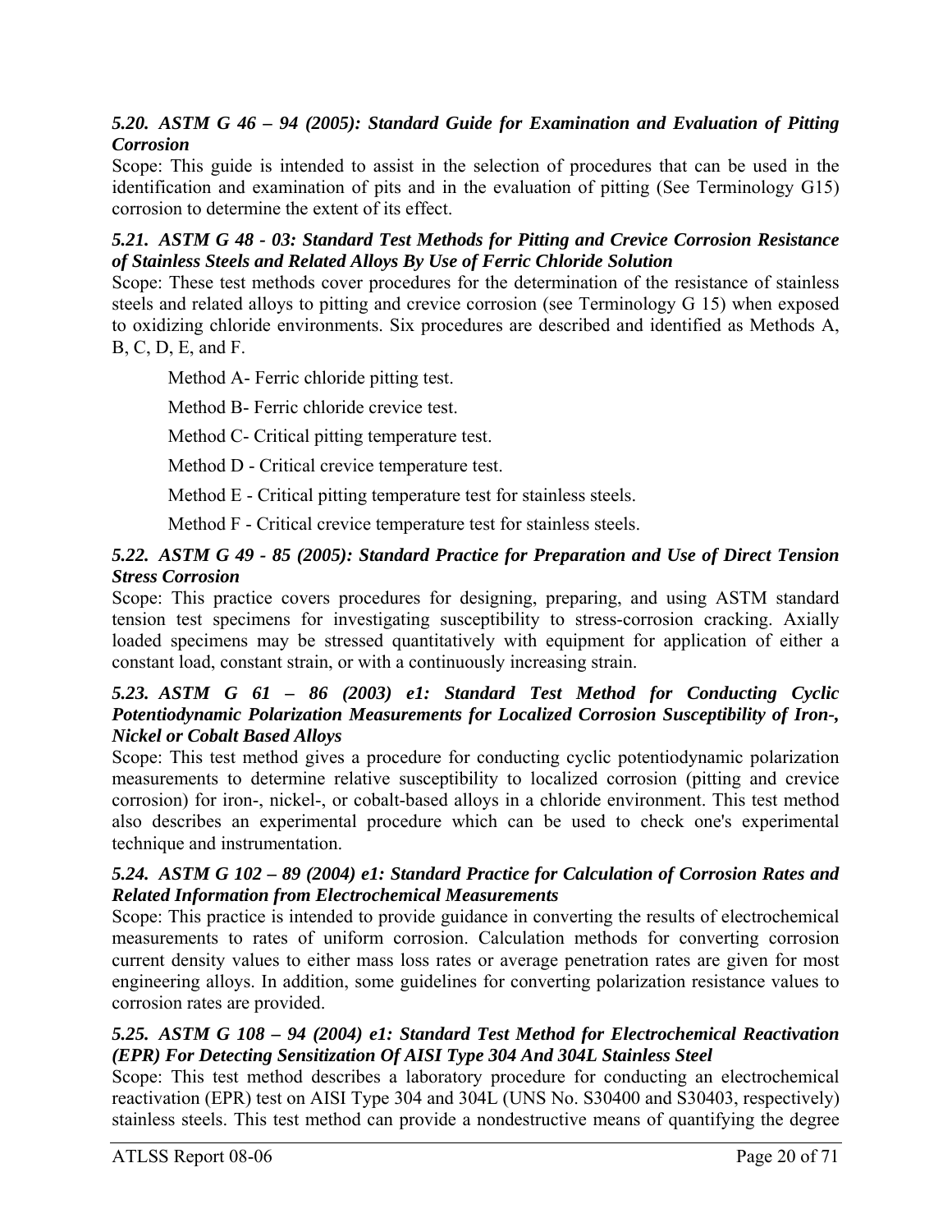### *5.20. ASTM G 46 – 94 (2005): Standard Guide for Examination and Evaluation of Pitting Corrosion*

Scope: This guide is intended to assist in the selection of procedures that can be used in the identification and examination of pits and in the evaluation of pitting (See Terminology G15) corrosion to determine the extent of its effect.

### *5.21. ASTM G 48 - 03: Standard Test Methods for Pitting and Crevice Corrosion Resistance of Stainless Steels and Related Alloys By Use of Ferric Chloride Solution*

Scope: These test methods cover procedures for the determination of the resistance of stainless steels and related alloys to pitting and crevice corrosion (see Terminology G 15) when exposed to oxidizing chloride environments. Six procedures are described and identified as Methods A, B, C, D, E, and F.

Method A- Ferric chloride pitting test.

Method B- Ferric chloride crevice test.

Method C- Critical pitting temperature test.

Method D - Critical crevice temperature test.

Method E - Critical pitting temperature test for stainless steels.

Method F - Critical crevice temperature test for stainless steels.

### *5.22. ASTM G 49 - 85 (2005): Standard Practice for Preparation and Use of Direct Tension Stress Corrosion*

Scope: This practice covers procedures for designing, preparing, and using ASTM standard tension test specimens for investigating susceptibility to stress-corrosion cracking. Axially loaded specimens may be stressed quantitatively with equipment for application of either a constant load, constant strain, or with a continuously increasing strain.

### *5.23. ASTM G 61 – 86 (2003) e1: Standard Test Method for Conducting Cyclic Potentiodynamic Polarization Measurements for Localized Corrosion Susceptibility of Iron-, Nickel or Cobalt Based Alloys*

Scope: This test method gives a procedure for conducting cyclic potentiodynamic polarization measurements to determine relative susceptibility to localized corrosion (pitting and crevice corrosion) for iron-, nickel-, or cobalt-based alloys in a chloride environment. This test method also describes an experimental procedure which can be used to check one's experimental technique and instrumentation.

### *5.24. ASTM G 102 – 89 (2004) e1: Standard Practice for Calculation of Corrosion Rates and Related Information from Electrochemical Measurements*

Scope: This practice is intended to provide guidance in converting the results of electrochemical measurements to rates of uniform corrosion. Calculation methods for converting corrosion current density values to either mass loss rates or average penetration rates are given for most engineering alloys. In addition, some guidelines for converting polarization resistance values to corrosion rates are provided.

### *5.25. ASTM G 108 – 94 (2004) e1: Standard Test Method for Electrochemical Reactivation (EPR) For Detecting Sensitization Of AISI Type 304 And 304L Stainless Steel*

Scope: This test method describes a laboratory procedure for conducting an electrochemical reactivation (EPR) test on AISI Type 304 and 304L (UNS No. S30400 and S30403, respectively) stainless steels. This test method can provide a nondestructive means of quantifying the degree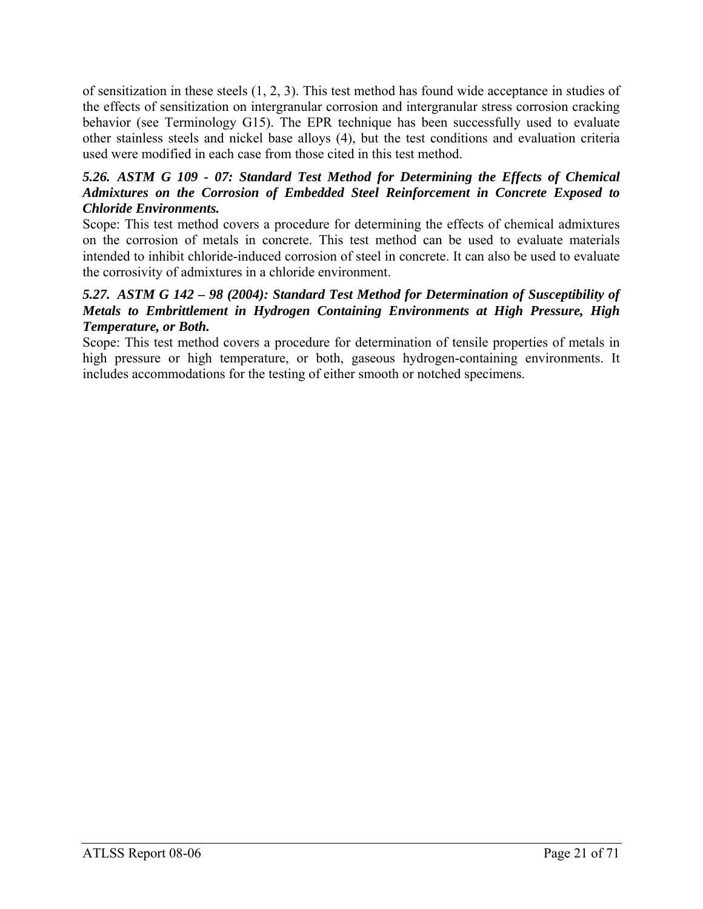of sensitization in these steels (1, 2, 3). This test method has found wide acceptance in studies of the effects of sensitization on intergranular corrosion and intergranular stress corrosion cracking behavior (see Terminology G15). The EPR technique has been successfully used to evaluate other stainless steels and nickel base alloys (4), but the test conditions and evaluation criteria used were modified in each case from those cited in this test method.

### *5.26. ASTM G 109 - 07: Standard Test Method for Determining the Effects of Chemical Admixtures on the Corrosion of Embedded Steel Reinforcement in Concrete Exposed to Chloride Environments.*

Scope: This test method covers a procedure for determining the effects of chemical admixtures on the corrosion of metals in concrete. This test method can be used to evaluate materials intended to inhibit chloride-induced corrosion of steel in concrete. It can also be used to evaluate the corrosivity of admixtures in a chloride environment.

### *5.27. ASTM G 142 – 98 (2004): Standard Test Method for Determination of Susceptibility of Metals to Embrittlement in Hydrogen Containing Environments at High Pressure, High Temperature, or Both.*

Scope: This test method covers a procedure for determination of tensile properties of metals in high pressure or high temperature, or both, gaseous hydrogen-containing environments. It includes accommodations for the testing of either smooth or notched specimens.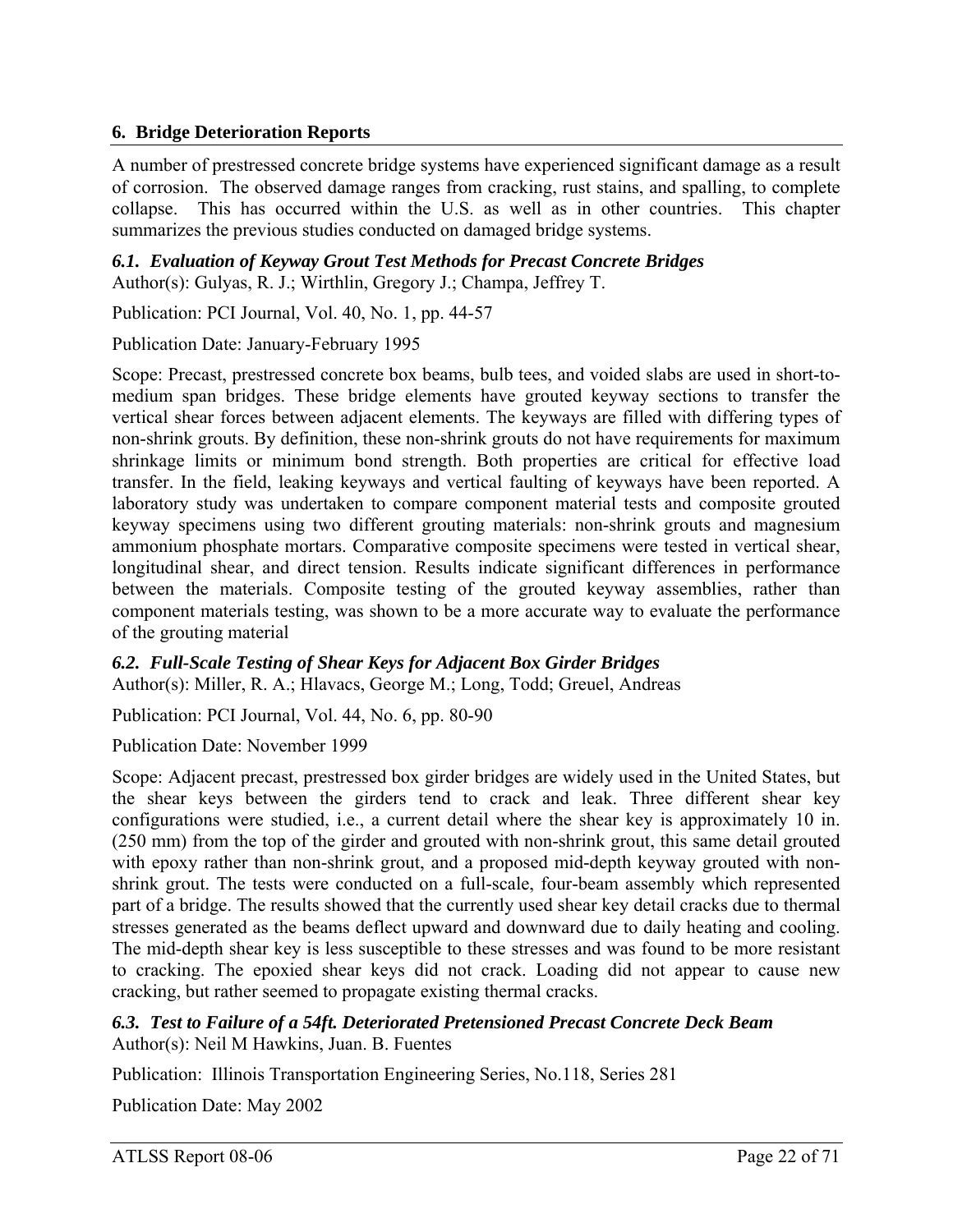## 6. Bridge Deterioration Reports

A number of prestressed concrete bridge systems have experienced significant damage as a result of corrosion. The observed damage ranges from cracking, rust stains, and spalling, to complete collapse. This has occurred within the U.S. as well as in other countries. This chapter summarizes the previous studies conducted on damaged bridge systems.

### *6.1. Evaluation of Keyway Grout Test Methods for Precast Concrete Bridges*

Author(s): Gulyas, R. J.; Wirthlin, Gregory J.; Champa, Jeffrey T.

Publication: PCI Journal, Vol. 40, No. 1, pp. 44-57

Publication Date: January-February 1995

Scope: Precast, prestressed concrete box beams, bulb tees, and voided slabs are used in short-to-medium span bridges. These bridge elements have grouted keyway sections to transfer the vertical shear forces between adjacent elements. The keyways are filled with differing types of non-shrink grouts. By definition, these non-shrink grouts do not have requirements for maximum shrinkage limits or minimum bond strength. Both properties are critical for effective load transfer. In the field, leaking keyways and vertical faulting of keyways have been reported. A laboratory study was undertaken to compare component material tests and composite grouted keyway specimens using two different grouting materials: non-shrink grouts and magnesium ammonium phosphate mortars. Comparative composite specimens were tested in vertical shear, longitudinal shear, and direct tension. Results indicate significant differences in performance between the materials. Composite testing of the grouted keyway assemblies, rather than component materials testing, was shown to be a more accurate way to evaluate the performance of the grouting material

### *6.2. Full-Scale Testing of Shear Keys for Adjacent Box Girder Bridges*

Author(s): Miller, R. A.; Hlavacs, George M.; Long, Todd; Greuel, Andreas

Publication: PCI Journal, Vol. 44, No. 6, pp. 80-90

Publication Date: November 1999

Scope: Adjacent precast, prestressed box girder bridges are widely used in the United States, but the shear keys between the girders tend to crack and leak. Three different shear key configurations were studied, i.e., a current detail where the shear key is approximately 10 in. (250 mm) from the top of the girder and grouted with non-shrink grout, this same detail grouted with epoxy rather than non-shrink grout, and a proposed mid-depth keyway grouted with non-shrink grout. The tests were conducted on a full-scale, four-beam assembly which represented part of a bridge. The results showed that the currently used shear key detail cracks due to thermal stresses generated as the beams deflect upward and downward due to daily heating and cooling. The mid-depth shear key is less susceptible to these stresses and was found to be more resistant to cracking. The epoxied shear keys did not crack. Loading did not appear to cause new cracking, but rather seemed to propagate existing thermal cracks.

### *6.3. Test to Failure of a 54ft. Deteriorated Pretensioned Precast Concrete Deck Beam*

Author(s): Neil M Hawkins, Juan. B. Fuentes

Publication: Illinois Transportation Engineering Series, No.118, Series 281

Publication Date: May 2002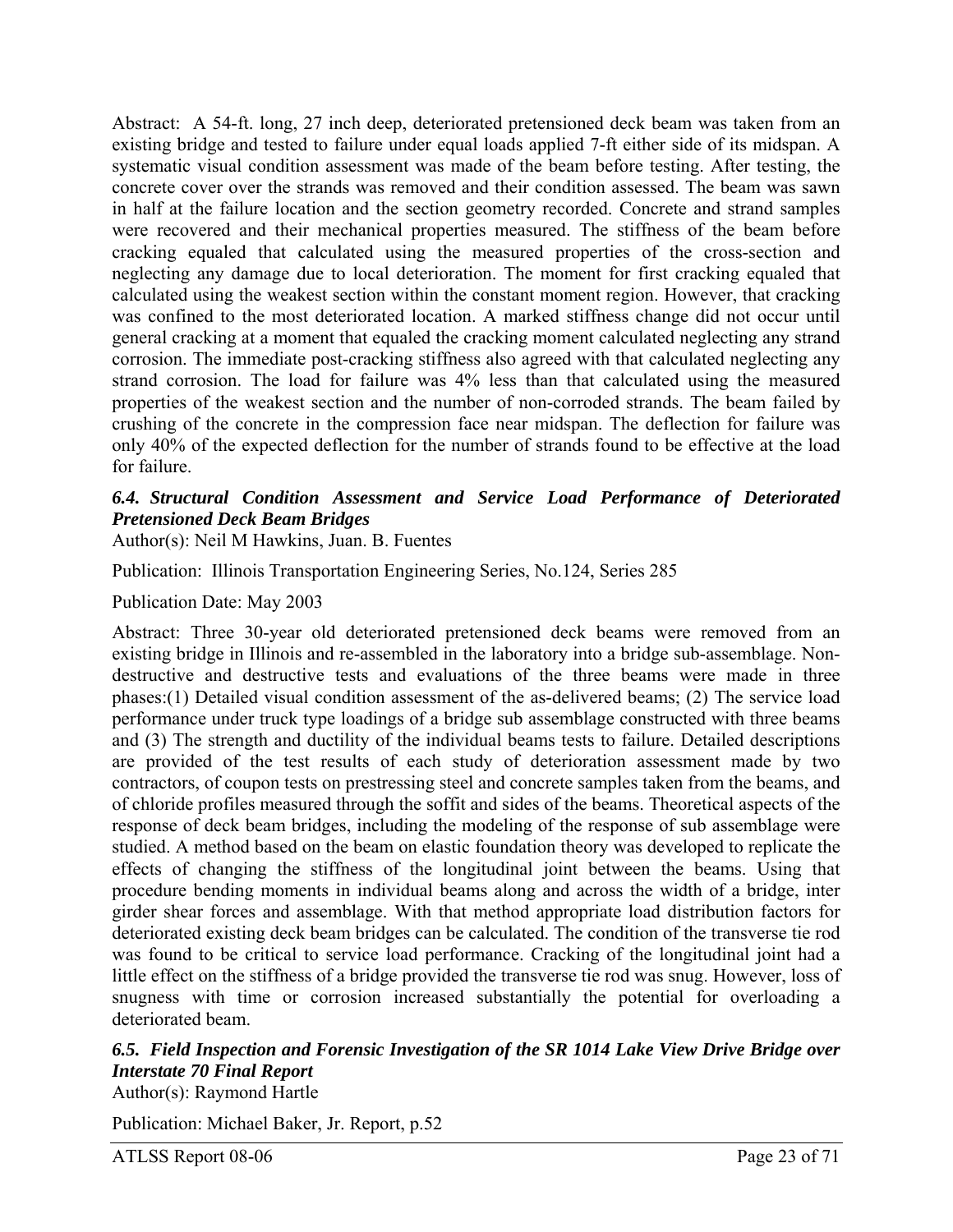Abstract: A 54-ft. long, 27 inch deep, deteriorated pretensioned deck beam was taken from an existing bridge and tested to failure under equal loads applied 7-ft either side of its midspan. A systematic visual condition assessment was made of the beam before testing. After testing, the concrete cover over the strands was removed and their condition assessed. The beam was sawn in half at the failure location and the section geometry recorded. Concrete and strand samples were recovered and their mechanical properties measured. The stiffness of the beam before cracking equaled that calculated using the measured properties of the cross-section and neglecting any damage due to local deterioration. The moment for first cracking equaled that calculated using the weakest section within the constant moment region. However, that cracking was confined to the most deteriorated location. A marked stiffness change did not occur until general cracking at a moment that equaled the cracking moment calculated neglecting any strand corrosion. The immediate post-cracking stiffness also agreed with that calculated neglecting any strand corrosion. The load for failure was 4% less than that calculated using the measured properties of the weakest section and the number of non-corroded strands. The beam failed by crushing of the concrete in the compression face near midspan. The deflection for failure was only 40% of the expected deflection for the number of strands found to be effective at the load for failure.

### *6.4. Structural Condition Assessment and Service Load Performance of Deteriorated Pretensioned Deck Beam Bridges*

Author(s): Neil M Hawkins, Juan. B. Fuentes

Publication: Illinois Transportation Engineering Series, No.124, Series 285

Publication Date: May 2003

Abstract: Three 30-year old deteriorated pretensioned deck beams were removed from an existing bridge in Illinois and re-assembled in the laboratory into a bridge sub-assemblage. Non-destructive and destructive tests and evaluations of the three beams were made in three phases:(1) Detailed visual condition assessment of the as-delivered beams; (2) The service load performance under truck type loadings of a bridge sub assemblage constructed with three beams and (3) The strength and ductility of the individual beams tests to failure. Detailed descriptions are provided of the test results of each study of deterioration assessment made by two contractors, of coupon tests on prestressing steel and concrete samples taken from the beams, and of chloride profiles measured through the soffit and sides of the beams. Theoretical aspects of the response of deck beam bridges, including the modeling of the response of sub assemblage were studied. A method based on the beam on elastic foundation theory was developed to replicate the effects of changing the stiffness of the longitudinal joint between the beams. Using that procedure bending moments in individual beams along and across the width of a bridge, inter girder shear forces and assemblage. With that method appropriate load distribution factors for deteriorated existing deck beam bridges can be calculated. The condition of the transverse tie rod was found to be critical to service load performance. Cracking of the longitudinal joint had a little effect on the stiffness of a bridge provided the transverse tie rod was snug. However, loss of snugness with time or corrosion increased substantially the potential for overloading a deteriorated beam.

### *6.5. Field Inspection and Forensic Investigation of the SR 1014 Lake View Drive Bridge over Interstate 70 Final Report*

Author(s): Raymond Hartle

Publication: Michael Baker, Jr. Report, p.52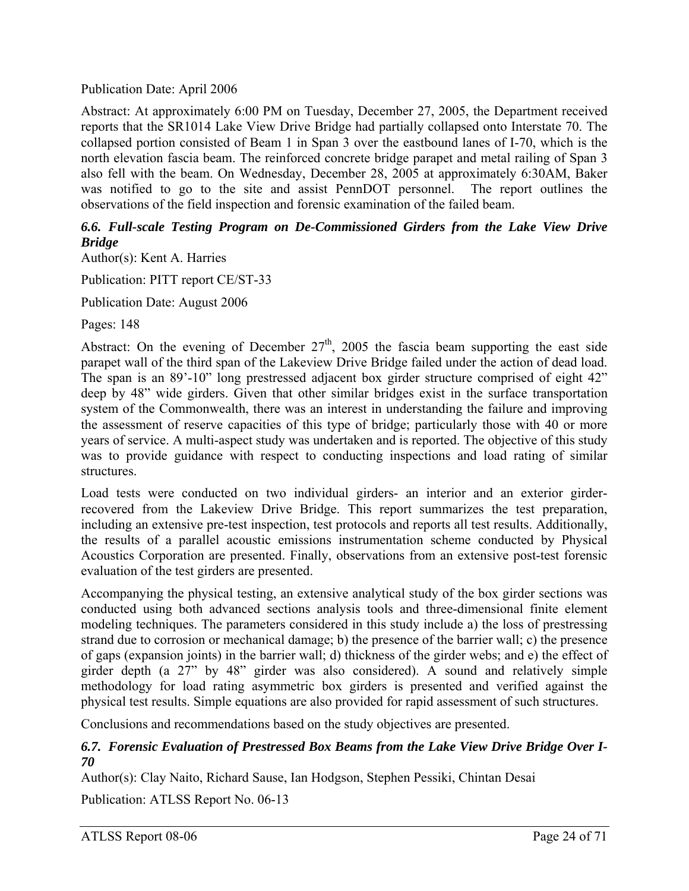Publication Date: April 2006

Abstract: At approximately 6:00 PM on Tuesday, December 27, 2005, the Department received reports that the SR1014 Lake View Drive Bridge had partially collapsed onto Interstate 70. The collapsed portion consisted of Beam 1 in Span 3 over the eastbound lanes of I-70, which is the north elevation fascia beam. The reinforced concrete bridge parapet and metal railing of Span 3 also fell with the beam. On Wednesday, December 28, 2005 at approximately 6:30AM, Baker was notified to go to the site and assist PennDOT personnel. The report outlines the observations of the field inspection and forensic examination of the failed beam.

### *6.6. Full-scale Testing Program on De-Commissioned Girders from the Lake View Drive Bridge*

Author(s): Kent A. Harries

Publication: PITT report CE/ST-33

Publication Date: August 2006

Pages: 148

Abstract: On the evening of December 27th, 2005 the fascia beam supporting the east side parapet wall of the third span of the Lakeview Drive Bridge failed under the action of dead load. The span is an 89'-10" long prestressed adjacent box girder structure comprised of eight 42" deep by 48" wide girders. Given that other similar bridges exist in the surface transportation system of the Commonwealth, there was an interest in understanding the failure and improving the assessment of reserve capacities of this type of bridge; particularly those with 40 or more years of service. A multi-aspect study was undertaken and is reported. The objective of this study was to provide guidance with respect to conducting inspections and load rating of similar structures.

Load tests were conducted on two individual girders- an interior and an exterior girder-recovered from the Lakeview Drive Bridge. This report summarizes the test preparation, including an extensive pre-test inspection, test protocols and reports all test results. Additionally, the results of a parallel acoustic emissions instrumentation scheme conducted by Physical Acoustics Corporation are presented. Finally, observations from an extensive post-test forensic evaluation of the test girders are presented.

Accompanying the physical testing, an extensive analytical study of the box girder sections was conducted using both advanced sections analysis tools and three-dimensional finite element modeling techniques. The parameters considered in this study include a) the loss of prestressing strand due to corrosion or mechanical damage; b) the presence of the barrier wall; c) the presence of gaps (expansion joints) in the barrier wall; d) thickness of the girder webs; and e) the effect of girder depth (a 27" by 48" girder was also considered). A sound and relatively simple methodology for load rating asymmetric box girders is presented and verified against the physical test results. Simple equations are also provided for rapid assessment of such structures.

Conclusions and recommendations based on the study objectives are presented.

### *6.7. Forensic Evaluation of Prestressed Box Beams from the Lake View Drive Bridge Over I-70*

Author(s): Clay Naito, Richard Sause, Ian Hodgson, Stephen Pessiki, Chintan Desai

Publication: ATLSS Report No. 06-13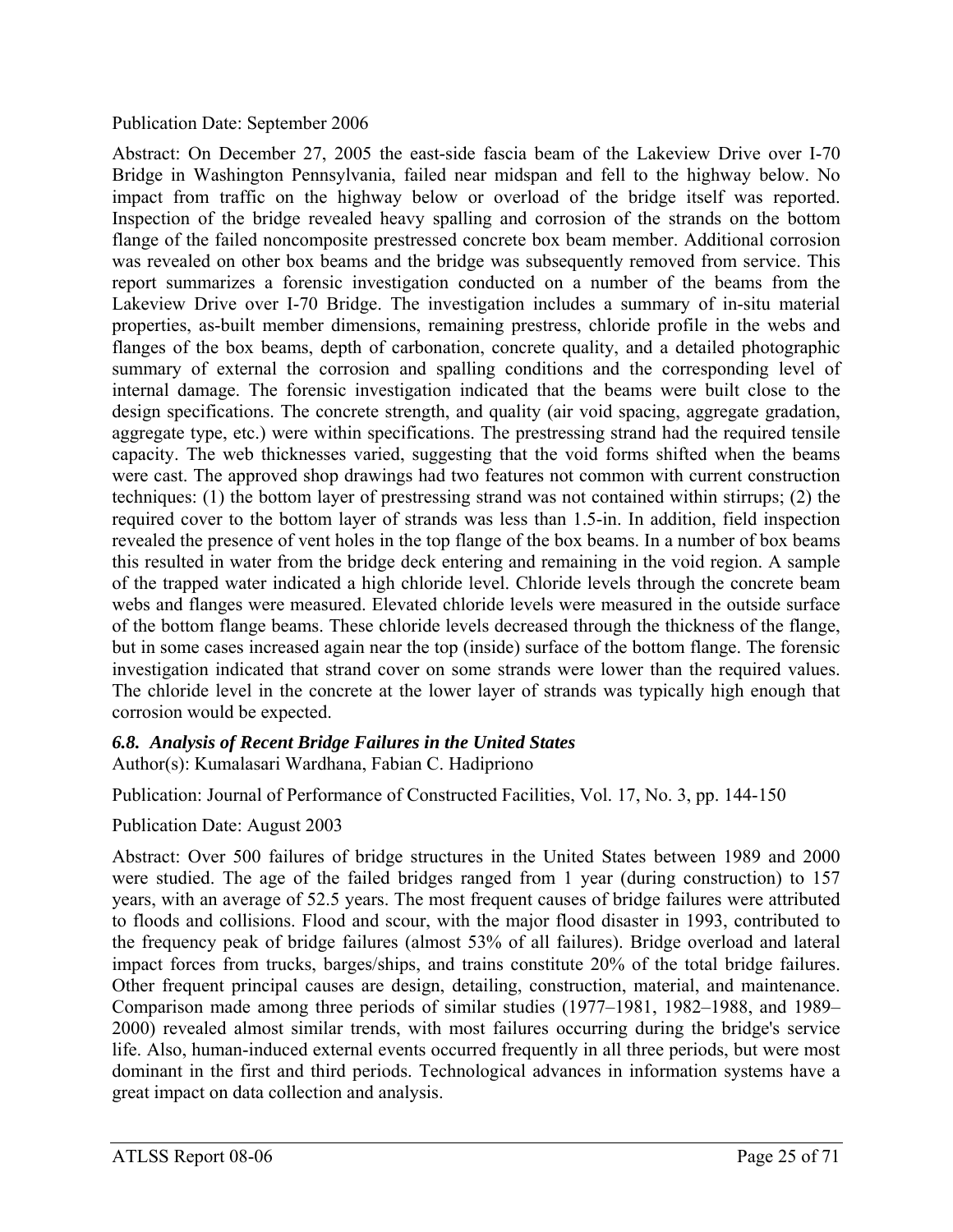Publication Date: September 2006

Abstract: On December 27, 2005 the east-side fascia beam of the Lakeview Drive over I-70 Bridge in Washington Pennsylvania, failed near midspan and fell to the highway below. No impact from traffic on the highway below or overload of the bridge itself was reported. Inspection of the bridge revealed heavy spalling and corrosion of the strands on the bottom flange of the failed noncomposite prestressed concrete box beam member. Additional corrosion was revealed on other box beams and the bridge was subsequently removed from service. This report summarizes a forensic investigation conducted on a number of the beams from the Lakeview Drive over I-70 Bridge. The investigation includes a summary of in-situ material properties, as-built member dimensions, remaining prestress, chloride profile in the webs and flanges of the box beams, depth of carbonation, concrete quality, and a detailed photographic summary of external the corrosion and spalling conditions and the corresponding level of internal damage. The forensic investigation indicated that the beams were built close to the design specifications. The concrete strength, and quality (air void spacing, aggregate gradation, aggregate type, etc.) were within specifications. The prestressing strand had the required tensile capacity. The web thicknesses varied, suggesting that the void forms shifted when the beams were cast. The approved shop drawings had two features not common with current construction techniques: (1) the bottom layer of prestressing strand was not contained within stirrups; (2) the required cover to the bottom layer of strands was less than 1.5-in. In addition, field inspection revealed the presence of vent holes in the top flange of the box beams. In a number of box beams this resulted in water from the bridge deck entering and remaining in the void region. A sample of the trapped water indicated a high chloride level. Chloride levels through the concrete beam webs and flanges were measured. Elevated chloride levels were measured in the outside surface of the bottom flange beams. These chloride levels decreased through the thickness of the flange, but in some cases increased again near the top (inside) surface of the bottom flange. The forensic investigation indicated that strand cover on some strands were lower than the required values. The chloride level in the concrete at the lower layer of strands was typically high enough that corrosion would be expected.

### *6.8. Analysis of Recent Bridge Failures in the United States*

Author(s): Kumalasari Wardhana, Fabian C. Hadipriono

Publication: Journal of Performance of Constructed Facilities, Vol. 17, No. 3, pp. 144-150

Publication Date: August 2003

Abstract: Over 500 failures of bridge structures in the United States between 1989 and 2000 were studied. The age of the failed bridges ranged from 1 year (during construction) to 157 years, with an average of 52.5 years. The most frequent causes of bridge failures were attributed to floods and collisions. Flood and scour, with the major flood disaster in 1993, contributed to the frequency peak of bridge failures (almost 53% of all failures). Bridge overload and lateral impact forces from trucks, barges/ships, and trains constitute 20% of the total bridge failures. Other frequent principal causes are design, detailing, construction, material, and maintenance. Comparison made among three periods of similar studies (1977–1981, 1982–1988, and 1989–2000) revealed almost similar trends, with most failures occurring during the bridge's service life. Also, human-induced external events occurred frequently in all three periods, but were most dominant in the first and third periods. Technological advances in information systems have a great impact on data collection and analysis.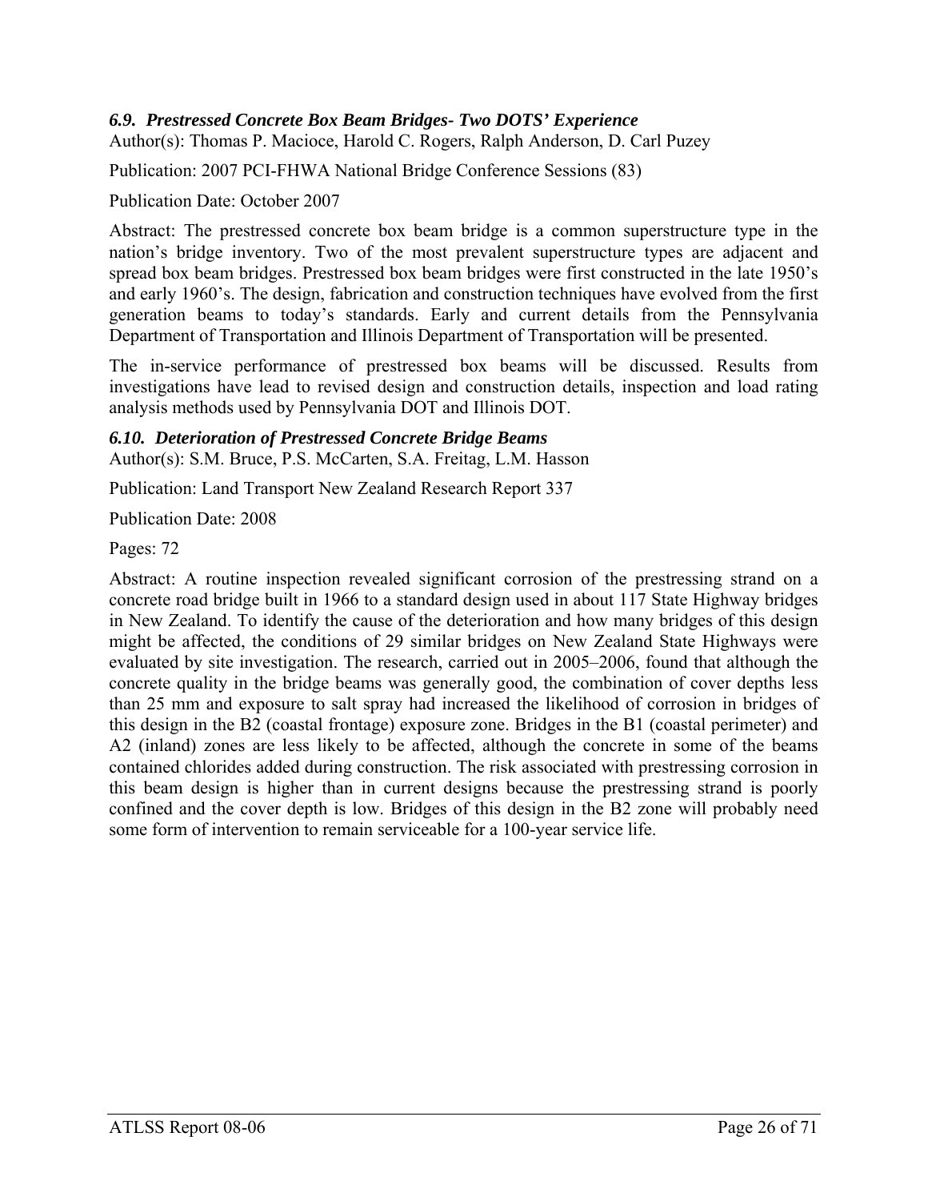### *6.9. Prestressed Concrete Box Beam Bridges- Two DOTS' Experience*

Author(s): Thomas P. Macioce, Harold C. Rogers, Ralph Anderson, D. Carl Puzey

Publication: 2007 PCI-FHWA National Bridge Conference Sessions (83)

Publication Date: October 2007

Abstract: The prestressed concrete box beam bridge is a common superstructure type in the nation's bridge inventory. Two of the most prevalent superstructure types are adjacent and spread box beam bridges. Prestressed box beam bridges were first constructed in the late 1950's and early 1960's. The design, fabrication and construction techniques have evolved from the first generation beams to today's standards. Early and current details from the Pennsylvania Department of Transportation and Illinois Department of Transportation will be presented.

The in-service performance of prestressed box beams will be discussed. Results from investigations have lead to revised design and construction details, inspection and load rating analysis methods used by Pennsylvania DOT and Illinois DOT.

### *6.10. Deterioration of Prestressed Concrete Bridge Beams*

Author(s): S.M. Bruce, P.S. McCarten, S.A. Freitag, L.M. Hasson

Publication: Land Transport New Zealand Research Report 337

Publication Date: 2008

Pages: 72

Abstract: A routine inspection revealed significant corrosion of the prestressing strand on a concrete road bridge built in 1966 to a standard design used in about 117 State Highway bridges in New Zealand. To identify the cause of the deterioration and how many bridges of this design might be affected, the conditions of 29 similar bridges on New Zealand State Highways were evaluated by site investigation. The research, carried out in 2005–2006, found that although the concrete quality in the bridge beams was generally good, the combination of cover depths less than 25 mm and exposure to salt spray had increased the likelihood of corrosion in bridges of this design in the B2 (coastal frontage) exposure zone. Bridges in the B1 (coastal perimeter) and A2 (inland) zones are less likely to be affected, although the concrete in some of the beams contained chlorides added during construction. The risk associated with prestressing corrosion in this beam design is higher than in current designs because the prestressing strand is poorly confined and the cover depth is low. Bridges of this design in the B2 zone will probably need some form of intervention to remain serviceable for a 100-year service life.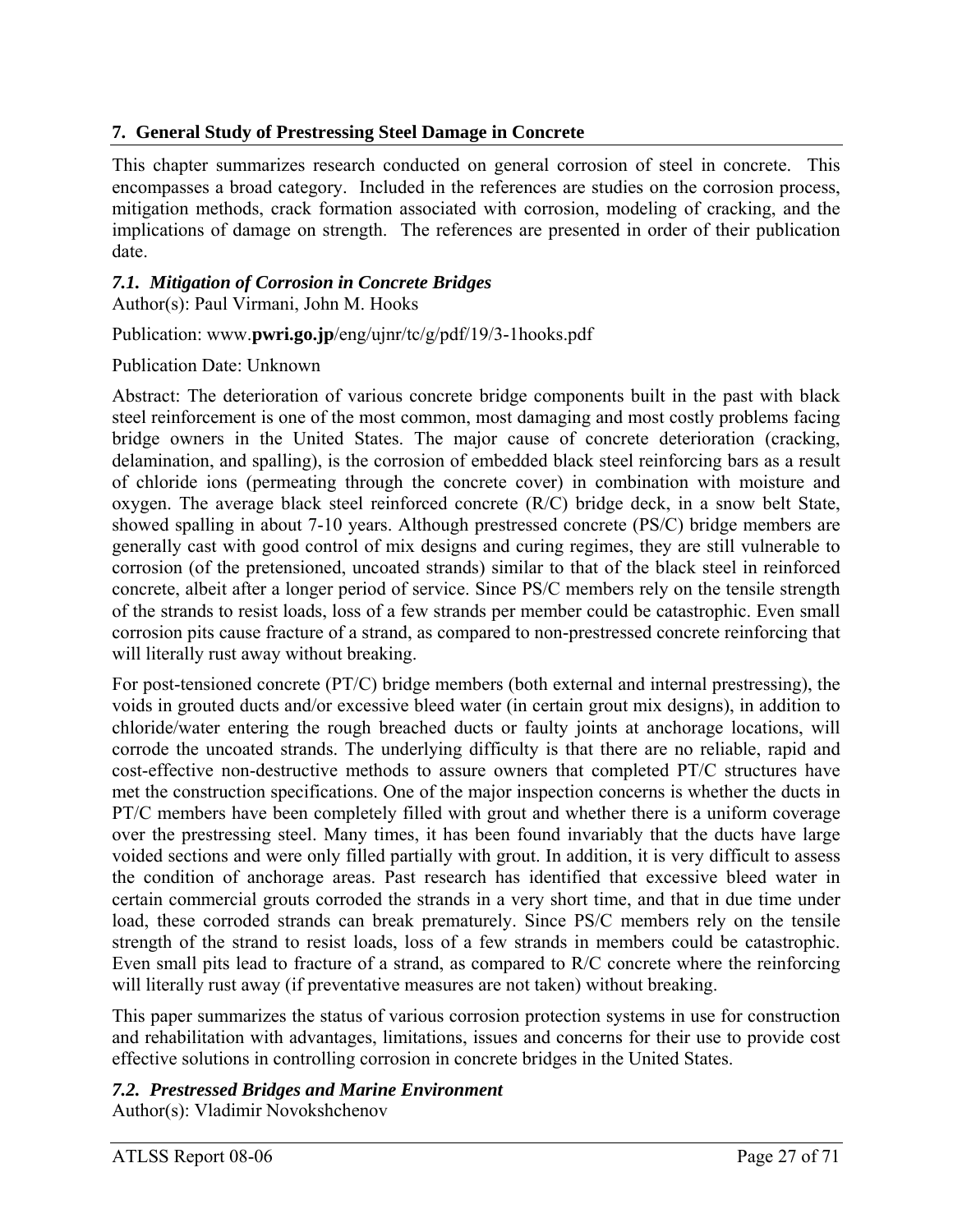## 7. General Study of Prestressing Steel Damage in Concrete

This chapter summarizes research conducted on general corrosion of steel in concrete. This encompasses a broad category. Included in the references are studies on the corrosion process, mitigation methods, crack formation associated with corrosion, modeling of cracking, and the implications of damage on strength. The references are presented in order of their publication date.

### *7.1. Mitigation of Corrosion in Concrete Bridges*

Author(s): Paul Virmani, John M. Hooks

Publication: www.**pwri.go.jp**/eng/ujnr/tc/g/pdf/19/3-1hooks.pdf

Publication Date: Unknown

Abstract: The deterioration of various concrete bridge components built in the past with black steel reinforcement is one of the most common, most damaging and most costly problems facing bridge owners in the United States. The major cause of concrete deterioration (cracking, delamination, and spalling), is the corrosion of embedded black steel reinforcing bars as a result of chloride ions (permeating through the concrete cover) in combination with moisture and oxygen. The average black steel reinforced concrete (R/C) bridge deck, in a snow belt State, showed spalling in about 7-10 years. Although prestressed concrete (PS/C) bridge members are generally cast with good control of mix designs and curing regimes, they are still vulnerable to corrosion (of the pretensioned, uncoated strands) similar to that of the black steel in reinforced concrete, albeit after a longer period of service. Since PS/C members rely on the tensile strength of the strands to resist loads, loss of a few strands per member could be catastrophic. Even small corrosion pits cause fracture of a strand, as compared to non-prestressed concrete reinforcing that will literally rust away without breaking.

For post-tensioned concrete (PT/C) bridge members (both external and internal prestressing), the voids in grouted ducts and/or excessive bleed water (in certain grout mix designs), in addition to chloride/water entering the rough breached ducts or faulty joints at anchorage locations, will corrode the uncoated strands. The underlying difficulty is that there are no reliable, rapid and cost-effective non-destructive methods to assure owners that completed PT/C structures have met the construction specifications. One of the major inspection concerns is whether the ducts in PT/C members have been completely filled with grout and whether there is a uniform coverage over the prestressing steel. Many times, it has been found invariably that the ducts have large voided sections and were only filled partially with grout. In addition, it is very difficult to assess the condition of anchorage areas. Past research has identified that excessive bleed water in certain commercial grouts corroded the strands in a very short time, and that in due time under load, these corroded strands can break prematurely. Since PS/C members rely on the tensile strength of the strand to resist loads, loss of a few strands in members could be catastrophic. Even small pits lead to fracture of a strand, as compared to R/C concrete where the reinforcing will literally rust away (if preventative measures are not taken) without breaking.

This paper summarizes the status of various corrosion protection systems in use for construction and rehabilitation with advantages, limitations, issues and concerns for their use to provide cost effective solutions in controlling corrosion in concrete bridges in the United States.

### *7.2. Prestressed Bridges and Marine Environment*

Author(s): Vladimir Novokshchenov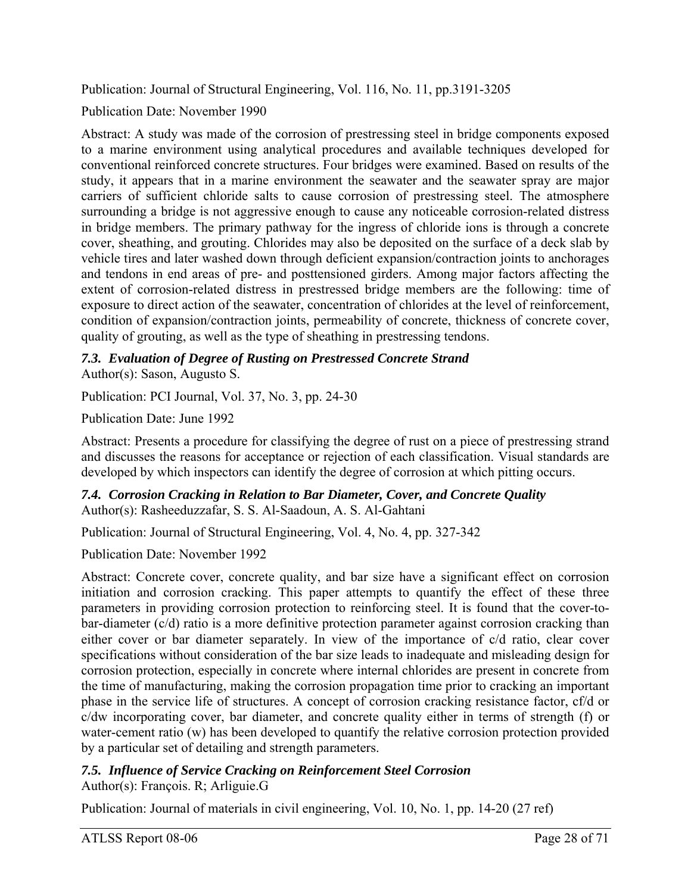Publication: Journal of Structural Engineering, Vol. 116, No. 11, pp.3191-3205

Publication Date: November 1990

Abstract: A study was made of the corrosion of prestressing steel in bridge components exposed to a marine environment using analytical procedures and available techniques developed for conventional reinforced concrete structures. Four bridges were examined. Based on results of the study, it appears that in a marine environment the seawater and the seawater spray are major carriers of sufficient chloride salts to cause corrosion of prestressing steel. The atmosphere surrounding a bridge is not aggressive enough to cause any noticeable corrosion-related distress in bridge members. The primary pathway for the ingress of chloride ions is through a concrete cover, sheathing, and grouting. Chlorides may also be deposited on the surface of a deck slab by vehicle tires and later washed down through deficient expansion/contraction joints to anchorages and tendons in end areas of pre- and posttensioned girders. Among major factors affecting the extent of corrosion-related distress in prestressed bridge members are the following: time of exposure to direct action of the seawater, concentration of chlorides at the level of reinforcement, condition of expansion/contraction joints, permeability of concrete, thickness of concrete cover, quality of grouting, as well as the type of sheathing in prestressing tendons.

### *7.3. Evaluation of Degree of Rusting on Prestressed Concrete Strand*

Author(s): Sason, Augusto S.

Publication: PCI Journal, Vol. 37, No. 3, pp. 24-30

Publication Date: June 1992

Abstract: Presents a procedure for classifying the degree of rust on a piece of prestressing strand and discusses the reasons for acceptance or rejection of each classification. Visual standards are developed by which inspectors can identify the degree of corrosion at which pitting occurs.

### *7.4. Corrosion Cracking in Relation to Bar Diameter, Cover, and Concrete Quality*

Author(s): Rasheeduzzafar, S. S. Al-Saadoun, A. S. Al-Gahtani

Publication: Journal of Structural Engineering, Vol. 4, No. 4, pp. 327-342

Publication Date: November 1992

Abstract: Concrete cover, concrete quality, and bar size have a significant effect on corrosion initiation and corrosion cracking. This paper attempts to quantify the effect of these three parameters in providing corrosion protection to reinforcing steel. It is found that the cover-to-bar-diameter (c/d) ratio is a more definitive protection parameter against corrosion cracking than either cover or bar diameter separately. In view of the importance of c/d ratio, clear cover specifications without consideration of the bar size leads to inadequate and misleading design for corrosion protection, especially in concrete where internal chlorides are present in concrete from the time of manufacturing, making the corrosion propagation time prior to cracking an important phase in the service life of structures. A concept of corrosion cracking resistance factor, cf/d or c/dw incorporating cover, bar diameter, and concrete quality either in terms of strength (f) or water-cement ratio (w) has been developed to quantify the relative corrosion protection provided by a particular set of detailing and strength parameters.

### *7.5. Influence of Service Cracking on Reinforcement Steel Corrosion*

Author(s): François. R; Arliguie.G

Publication: Journal of materials in civil engineering, Vol. 10, No. 1, pp. 14-20 (27 ref)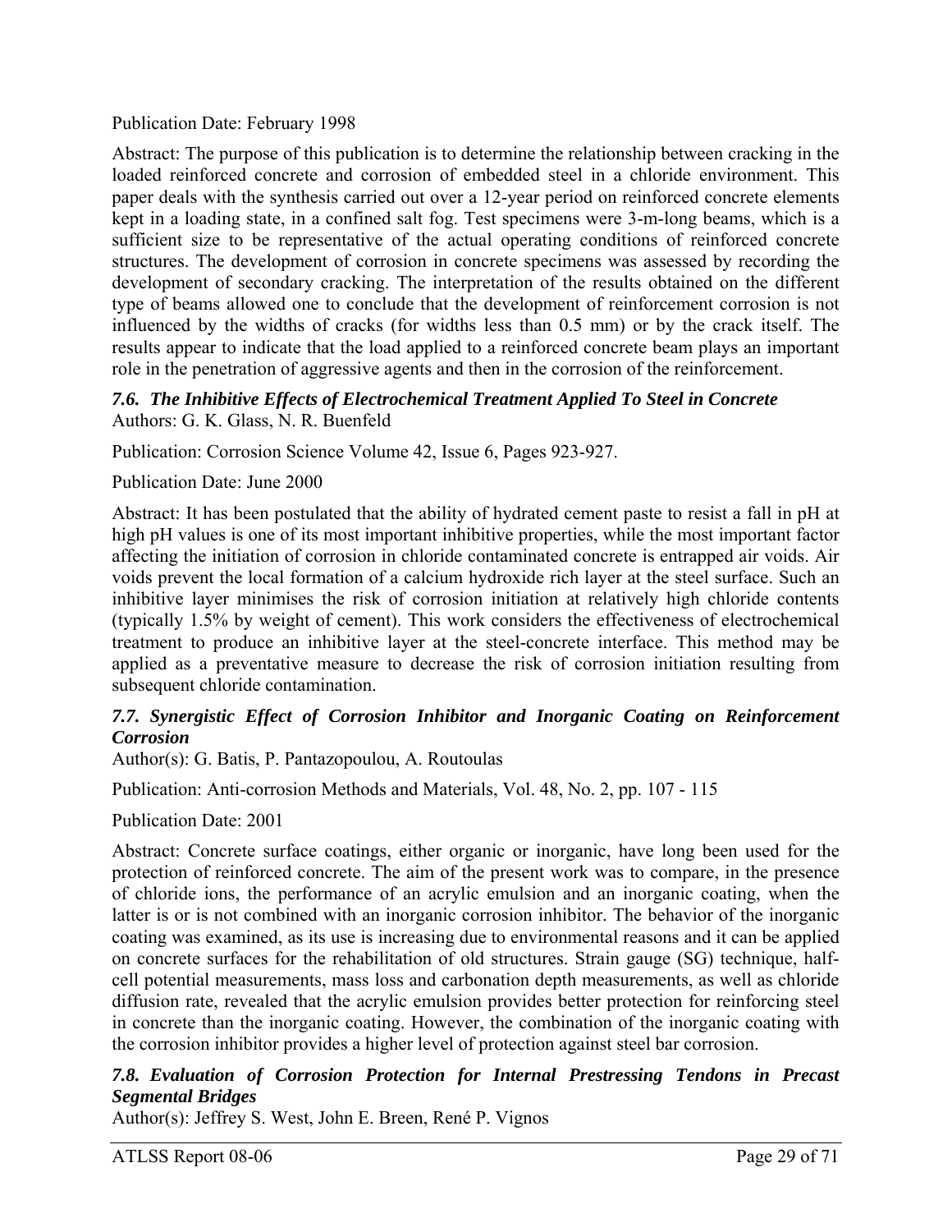Publication Date: February 1998

Abstract: The purpose of this publication is to determine the relationship between cracking in the loaded reinforced concrete and corrosion of embedded steel in a chloride environment. This paper deals with the synthesis carried out over a 12-year period on reinforced concrete elements kept in a loading state, in a confined salt fog. Test specimens were 3-m-long beams, which is a sufficient size to be representative of the actual operating conditions of reinforced concrete structures. The development of corrosion in concrete specimens was assessed by recording the development of secondary cracking. The interpretation of the results obtained on the different type of beams allowed one to conclude that the development of reinforcement corrosion is not influenced by the widths of cracks (for widths less than 0.5 mm) or by the crack itself. The results appear to indicate that the load applied to a reinforced concrete beam plays an important role in the penetration of aggressive agents and then in the corrosion of the reinforcement.

### *7.6. The Inhibitive Effects of Electrochemical Treatment Applied To Steel in Concrete*

Authors: G. K. Glass, N. R. Buenfeld

Publication: Corrosion Science Volume 42, Issue 6, Pages 923-927.

Publication Date: June 2000

Abstract: It has been postulated that the ability of hydrated cement paste to resist a fall in pH at high pH values is one of its most important inhibitive properties, while the most important factor affecting the initiation of corrosion in chloride contaminated concrete is entrapped air voids. Air voids prevent the local formation of a calcium hydroxide rich layer at the steel surface. Such an inhibitive layer minimises the risk of corrosion initiation at relatively high chloride contents (typically 1.5% by weight of cement). This work considers the effectiveness of electrochemical treatment to produce an inhibitive layer at the steel-concrete interface. This method may be applied as a preventative measure to decrease the risk of corrosion initiation resulting from subsequent chloride contamination.

### *7.7. Synergistic Effect of Corrosion Inhibitor and Inorganic Coating on Reinforcement Corrosion*

Author(s): G. Batis, P. Pantazopoulou, A. Routoulas

Publication: Anti-corrosion Methods and Materials, Vol. 48, No. 2, pp. 107 - 115

Publication Date: 2001

Abstract: Concrete surface coatings, either organic or inorganic, have long been used for the protection of reinforced concrete. The aim of the present work was to compare, in the presence of chloride ions, the performance of an acrylic emulsion and an inorganic coating, when the latter is or is not combined with an inorganic corrosion inhibitor. The behavior of the inorganic coating was examined, as its use is increasing due to environmental reasons and it can be applied on concrete surfaces for the rehabilitation of old structures. Strain gauge (SG) technique, half-cell potential measurements, mass loss and carbonation depth measurements, as well as chloride diffusion rate, revealed that the acrylic emulsion provides better protection for reinforcing steel in concrete than the inorganic coating. However, the combination of the inorganic coating with the corrosion inhibitor provides a higher level of protection against steel bar corrosion.

### *7.8. Evaluation of Corrosion Protection for Internal Prestressing Tendons in Precast Segmental Bridges*

Author(s): Jeffrey S. West, John E. Breen, René P. Vignos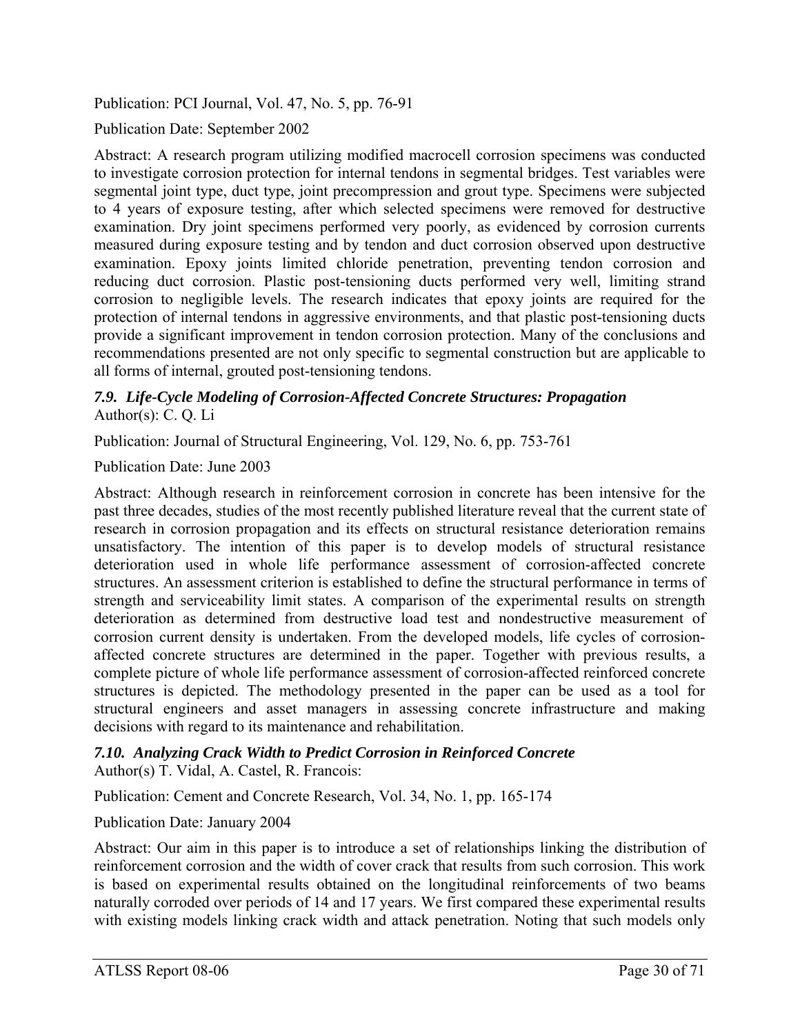Publication: PCI Journal, Vol. 47, No. 5, pp. 76-91

Publication Date: September 2002

Abstract: A research program utilizing modified macrocell corrosion specimens was conducted to investigate corrosion protection for internal tendons in segmental bridges. Test variables were segmental joint type, duct type, joint precompression and grout type. Specimens were subjected to 4 years of exposure testing, after which selected specimens were removed for destructive examination. Dry joint specimens performed very poorly, as evidenced by corrosion currents measured during exposure testing and by tendon and duct corrosion observed upon destructive examination. Epoxy joints limited chloride penetration, preventing tendon corrosion and reducing duct corrosion. Plastic post-tensioning ducts performed very well, limiting strand corrosion to negligible levels. The research indicates that epoxy joints are required for the protection of internal tendons in aggressive environments, and that plastic post-tensioning ducts provide a significant improvement in tendon corrosion protection. Many of the conclusions and recommendations presented are not only specific to segmental construction but are applicable to all forms of internal, grouted post-tensioning tendons.

### *7.9. Life-Cycle Modeling of Corrosion-Affected Concrete Structures: Propagation*

Author(s): C. Q. Li

Publication: Journal of Structural Engineering, Vol. 129, No. 6, pp. 753-761

Publication Date: June 2003

Abstract: Although research in reinforcement corrosion in concrete has been intensive for the past three decades, studies of the most recently published literature reveal that the current state of research in corrosion propagation and its effects on structural resistance deterioration remains unsatisfactory. The intention of this paper is to develop models of structural resistance deterioration used in whole life performance assessment of corrosion-affected concrete structures. An assessment criterion is established to define the structural performance in terms of strength and serviceability limit states. A comparison of the experimental results on strength deterioration as determined from destructive load test and nondestructive measurement of corrosion current density is undertaken. From the developed models, life cycles of corrosion-affected concrete structures are determined in the paper. Together with previous results, a complete picture of whole life performance assessment of corrosion-affected reinforced concrete structures is depicted. The methodology presented in the paper can be used as a tool for structural engineers and asset managers in assessing concrete infrastructure and making decisions with regard to its maintenance and rehabilitation.

### *7.10. Analyzing Crack Width to Predict Corrosion in Reinforced Concrete*

Author(s) T. Vidal, A. Castel, R. Francois:

Publication: Cement and Concrete Research, Vol. 34, No. 1, pp. 165-174

Publication Date: January 2004

Abstract: Our aim in this paper is to introduce a set of relationships linking the distribution of reinforcement corrosion and the width of cover crack that results from such corrosion. This work is based on experimental results obtained on the longitudinal reinforcements of two beams naturally corroded over periods of 14 and 17 years. We first compared these experimental results with existing models linking crack width and attack penetration. Noting that such models only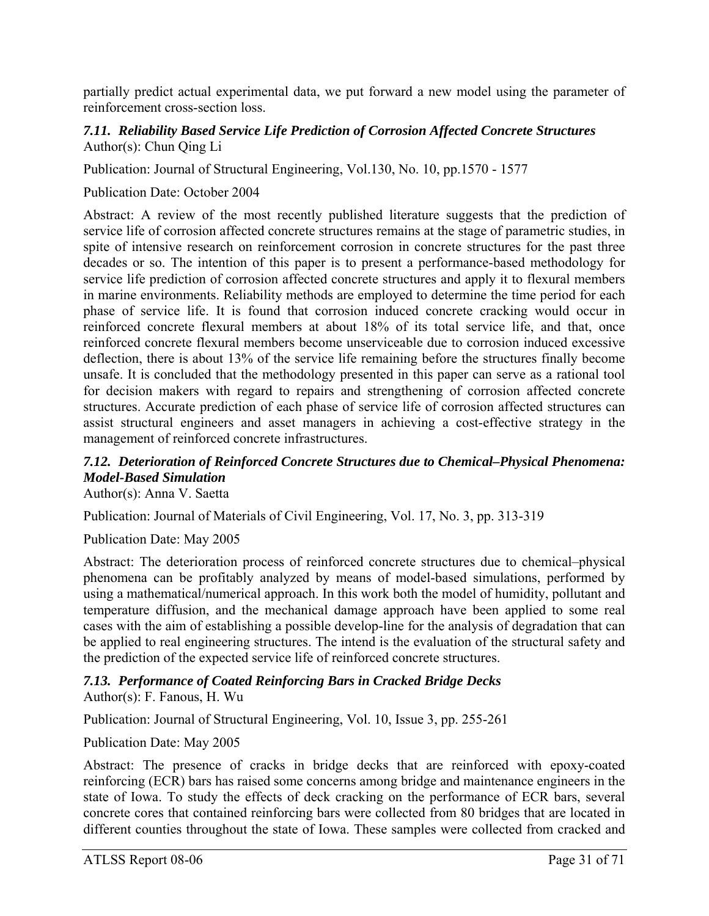partially predict actual experimental data, we put forward a new model using the parameter of reinforcement cross-section loss.

### *7.11. Reliability Based Service Life Prediction of Corrosion Affected Concrete Structures*

Author(s): Chun Qing Li

Publication: Journal of Structural Engineering, Vol.130, No. 10, pp.1570 - 1577

Publication Date: October 2004

Abstract: A review of the most recently published literature suggests that the prediction of service life of corrosion affected concrete structures remains at the stage of parametric studies, in spite of intensive research on reinforcement corrosion in concrete structures for the past three decades or so. The intention of this paper is to present a performance-based methodology for service life prediction of corrosion affected concrete structures and apply it to flexural members in marine environments. Reliability methods are employed to determine the time period for each phase of service life. It is found that corrosion induced concrete cracking would occur in reinforced concrete flexural members at about 18% of its total service life, and that, once reinforced concrete flexural members become unserviceable due to corrosion induced excessive deflection, there is about 13% of the service life remaining before the structures finally become unsafe. It is concluded that the methodology presented in this paper can serve as a rational tool for decision makers with regard to repairs and strengthening of corrosion affected concrete structures. Accurate prediction of each phase of service life of corrosion affected structures can assist structural engineers and asset managers in achieving a cost-effective strategy in the management of reinforced concrete infrastructures.

### *7.12. Deterioration of Reinforced Concrete Structures due to Chemical–Physical Phenomena: Model-Based Simulation*

Author(s): Anna V. Saetta

Publication: Journal of Materials of Civil Engineering, Vol. 17, No. 3, pp. 313-319

Publication Date: May 2005

Abstract: The deterioration process of reinforced concrete structures due to chemical–physical phenomena can be profitably analyzed by means of model-based simulations, performed by using a mathematical/numerical approach. In this work both the model of humidity, pollutant and temperature diffusion, and the mechanical damage approach have been applied to some real cases with the aim of establishing a possible develop-line for the analysis of degradation that can be applied to real engineering structures. The intend is the evaluation of the structural safety and the prediction of the expected service life of reinforced concrete structures.

### *7.13. Performance of Coated Reinforcing Bars in Cracked Bridge Decks*

Author(s): F. Fanous, H. Wu

Publication: Journal of Structural Engineering, Vol. 10, Issue 3, pp. 255-261

Publication Date: May 2005

Abstract: The presence of cracks in bridge decks that are reinforced with epoxy-coated reinforcing (ECR) bars has raised some concerns among bridge and maintenance engineers in the state of Iowa. To study the effects of deck cracking on the performance of ECR bars, several concrete cores that contained reinforcing bars were collected from 80 bridges that are located in different counties throughout the state of Iowa. These samples were collected from cracked and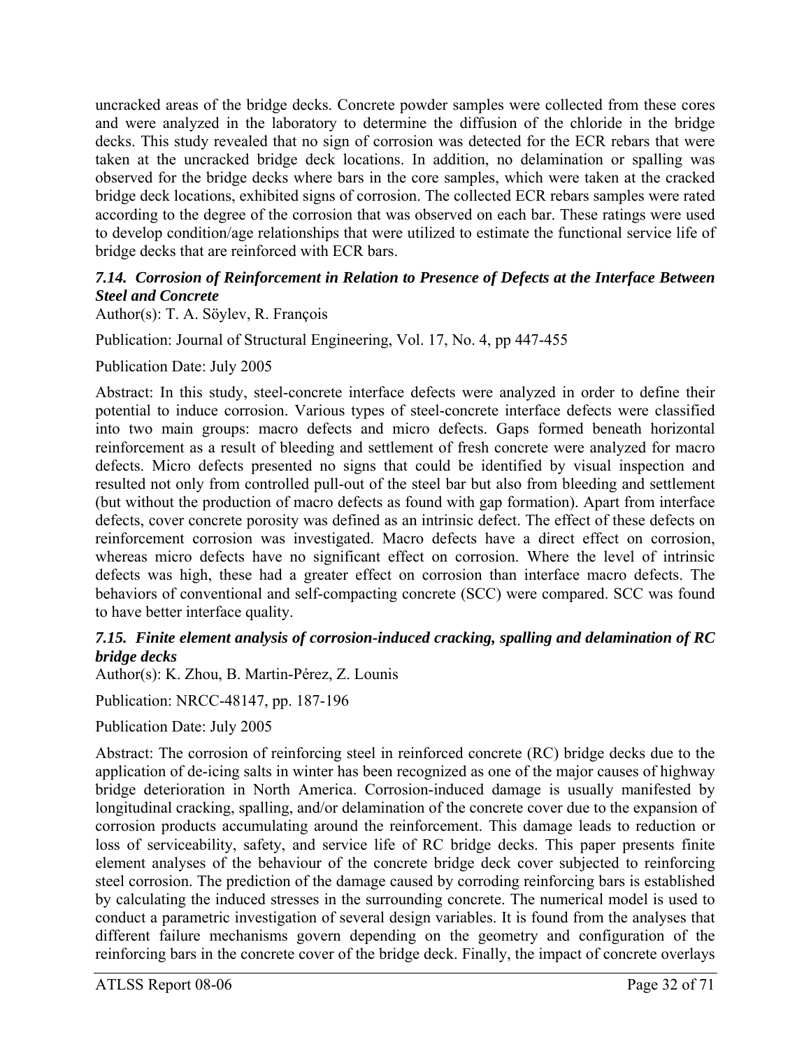uncracked areas of the bridge decks. Concrete powder samples were collected from these cores and were analyzed in the laboratory to determine the diffusion of the chloride in the bridge decks. This study revealed that no sign of corrosion was detected for the ECR rebars that were taken at the uncracked bridge deck locations. In addition, no delamination or spalling was observed for the bridge decks where bars in the core samples, which were taken at the cracked bridge deck locations, exhibited signs of corrosion. The collected ECR rebars samples were rated according to the degree of the corrosion that was observed on each bar. These ratings were used to develop condition/age relationships that were utilized to estimate the functional service life of bridge decks that are reinforced with ECR bars.

### *7.14. Corrosion of Reinforcement in Relation to Presence of Defects at the Interface Between Steel and Concrete*

Author(s): T. A. Söylev, R. François

Publication: Journal of Structural Engineering, Vol. 17, No. 4, pp 447-455

Publication Date: July 2005

Abstract: In this study, steel-concrete interface defects were analyzed in order to define their potential to induce corrosion. Various types of steel-concrete interface defects were classified into two main groups: macro defects and micro defects. Gaps formed beneath horizontal reinforcement as a result of bleeding and settlement of fresh concrete were analyzed for macro defects. Micro defects presented no signs that could be identified by visual inspection and resulted not only from controlled pull-out of the steel bar but also from bleeding and settlement (but without the production of macro defects as found with gap formation). Apart from interface defects, cover concrete porosity was defined as an intrinsic defect. The effect of these defects on reinforcement corrosion was investigated. Macro defects have a direct effect on corrosion, whereas micro defects have no significant effect on corrosion. Where the level of intrinsic defects was high, these had a greater effect on corrosion than interface macro defects. The behaviors of conventional and self-compacting concrete (SCC) were compared. SCC was found to have better interface quality.

### *7.15. Finite element analysis of corrosion-induced cracking, spalling and delamination of RC bridge decks*

Author(s): K. Zhou, B. Martin-Pérez, Z. Lounis

Publication: NRCC-48147, pp. 187-196

Publication Date: July 2005

Abstract: The corrosion of reinforcing steel in reinforced concrete (RC) bridge decks due to the application of de-icing salts in winter has been recognized as one of the major causes of highway bridge deterioration in North America. Corrosion-induced damage is usually manifested by longitudinal cracking, spalling, and/or delamination of the concrete cover due to the expansion of corrosion products accumulating around the reinforcement. This damage leads to reduction or loss of serviceability, safety, and service life of RC bridge decks. This paper presents finite element analyses of the behaviour of the concrete bridge deck cover subjected to reinforcing steel corrosion. The prediction of the damage caused by corroding reinforcing bars is established by calculating the induced stresses in the surrounding concrete. The numerical model is used to conduct a parametric investigation of several design variables. It is found from the analyses that different failure mechanisms govern depending on the geometry and configuration of the reinforcing bars in the concrete cover of the bridge deck. Finally, the impact of concrete overlays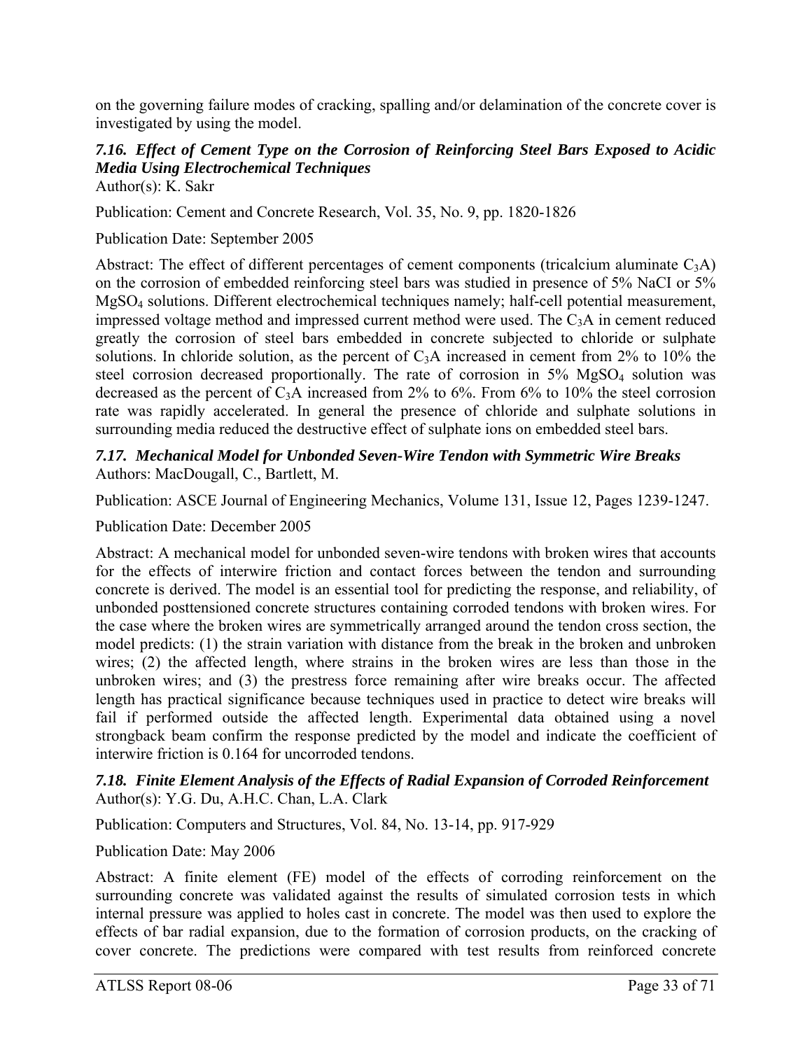on the governing failure modes of cracking, spalling and/or delamination of the concrete cover is investigated by using the model.

### *7.16. Effect of Cement Type on the Corrosion of Reinforcing Steel Bars Exposed to Acidic Media Using Electrochemical Techniques*

Author(s): K. Sakr

Publication: Cement and Concrete Research, Vol. 35, No. 9, pp. 1820-1826

Publication Date: September 2005

Abstract: The effect of different percentages of cement components (tricalcium aluminate $C_3A$) on the corrosion of embedded reinforcing steel bars was studied in presence of 5% NaCI or 5% $MgSO_4$ solutions. Different electrochemical techniques namely; half-cell potential measurement, impressed voltage method and impressed current method were used. The $C_3A$ in cement reduced greatly the corrosion of steel bars embedded in concrete subjected to chloride or sulphate solutions. In chloride solution, as the percent of $C_3A$ increased in cement from 2% to 10% the steel corrosion decreased proportionally. The rate of corrosion in 5% $MgSO_4$ solution was decreased as the percent of $C_3A$ increased from 2% to 6%. From 6% to 10% the steel corrosion rate was rapidly accelerated. In general the presence of chloride and sulphate solutions in surrounding media reduced the destructive effect of sulphate ions on embedded steel bars.

### *7.17. Mechanical Model for Unbonded Seven-Wire Tendon with Symmetric Wire Breaks*

Authors: MacDougall, C., Bartlett, M.

Publication: ASCE Journal of Engineering Mechanics, Volume 131, Issue 12, Pages 1239-1247.

Publication Date: December 2005

Abstract: A mechanical model for unbonded seven-wire tendons with broken wires that accounts for the effects of interwire friction and contact forces between the tendon and surrounding concrete is derived. The model is an essential tool for predicting the response, and reliability, of unbonded posttensioned concrete structures containing corroded tendons with broken wires. For the case where the broken wires are symmetrically arranged around the tendon cross section, the model predicts: (1) the strain variation with distance from the break in the broken and unbroken wires; (2) the affected length, where strains in the broken wires are less than those in the unbroken wires; and (3) the prestress force remaining after wire breaks occur. The affected length has practical significance because techniques used in practice to detect wire breaks will fail if performed outside the affected length. Experimental data obtained using a novel strongback beam confirm the response predicted by the model and indicate the coefficient of interwire friction is 0.164 for uncorroded tendons.

### *7.18. Finite Element Analysis of the Effects of Radial Expansion of Corroded Reinforcement*

Author(s): Y.G. Du, A.H.C. Chan, L.A. Clark

Publication: Computers and Structures, Vol. 84, No. 13-14, pp. 917-929

Publication Date: May 2006

Abstract: A finite element (FE) model of the effects of corroding reinforcement on the surrounding concrete was validated against the results of simulated corrosion tests in which internal pressure was applied to holes cast in concrete. The model was then used to explore the effects of bar radial expansion, due to the formation of corrosion products, on the cracking of cover concrete. The predictions were compared with test results from reinforced concrete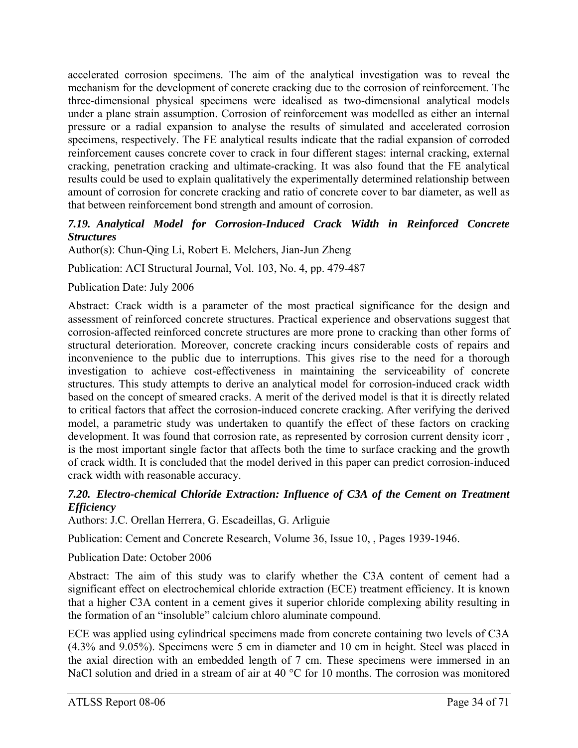accelerated corrosion specimens. The aim of the analytical investigation was to reveal the mechanism for the development of concrete cracking due to the corrosion of reinforcement. The three-dimensional physical specimens were idealised as two-dimensional analytical models under a plane strain assumption. Corrosion of reinforcement was modelled as either an internal pressure or a radial expansion to analyse the results of simulated and accelerated corrosion specimens, respectively. The FE analytical results indicate that the radial expansion of corroded reinforcement causes concrete cover to crack in four different stages: internal cracking, external cracking, penetration cracking and ultimate-cracking. It was also found that the FE analytical results could be used to explain qualitatively the experimentally determined relationship between amount of corrosion for concrete cracking and ratio of concrete cover to bar diameter, as well as that between reinforcement bond strength and amount of corrosion.

### *7.19. Analytical Model for Corrosion-Induced Crack Width in Reinforced Concrete Structures*

Author(s): Chun-Qing Li, Robert E. Melchers, Jian-Jun Zheng

Publication: ACI Structural Journal, Vol. 103, No. 4, pp. 479-487

Publication Date: July 2006

Abstract: Crack width is a parameter of the most practical significance for the design and assessment of reinforced concrete structures. Practical experience and observations suggest that corrosion-affected reinforced concrete structures are more prone to cracking than other forms of structural deterioration. Moreover, concrete cracking incurs considerable costs of repairs and inconvenience to the public due to interruptions. This gives rise to the need for a thorough investigation to achieve cost-effectiveness in maintaining the serviceability of concrete structures. This study attempts to derive an analytical model for corrosion-induced crack width based on the concept of smeared cracks. A merit of the derived model is that it is directly related to critical factors that affect the corrosion-induced concrete cracking. After verifying the derived model, a parametric study was undertaken to quantify the effect of these factors on cracking development. It was found that corrosion rate, as represented by corrosion current density icorr , is the most important single factor that affects both the time to surface cracking and the growth of crack width. It is concluded that the model derived in this paper can predict corrosion-induced crack width with reasonable accuracy.

### *7.20. Electro-chemical Chloride Extraction: Influence of C3A of the Cement on Treatment Efficiency*

Authors: J.C. Orellan Herrera, G. Escadeillas, G. Arliguie

Publication: Cement and Concrete Research, Volume 36, Issue 10, , Pages 1939-1946.

Publication Date: October 2006

Abstract: The aim of this study was to clarify whether the C3A content of cement had a significant effect on electrochemical chloride extraction (ECE) treatment efficiency. It is known that a higher C3A content in a cement gives it superior chloride complexing ability resulting in the formation of an "insoluble" calcium chloro aluminate compound.

ECE was applied using cylindrical specimens made from concrete containing two levels of C3A (4.3% and 9.05%). Specimens were 5 cm in diameter and 10 cm in height. Steel was placed in the axial direction with an embedded length of 7 cm. These specimens were immersed in an NaCl solution and dried in a stream of air at 40 °C for 10 months. The corrosion was monitored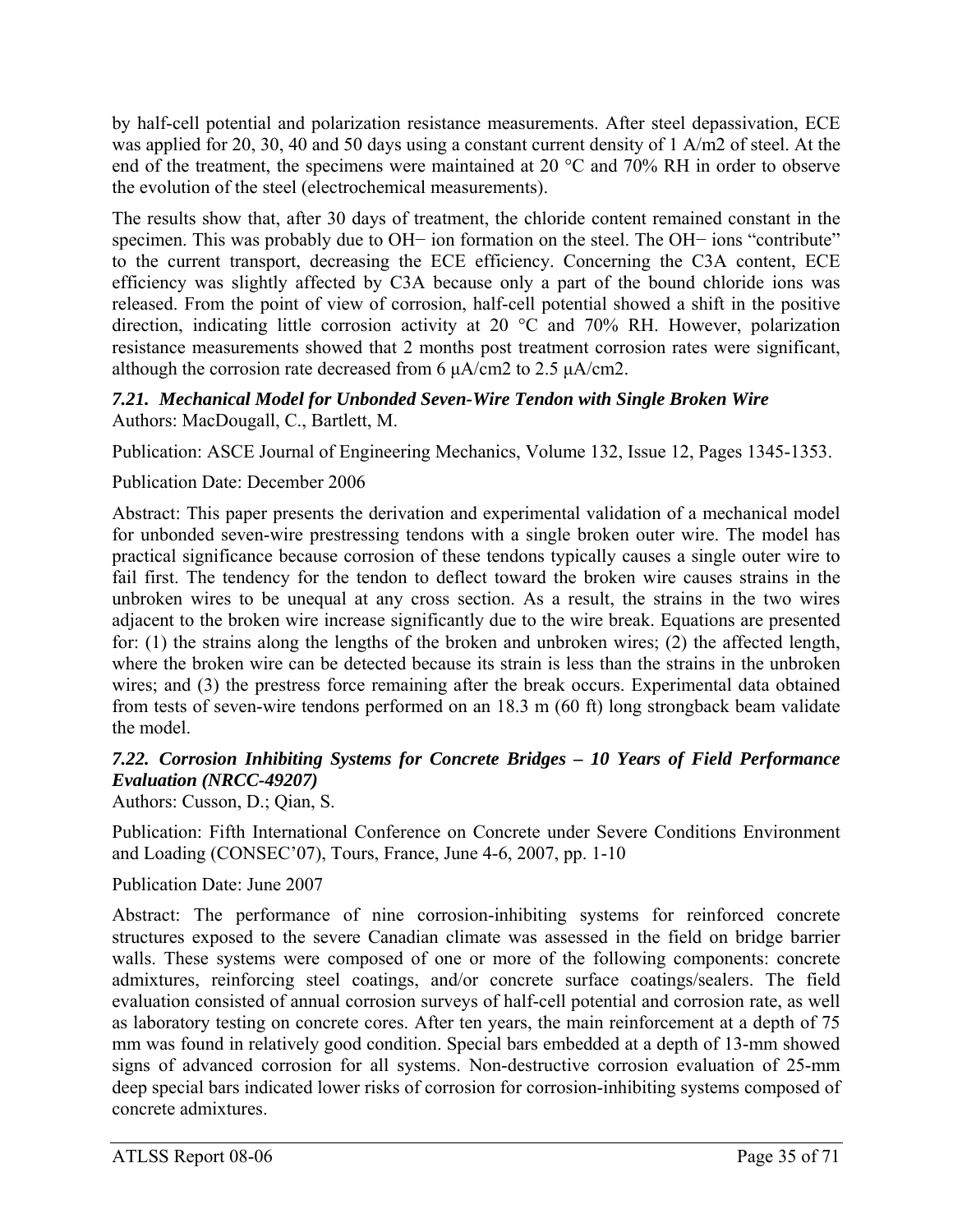by half-cell potential and polarization resistance measurements. After steel depassivation, ECE was applied for 20, 30, 40 and 50 days using a constant current density of 1 $A/m^2$ of steel. At the end of the treatment, the specimens were maintained at 20 °C and 70% RH in order to observe the evolution of the steel (electrochemical measurements).

The results show that, after 30 days of treatment, the chloride content remained constant in the specimen. This was probably due to $OH^-$ ion formation on the steel. The $OH^-$ ions "contribute" to the current transport, decreasing the ECE efficiency. Concerning the $C_3A$ content, ECE efficiency was slightly affected by $C_3A$ because only a part of the bound chloride ions was released. From the point of view of corrosion, half-cell potential showed a shift in the positive direction, indicating little corrosion activity at 20 °C and 70% RH. However, polarization resistance measurements showed that 2 months post treatment corrosion rates were significant, although the corrosion rate decreased from 6 $\mu A/cm^2$ to 2.5 $\mu A/cm^2$.

### *7.21. Mechanical Model for Unbonded Seven-Wire Tendon with Single Broken Wire*

Authors: MacDougall, C., Bartlett, M.

Publication: ASCE Journal of Engineering Mechanics, Volume 132, Issue 12, Pages 1345-1353.

Publication Date: December 2006

Abstract: This paper presents the derivation and experimental validation of a mechanical model for unbonded seven-wire prestressing tendons with a single broken outer wire. The model has practical significance because corrosion of these tendons typically causes a single outer wire to fail first. The tendency for the tendon to deflect toward the broken wire causes strains in the unbroken wires to be unequal at any cross section. As a result, the strains in the two wires adjacent to the broken wire increase significantly due to the wire break. Equations are presented for: (1) the strains along the lengths of the broken and unbroken wires; (2) the affected length, where the broken wire can be detected because its strain is less than the strains in the unbroken wires; and (3) the prestress force remaining after the break occurs. Experimental data obtained from tests of seven-wire tendons performed on an 18.3 m (60 ft) long strongback beam validate the model.

### *7.22. Corrosion Inhibiting Systems for Concrete Bridges – 10 Years of Field Performance Evaluation (NRCC-49207)*

Authors: Cusson, D.; Qian, S.

Publication: Fifth International Conference on Concrete under Severe Conditions Environment and Loading (CONSEC'07), Tours, France, June 4-6, 2007, pp. 1-10

Publication Date: June 2007

Abstract: The performance of nine corrosion-inhibiting systems for reinforced concrete structures exposed to the severe Canadian climate was assessed in the field on bridge barrier walls. These systems were composed of one or more of the following components: concrete admixtures, reinforcing steel coatings, and/or concrete surface coatings/sealers. The field evaluation consisted of annual corrosion surveys of half-cell potential and corrosion rate, as well as laboratory testing on concrete cores. After ten years, the main reinforcement at a depth of 75 mm was found in relatively good condition. Special bars embedded at a depth of 13-mm showed signs of advanced corrosion for all systems. Non-destructive corrosion evaluation of 25-mm deep special bars indicated lower risks of corrosion for corrosion-inhibiting systems composed of concrete admixtures.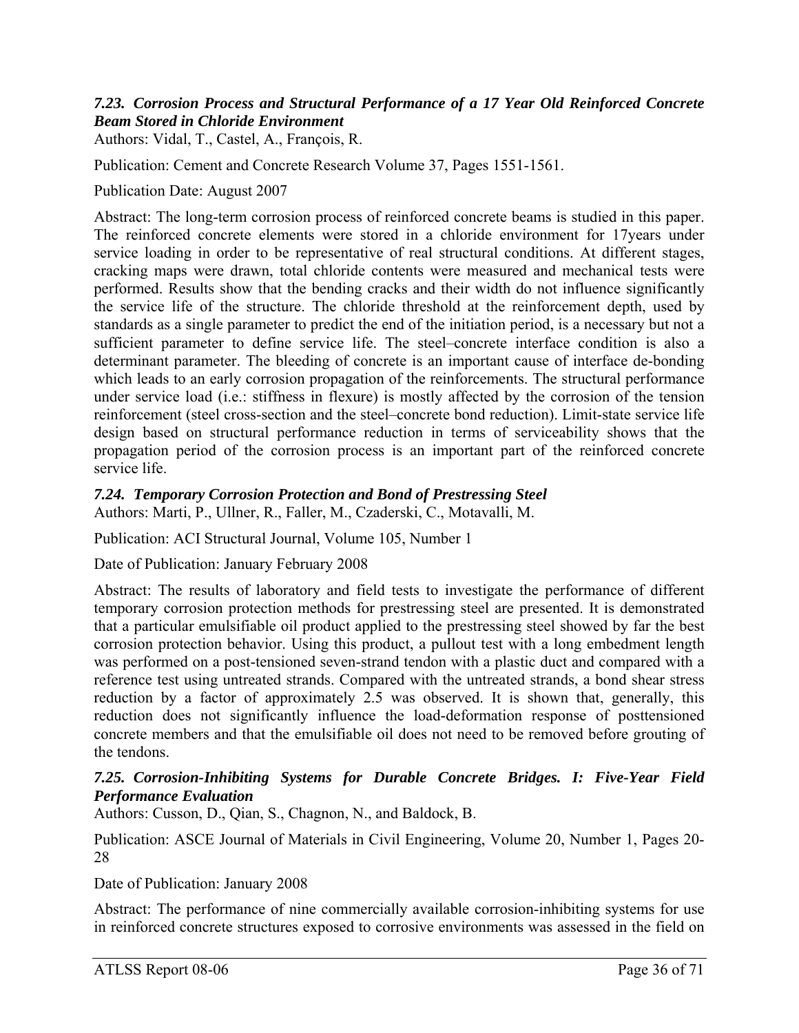### *7.23. Corrosion Process and Structural Performance of a 17 Year Old Reinforced Concrete Beam Stored in Chloride Environment*

Authors: Vidal, T., Castel, A., François, R.

Publication: Cement and Concrete Research Volume 37, Pages 1551-1561.

Publication Date: August 2007

Abstract: The long-term corrosion process of reinforced concrete beams is studied in this paper. The reinforced concrete elements were stored in a chloride environment for 17years under service loading in order to be representative of real structural conditions. At different stages, cracking maps were drawn, total chloride contents were measured and mechanical tests were performed. Results show that the bending cracks and their width do not influence significantly the service life of the structure. The chloride threshold at the reinforcement depth, used by standards as a single parameter to predict the end of the initiation period, is a necessary but not a sufficient parameter to define service life. The steel–concrete interface condition is also a determinant parameter. The bleeding of concrete is an important cause of interface de-bonding which leads to an early corrosion propagation of the reinforcements. The structural performance under service load (i.e.: stiffness in flexure) is mostly affected by the corrosion of the tension reinforcement (steel cross-section and the steel–concrete bond reduction). Limit-state service life design based on structural performance reduction in terms of serviceability shows that the propagation period of the corrosion process is an important part of the reinforced concrete service life.

### *7.24. Temporary Corrosion Protection and Bond of Prestressing Steel*

Authors: Marti, P., Ullner, R., Faller, M., Czaderski, C., Motavalli, M.

Publication: ACI Structural Journal, Volume 105, Number 1

Date of Publication: January February 2008

Abstract: The results of laboratory and field tests to investigate the performance of different temporary corrosion protection methods for prestressing steel are presented. It is demonstrated that a particular emulsifiable oil product applied to the prestressing steel showed by far the best corrosion protection behavior. Using this product, a pullout test with a long embedment length was performed on a post-tensioned seven-strand tendon with a plastic duct and compared with a reference test using untreated strands. Compared with the untreated strands, a bond shear stress reduction by a factor of approximately 2.5 was observed. It is shown that, generally, this reduction does not significantly influence the load-deformation response of posttensioned concrete members and that the emulsifiable oil does not need to be removed before grouting of the tendons.

### *7.25. Corrosion-Inhibiting Systems for Durable Concrete Bridges. I: Five-Year Field Performance Evaluation*

Authors: Cusson, D., Qian, S., Chagnon, N., and Baldock, B.

Publication: ASCE Journal of Materials in Civil Engineering, Volume 20, Number 1, Pages 20-28

Date of Publication: January 2008

Abstract: The performance of nine commercially available corrosion-inhibiting systems for use in reinforced concrete structures exposed to corrosive environments was assessed in the field on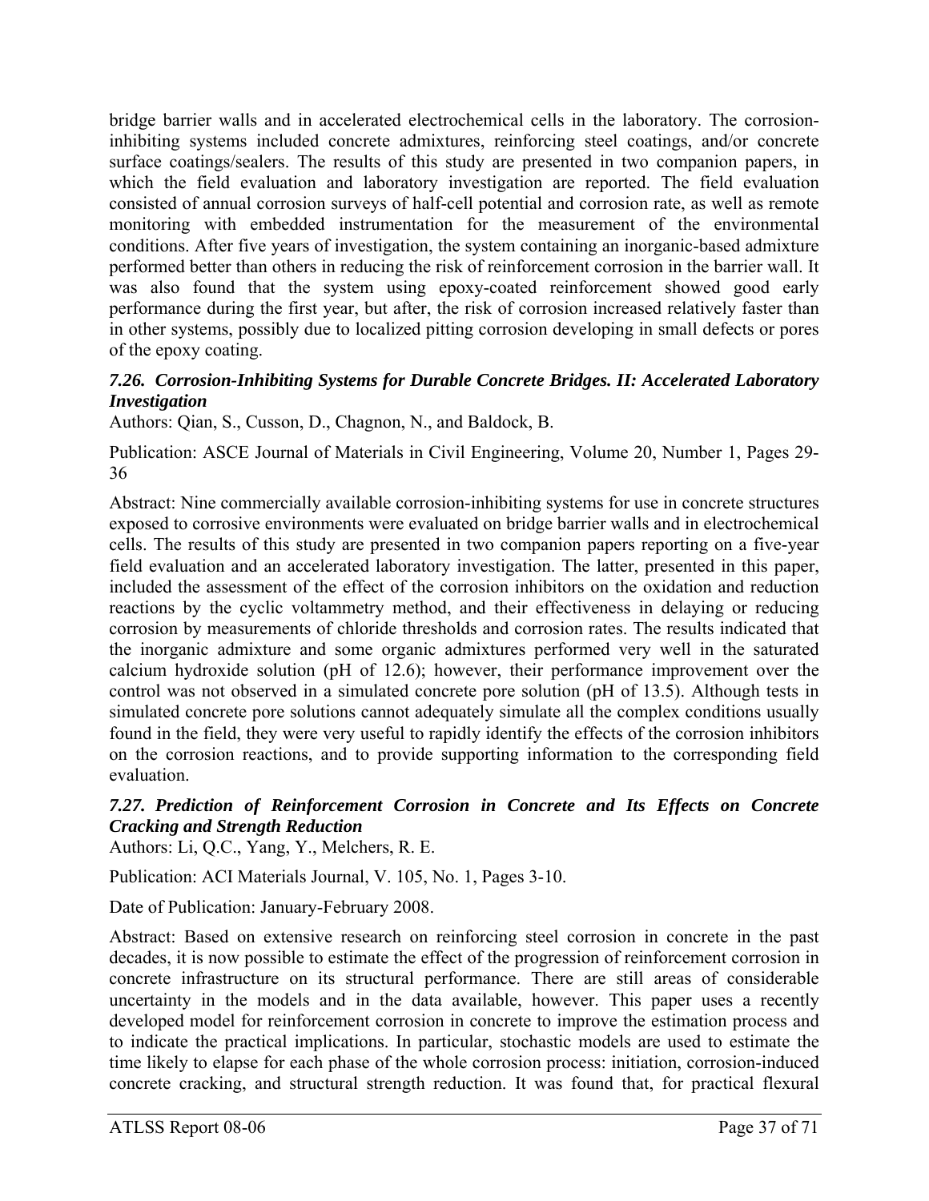bridge barrier walls and in accelerated electrochemical cells in the laboratory. The corrosion-inhibiting systems included concrete admixtures, reinforcing steel coatings, and/or concrete surface coatings/sealers. The results of this study are presented in two companion papers, in which the field evaluation and laboratory investigation are reported. The field evaluation consisted of annual corrosion surveys of half-cell potential and corrosion rate, as well as remote monitoring with embedded instrumentation for the measurement of the environmental conditions. After five years of investigation, the system containing an inorganic-based admixture performed better than others in reducing the risk of reinforcement corrosion in the barrier wall. It was also found that the system using epoxy-coated reinforcement showed good early performance during the first year, but after, the risk of corrosion increased relatively faster than in other systems, possibly due to localized pitting corrosion developing in small defects or pores of the epoxy coating.

### *7.26. Corrosion-Inhibiting Systems for Durable Concrete Bridges. II: Accelerated Laboratory Investigation*

Authors: Qian, S., Cusson, D., Chagnon, N., and Baldock, B.

Publication: ASCE Journal of Materials in Civil Engineering, Volume 20, Number 1, Pages 29-36

Abstract: Nine commercially available corrosion-inhibiting systems for use in concrete structures exposed to corrosive environments were evaluated on bridge barrier walls and in electrochemical cells. The results of this study are presented in two companion papers reporting on a five-year field evaluation and an accelerated laboratory investigation. The latter, presented in this paper, included the assessment of the effect of the corrosion inhibitors on the oxidation and reduction reactions by the cyclic voltammetry method, and their effectiveness in delaying or reducing corrosion by measurements of chloride thresholds and corrosion rates. The results indicated that the inorganic admixture and some organic admixtures performed very well in the saturated calcium hydroxide solution (pH of 12.6); however, their performance improvement over the control was not observed in a simulated concrete pore solution (pH of 13.5). Although tests in simulated concrete pore solutions cannot adequately simulate all the complex conditions usually found in the field, they were very useful to rapidly identify the effects of the corrosion inhibitors on the corrosion reactions, and to provide supporting information to the corresponding field evaluation.

### *7.27. Prediction of Reinforcement Corrosion in Concrete and Its Effects on Concrete Cracking and Strength Reduction*

Authors: Li, Q.C., Yang, Y., Melchers, R. E.

Publication: ACI Materials Journal, V. 105, No. 1, Pages 3-10.

Date of Publication: January-February 2008.

Abstract: Based on extensive research on reinforcing steel corrosion in concrete in the past decades, it is now possible to estimate the effect of the progression of reinforcement corrosion in concrete infrastructure on its structural performance. There are still areas of considerable uncertainty in the models and in the data available, however. This paper uses a recently developed model for reinforcement corrosion in concrete to improve the estimation process and to indicate the practical implications. In particular, stochastic models are used to estimate the time likely to elapse for each phase of the whole corrosion process: initiation, corrosion-induced concrete cracking, and structural strength reduction. It was found that, for practical flexural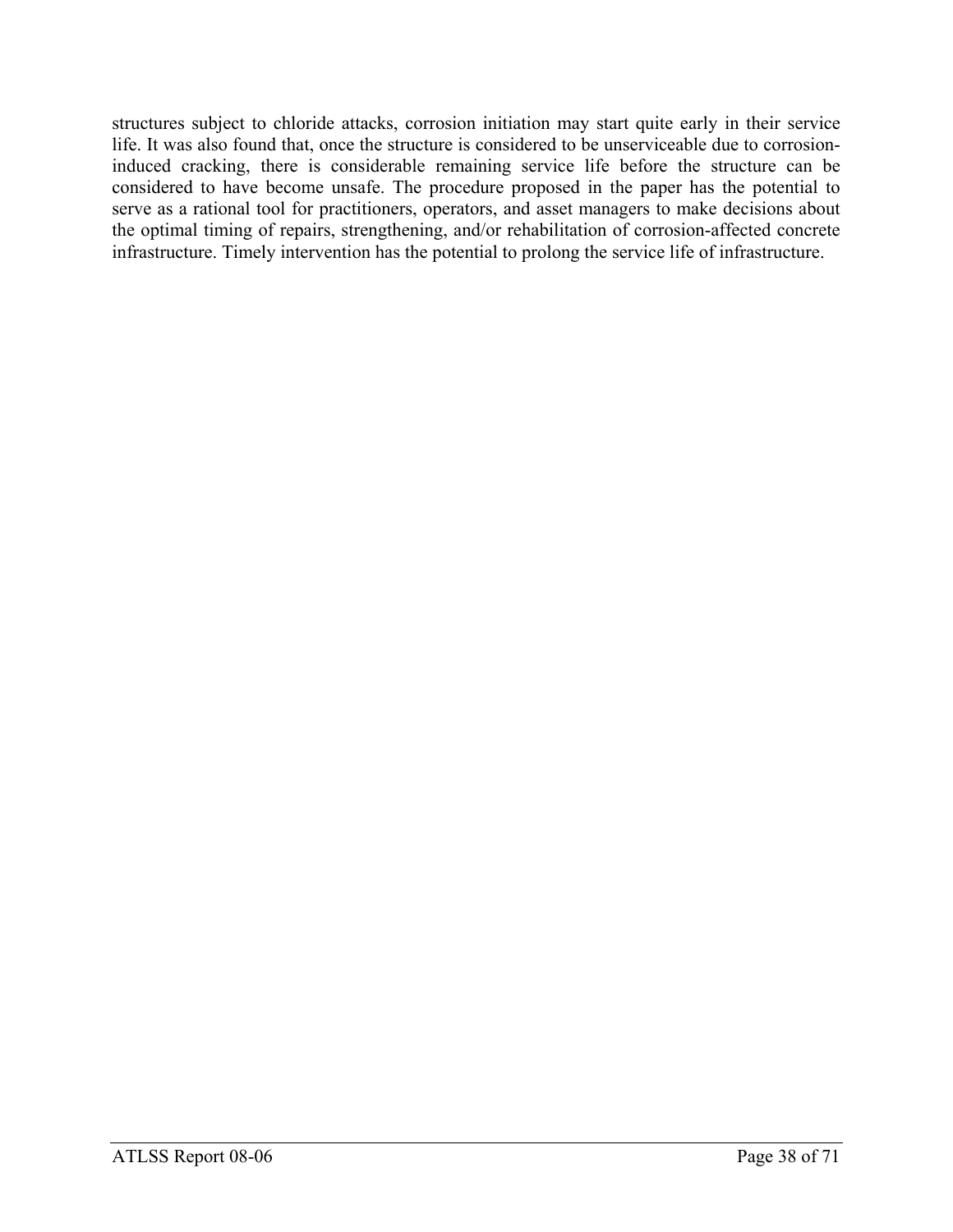structures subject to chloride attacks, corrosion initiation may start quite early in their service life. It was also found that, once the structure is considered to be unserviceable due to corrosion-induced cracking, there is considerable remaining service life before the structure can be considered to have become unsafe. The procedure proposed in the paper has the potential to serve as a rational tool for practitioners, operators, and asset managers to make decisions about the optimal timing of repairs, strengthening, and/or rehabilitation of corrosion-affected concrete infrastructure. Timely intervention has the potential to prolong the service life of infrastructure.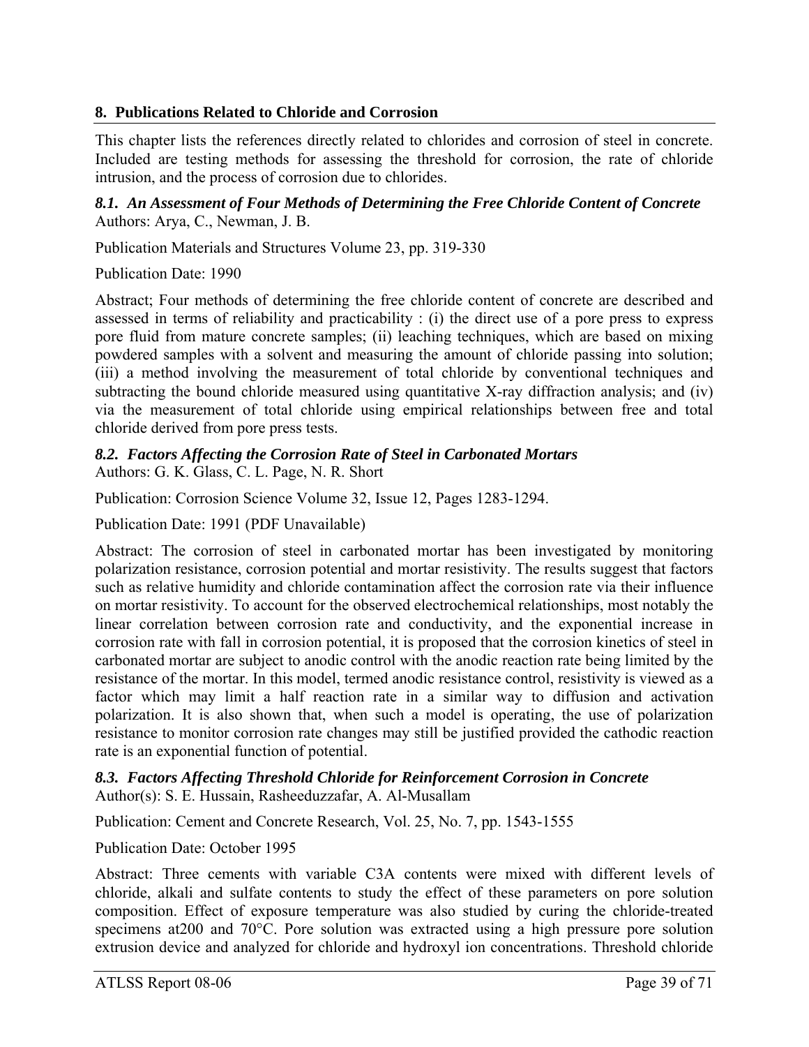## 8. Publications Related to Chloride and Corrosion

This chapter lists the references directly related to chlorides and corrosion of steel in concrete. Included are testing methods for assessing the threshold for corrosion, the rate of chloride intrusion, and the process of corrosion due to chlorides.

### *8.1. An Assessment of Four Methods of Determining the Free Chloride Content of Concrete*

Authors: Arya, C., Newman, J. B.

Publication Materials and Structures Volume 23, pp. 319-330

Publication Date: 1990

Abstract; Four methods of determining the free chloride content of concrete are described and assessed in terms of reliability and practicability : (i) the direct use of a pore press to express pore fluid from mature concrete samples; (ii) leaching techniques, which are based on mixing powdered samples with a solvent and measuring the amount of chloride passing into solution; (iii) a method involving the measurement of total chloride by conventional techniques and subtracting the bound chloride measured using quantitative X-ray diffraction analysis; and (iv) via the measurement of total chloride using empirical relationships between free and total chloride derived from pore press tests.

### *8.2. Factors Affecting the Corrosion Rate of Steel in Carbonated Mortars*

Authors: G. K. Glass, C. L. Page, N. R. Short

Publication: Corrosion Science Volume 32, Issue 12, Pages 1283-1294.

Publication Date: 1991 (PDF Unavailable)

Abstract: The corrosion of steel in carbonated mortar has been investigated by monitoring polarization resistance, corrosion potential and mortar resistivity. The results suggest that factors such as relative humidity and chloride contamination affect the corrosion rate via their influence on mortar resistivity. To account for the observed electrochemical relationships, most notably the linear correlation between corrosion rate and conductivity, and the exponential increase in corrosion rate with fall in corrosion potential, it is proposed that the corrosion kinetics of steel in carbonated mortar are subject to anodic control with the anodic reaction rate being limited by the resistance of the mortar. In this model, termed anodic resistance control, resistivity is viewed as a factor which may limit a half reaction rate in a similar way to diffusion and activation polarization. It is also shown that, when such a model is operating, the use of polarization resistance to monitor corrosion rate changes may still be justified provided the cathodic reaction rate is an exponential function of potential.

### *8.3. Factors Affecting Threshold Chloride for Reinforcement Corrosion in Concrete*

Author(s): S. E. Hussain, Rasheeduzzafar, A. Al-Musallam

Publication: Cement and Concrete Research, Vol. 25, No. 7, pp. 1543-1555

Publication Date: October 1995

Abstract: Three cements with variable C3A contents were mixed with different levels of chloride, alkali and sulfate contents to study the effect of these parameters on pore solution composition. Effect of exposure temperature was also studied by curing the chloride-treated specimens at200 and 70°C. Pore solution was extracted using a high pressure pore solution extrusion device and analyzed for chloride and hydroxyl ion concentrations. Threshold chloride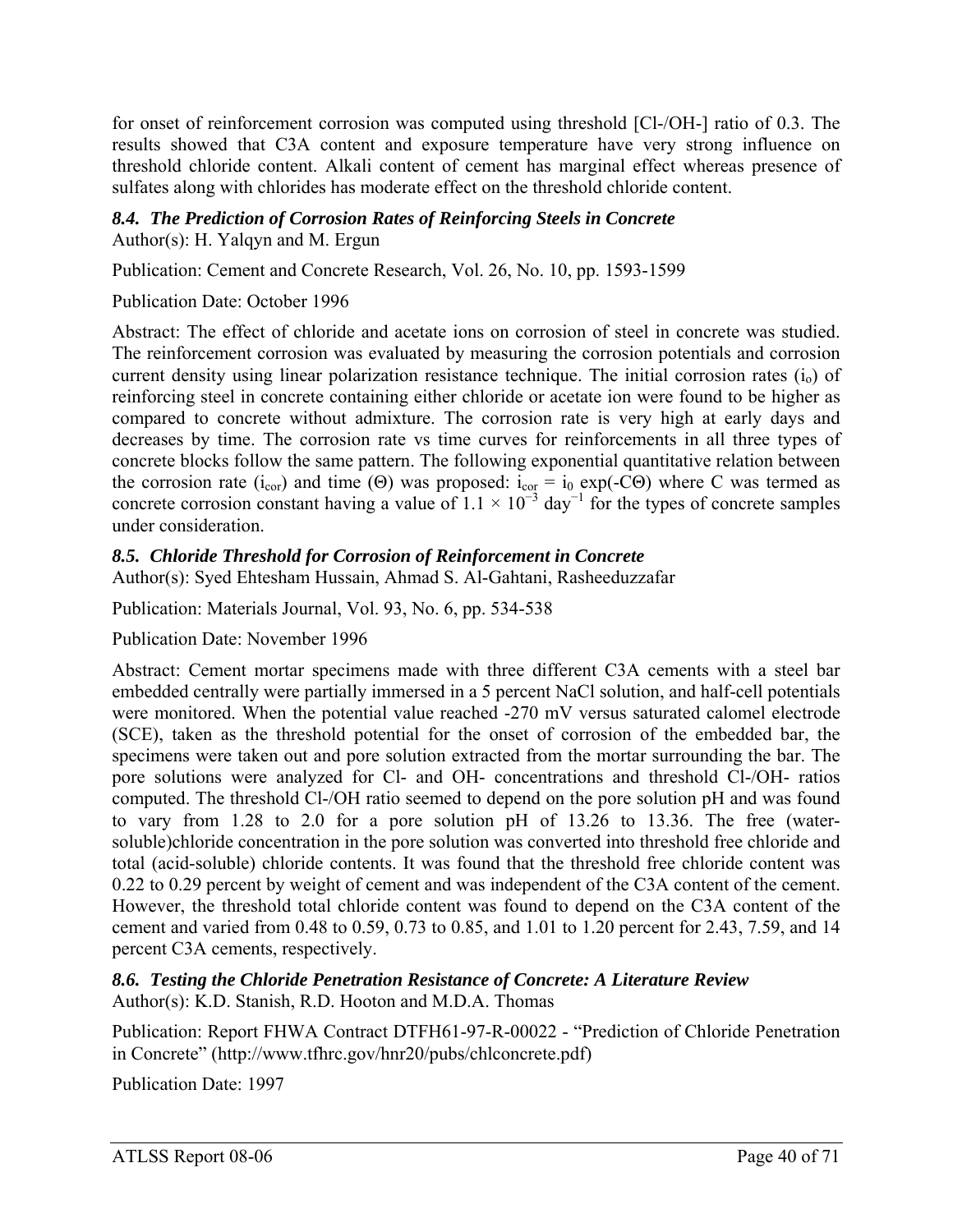for onset of reinforcement corrosion was computed using threshold [Cl-/OH-] ratio of 0.3. The results showed that C3A content and exposure temperature have very strong influence on threshold chloride content. Alkali content of cement has marginal effect whereas presence of sulfates along with chlorides has moderate effect on the threshold chloride content.

### *8.4. The Prediction of Corrosion Rates of Reinforcing Steels in Concrete*

Author(s): H. Yalqyn and M. Ergun

Publication: Cement and Concrete Research, Vol. 26, No. 10, pp. 1593-1599

Publication Date: October 1996

Abstract: The effect of chloride and acetate ions on corrosion of steel in concrete was studied. The reinforcement corrosion was evaluated by measuring the corrosion potentials and corrosion current density using linear polarization resistance technique. The initial corrosion rates ($i_o$) of reinforcing steel in concrete containing either chloride or acetate ion were found to be higher as compared to concrete without admixture. The corrosion rate is very high at early days and decreases by time. The corrosion rate vs time curves for reinforcements in all three types of concrete blocks follow the same pattern. The following exponential quantitative relation between the corrosion rate ($i_{cor}$) and time ($\Theta$) was proposed: $i_{cor} = i_0 \exp(-C\Theta)$ where C was termed as concrete corrosion constant having a value of $1.1 \times 10^{-3}$ day$^{-1}$ for the types of concrete samples under consideration.

### *8.5. Chloride Threshold for Corrosion of Reinforcement in Concrete*

Author(s): Syed Ehtesham Hussain, Ahmad S. Al-Gahtani, Rasheeduzzafar

Publication: Materials Journal, Vol. 93, No. 6, pp. 534-538

Publication Date: November 1996

Abstract: Cement mortar specimens made with three different C3A cements with a steel bar embedded centrally were partially immersed in a 5 percent NaCl solution, and half-cell potentials were monitored. When the potential value reached -270 mV versus saturated calomel electrode (SCE), taken as the threshold potential for the onset of corrosion of the embedded bar, the specimens were taken out and pore solution extracted from the mortar surrounding the bar. The pore solutions were analyzed for Cl- and OH- concentrations and threshold Cl-/OH- ratios computed. The threshold Cl-/OH ratio seemed to depend on the pore solution pH and was found to vary from 1.28 to 2.0 for a pore solution pH of 13.26 to 13.36. The free (water-soluble)chloride concentration in the pore solution was converted into threshold free chloride and total (acid-soluble) chloride contents. It was found that the threshold free chloride content was 0.22 to 0.29 percent by weight of cement and was independent of the C3A content of the cement. However, the threshold total chloride content was found to depend on the C3A content of the cement and varied from 0.48 to 0.59, 0.73 to 0.85, and 1.01 to 1.20 percent for 2.43, 7.59, and 14 percent C3A cements, respectively.

### *8.6. Testing the Chloride Penetration Resistance of Concrete: A Literature Review*

Author(s): K.D. Stanish, R.D. Hooton and M.D.A. Thomas

Publication: Report FHWA Contract DTFH61-97-R-00022 - “Prediction of Chloride Penetration in Concrete” (http://www.tfhrc.gov/hnr20/pubs/chlconcrete.pdf)

Publication Date: 1997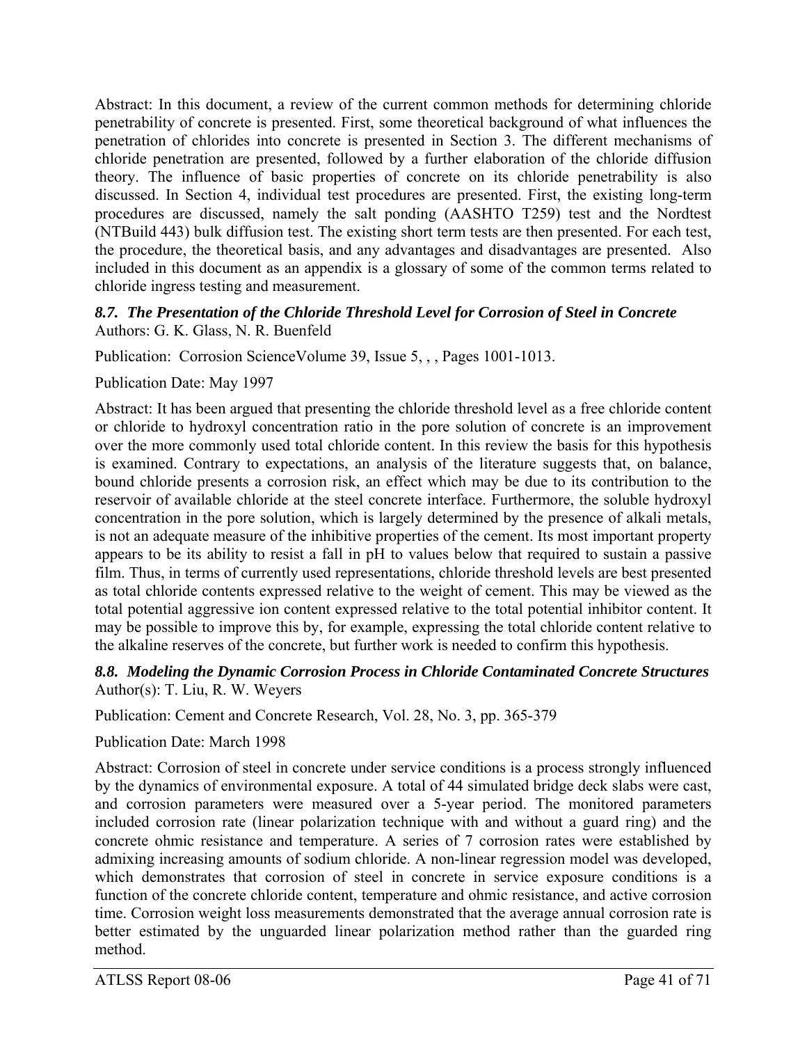Abstract: In this document, a review of the current common methods for determining chloride penetrability of concrete is presented. First, some theoretical background of what influences the penetration of chlorides into concrete is presented in Section 3. The different mechanisms of chloride penetration are presented, followed by a further elaboration of the chloride diffusion theory. The influence of basic properties of concrete on its chloride penetrability is also discussed. In Section 4, individual test procedures are presented. First, the existing long-term procedures are discussed, namely the salt ponding (AASHTO T259) test and the Nordtest (NTBuild 443) bulk diffusion test. The existing short term tests are then presented. For each test, the procedure, the theoretical basis, and any advantages and disadvantages are presented. Also included in this document as an appendix is a glossary of some of the common terms related to chloride ingress testing and measurement.

### *8.7. The Presentation of the Chloride Threshold Level for Corrosion of Steel in Concrete*

Authors: G. K. Glass, N. R. Buenfeld

Publication: Corrosion ScienceVolume 39, Issue 5, , , Pages 1001-1013.

Publication Date: May 1997

Abstract: It has been argued that presenting the chloride threshold level as a free chloride content or chloride to hydroxyl concentration ratio in the pore solution of concrete is an improvement over the more commonly used total chloride content. In this review the basis for this hypothesis is examined. Contrary to expectations, an analysis of the literature suggests that, on balance, bound chloride presents a corrosion risk, an effect which may be due to its contribution to the reservoir of available chloride at the steel concrete interface. Furthermore, the soluble hydroxyl concentration in the pore solution, which is largely determined by the presence of alkali metals, is not an adequate measure of the inhibitive properties of the cement. Its most important property appears to be its ability to resist a fall in pH to values below that required to sustain a passive film. Thus, in terms of currently used representations, chloride threshold levels are best presented as total chloride contents expressed relative to the weight of cement. This may be viewed as the total potential aggressive ion content expressed relative to the total potential inhibitor content. It may be possible to improve this by, for example, expressing the total chloride content relative to the alkaline reserves of the concrete, but further work is needed to confirm this hypothesis.

### *8.8. Modeling the Dynamic Corrosion Process in Chloride Contaminated Concrete Structures*

Author(s): T. Liu, R. W. Weyers

Publication: Cement and Concrete Research, Vol. 28, No. 3, pp. 365-379

Publication Date: March 1998

Abstract: Corrosion of steel in concrete under service conditions is a process strongly influenced by the dynamics of environmental exposure. A total of 44 simulated bridge deck slabs were cast, and corrosion parameters were measured over a 5-year period. The monitored parameters included corrosion rate (linear polarization technique with and without a guard ring) and the concrete ohmic resistance and temperature. A series of 7 corrosion rates were established by admixing increasing amounts of sodium chloride. A non-linear regression model was developed, which demonstrates that corrosion of steel in concrete in service exposure conditions is a function of the concrete chloride content, temperature and ohmic resistance, and active corrosion time. Corrosion weight loss measurements demonstrated that the average annual corrosion rate is better estimated by the unguarded linear polarization method rather than the guarded ring method.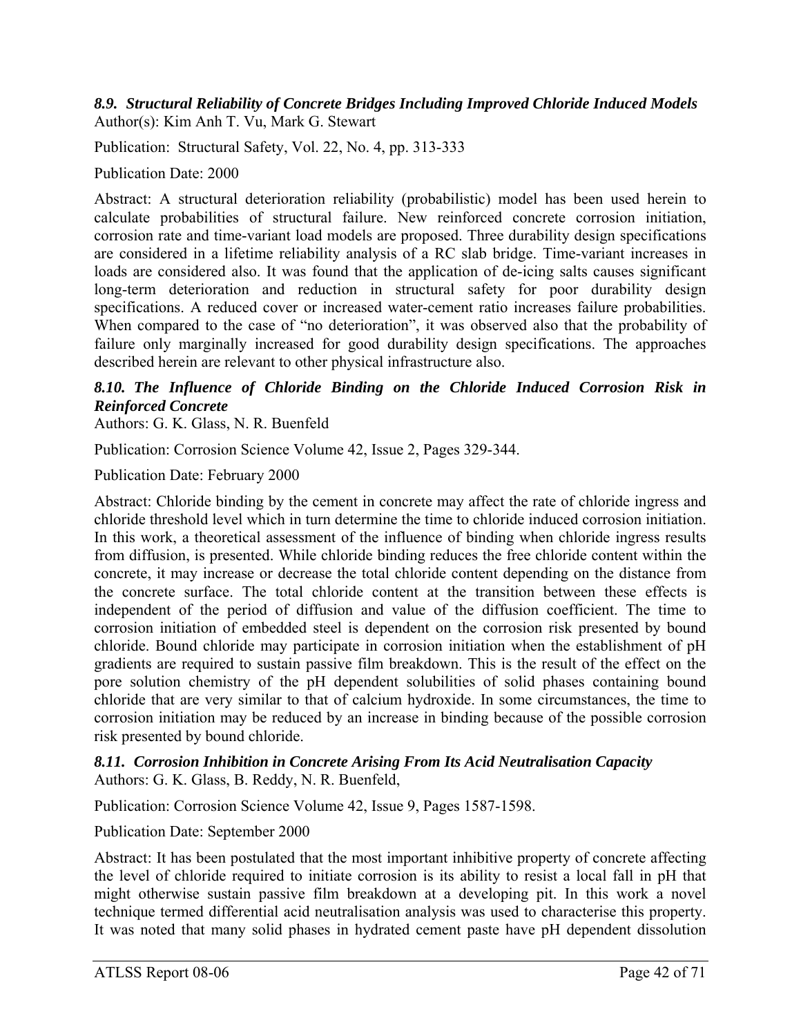### *8.9. Structural Reliability of Concrete Bridges Including Improved Chloride Induced Models*

Author(s): Kim Anh T. Vu, Mark G. Stewart

Publication: Structural Safety, Vol. 22, No. 4, pp. 313-333

Publication Date: 2000

Abstract: A structural deterioration reliability (probabilistic) model has been used herein to calculate probabilities of structural failure. New reinforced concrete corrosion initiation, corrosion rate and time-variant load models are proposed. Three durability design specifications are considered in a lifetime reliability analysis of a RC slab bridge. Time-variant increases in loads are considered also. It was found that the application of de-icing salts causes significant long-term deterioration and reduction in structural safety for poor durability design specifications. A reduced cover or increased water-cement ratio increases failure probabilities. When compared to the case of "no deterioration", it was observed also that the probability of failure only marginally increased for good durability design specifications. The approaches described herein are relevant to other physical infrastructure also.

### *8.10. The Influence of Chloride Binding on the Chloride Induced Corrosion Risk in Reinforced Concrete*

Authors: G. K. Glass, N. R. Buenfeld

Publication: Corrosion Science Volume 42, Issue 2, Pages 329-344.

Publication Date: February 2000

Abstract: Chloride binding by the cement in concrete may affect the rate of chloride ingress and chloride threshold level which in turn determine the time to chloride induced corrosion initiation. In this work, a theoretical assessment of the influence of binding when chloride ingress results from diffusion, is presented. While chloride binding reduces the free chloride content within the concrete, it may increase or decrease the total chloride content depending on the distance from the concrete surface. The total chloride content at the transition between these effects is independent of the period of diffusion and value of the diffusion coefficient. The time to corrosion initiation of embedded steel is dependent on the corrosion risk presented by bound chloride. Bound chloride may participate in corrosion initiation when the establishment of pH gradients are required to sustain passive film breakdown. This is the result of the effect on the pore solution chemistry of the pH dependent solubilities of solid phases containing bound chloride that are very similar to that of calcium hydroxide. In some circumstances, the time to corrosion initiation may be reduced by an increase in binding because of the possible corrosion risk presented by bound chloride.

### *8.11. Corrosion Inhibition in Concrete Arising From Its Acid Neutralisation Capacity*

Authors: G. K. Glass, B. Reddy, N. R. Buenfeld,

Publication: Corrosion Science Volume 42, Issue 9, Pages 1587-1598.

Publication Date: September 2000

Abstract: It has been postulated that the most important inhibitive property of concrete affecting the level of chloride required to initiate corrosion is its ability to resist a local fall in pH that might otherwise sustain passive film breakdown at a developing pit. In this work a novel technique termed differential acid neutralisation analysis was used to characterise this property. It was noted that many solid phases in hydrated cement paste have pH dependent dissolution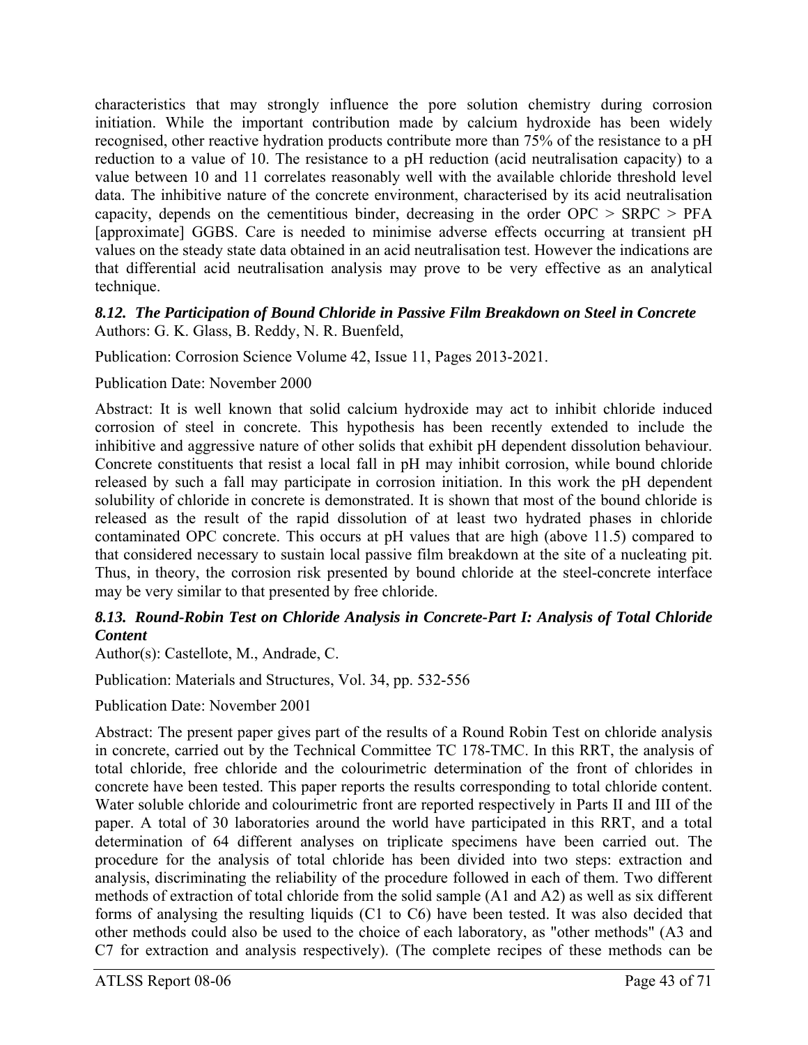characteristics that may strongly influence the pore solution chemistry during corrosion initiation. While the important contribution made by calcium hydroxide has been widely recognised, other reactive hydration products contribute more than 75% of the resistance to a pH reduction to a value of 10. The resistance to a pH reduction (acid neutralisation capacity) to a value between 10 and 11 correlates reasonably well with the available chloride threshold level data. The inhibitive nature of the concrete environment, characterised by its acid neutralisation capacity, depends on the cementitious binder, decreasing in the order OPC > SRPC > PFA [approximate] GGBS. Care is needed to minimise adverse effects occurring at transient pH values on the steady state data obtained in an acid neutralisation test. However the indications are that differential acid neutralisation analysis may prove to be very effective as an analytical technique.

### *8.12. The Participation of Bound Chloride in Passive Film Breakdown on Steel in Concrete*

Authors: G. K. Glass, B. Reddy, N. R. Buenfeld,

Publication: Corrosion Science Volume 42, Issue 11, Pages 2013-2021.

Publication Date: November 2000

Abstract: It is well known that solid calcium hydroxide may act to inhibit chloride induced corrosion of steel in concrete. This hypothesis has been recently extended to include the inhibitive and aggressive nature of other solids that exhibit pH dependent dissolution behaviour. Concrete constituents that resist a local fall in pH may inhibit corrosion, while bound chloride released by such a fall may participate in corrosion initiation. In this work the pH dependent solubility of chloride in concrete is demonstrated. It is shown that most of the bound chloride is released as the result of the rapid dissolution of at least two hydrated phases in chloride contaminated OPC concrete. This occurs at pH values that are high (above 11.5) compared to that considered necessary to sustain local passive film breakdown at the site of a nucleating pit. Thus, in theory, the corrosion risk presented by bound chloride at the steel-concrete interface may be very similar to that presented by free chloride.

### *8.13. Round-Robin Test on Chloride Analysis in Concrete-Part I: Analysis of Total Chloride Content*

Author(s): Castellote, M., Andrade, C.

Publication: Materials and Structures, Vol. 34, pp. 532-556

Publication Date: November 2001

Abstract: The present paper gives part of the results of a Round Robin Test on chloride analysis in concrete, carried out by the Technical Committee TC 178-TMC. In this RRT, the analysis of total chloride, free chloride and the colourimetric determination of the front of chlorides in concrete have been tested. This paper reports the results corresponding to total chloride content. Water soluble chloride and colourimetric front are reported respectively in Parts II and III of the paper. A total of 30 laboratories around the world have participated in this RRT, and a total determination of 64 different analyses on triplicate specimens have been carried out. The procedure for the analysis of total chloride has been divided into two steps: extraction and analysis, discriminating the reliability of the procedure followed in each of them. Two different methods of extraction of total chloride from the solid sample (A1 and A2) as well as six different forms of analysing the resulting liquids (C1 to C6) have been tested. It was also decided that other methods could also be used to the choice of each laboratory, as "other methods" (A3 and C7 for extraction and analysis respectively). (The complete recipes of these methods can be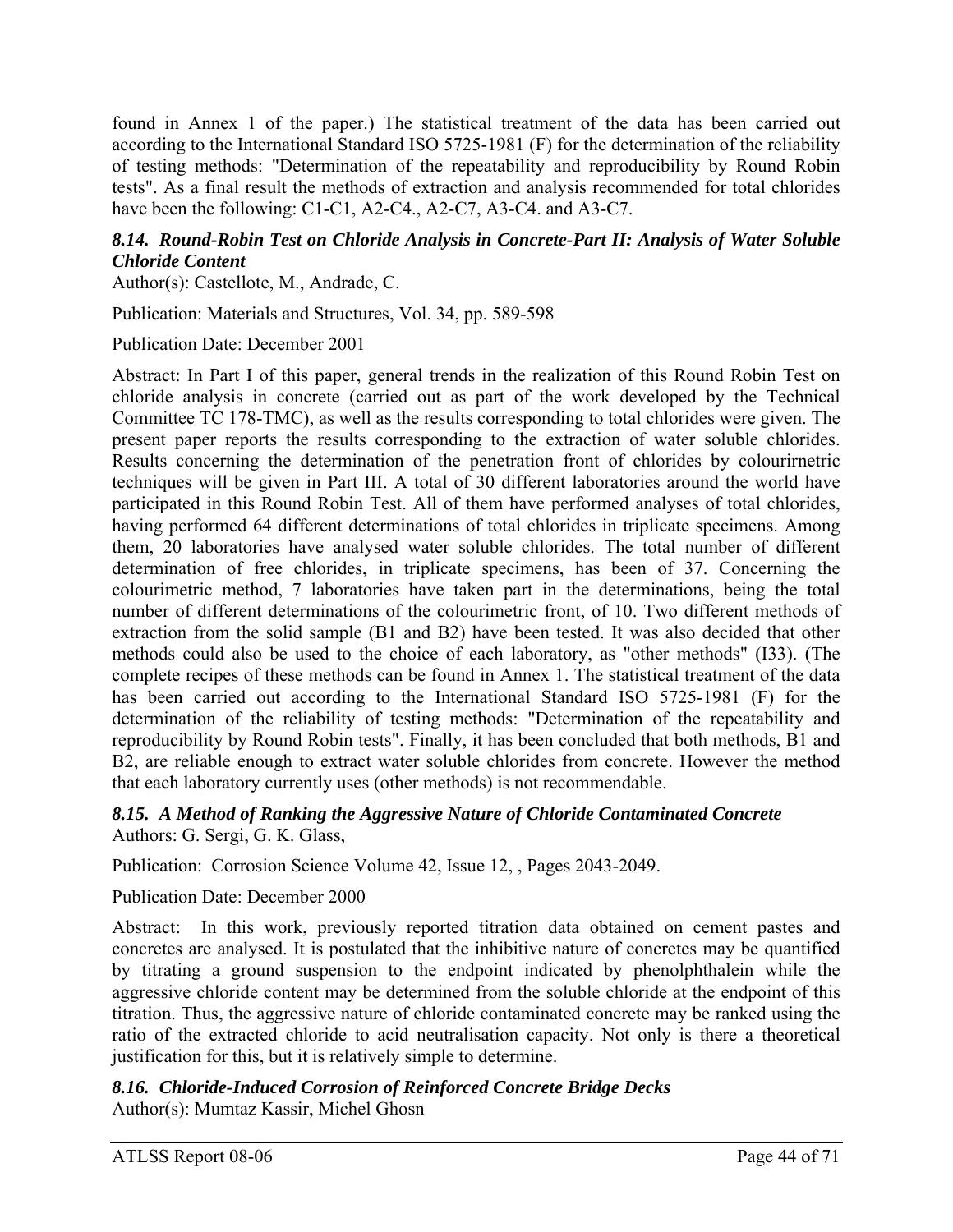found in Annex 1 of the paper.) The statistical treatment of the data has been carried out according to the International Standard ISO 5725-1981 (F) for the determination of the reliability of testing methods: "Determination of the repeatability and reproducibility by Round Robin tests". As a final result the methods of extraction and analysis recommended for total chlorides have been the following: C1-C1, A2-C4., A2-C7, A3-C4. and A3-C7.

### *8.14. Round-Robin Test on Chloride Analysis in Concrete-Part II: Analysis of Water Soluble Chloride Content*

Author(s): Castellote, M., Andrade, C.

Publication: Materials and Structures, Vol. 34, pp. 589-598

Publication Date: December 2001

Abstract: In Part I of this paper, general trends in the realization of this Round Robin Test on chloride analysis in concrete (carried out as part of the work developed by the Technical Committee TC 178-TMC), as well as the results corresponding to total chlorides were given. The present paper reports the results corresponding to the extraction of water soluble chlorides. Results concerning the determination of the penetration front of chlorides by colourirnetric techniques will be given in Part III. A total of 30 different laboratories around the world have participated in this Round Robin Test. All of them have performed analyses of total chlorides, having performed 64 different determinations of total chlorides in triplicate specimens. Among them, 20 laboratories have analysed water soluble chlorides. The total number of different determination of free chlorides, in triplicate specimens, has been of 37. Concerning the colourimetric method, 7 laboratories have taken part in the determinations, being the total number of different determinations of the colourimetric front, of 10. Two different methods of extraction from the solid sample (B1 and B2) have been tested. It was also decided that other methods could also be used to the choice of each laboratory, as "other methods" (I33). (The complete recipes of these methods can be found in Annex 1. The statistical treatment of the data has been carried out according to the International Standard ISO 5725-1981 (F) for the determination of the reliability of testing methods: "Determination of the repeatability and reproducibility by Round Robin tests". Finally, it has been concluded that both methods, B1 and B2, are reliable enough to extract water soluble chlorides from concrete. However the method that each laboratory currently uses (other methods) is not recommendable.

### *8.15. A Method of Ranking the Aggressive Nature of Chloride Contaminated Concrete*

Authors: G. Sergi, G. K. Glass,

Publication: Corrosion Science Volume 42, Issue 12, , Pages 2043-2049.

Publication Date: December 2000

Abstract: In this work, previously reported titration data obtained on cement pastes and concretes are analysed. It is postulated that the inhibitive nature of concretes may be quantified by titrating a ground suspension to the endpoint indicated by phenolphthalein while the aggressive chloride content may be determined from the soluble chloride at the endpoint of this titration. Thus, the aggressive nature of chloride contaminated concrete may be ranked using the ratio of the extracted chloride to acid neutralisation capacity. Not only is there a theoretical justification for this, but it is relatively simple to determine.

### *8.16. Chloride-Induced Corrosion of Reinforced Concrete Bridge Decks*

Author(s): Mumtaz Kassir, Michel Ghosn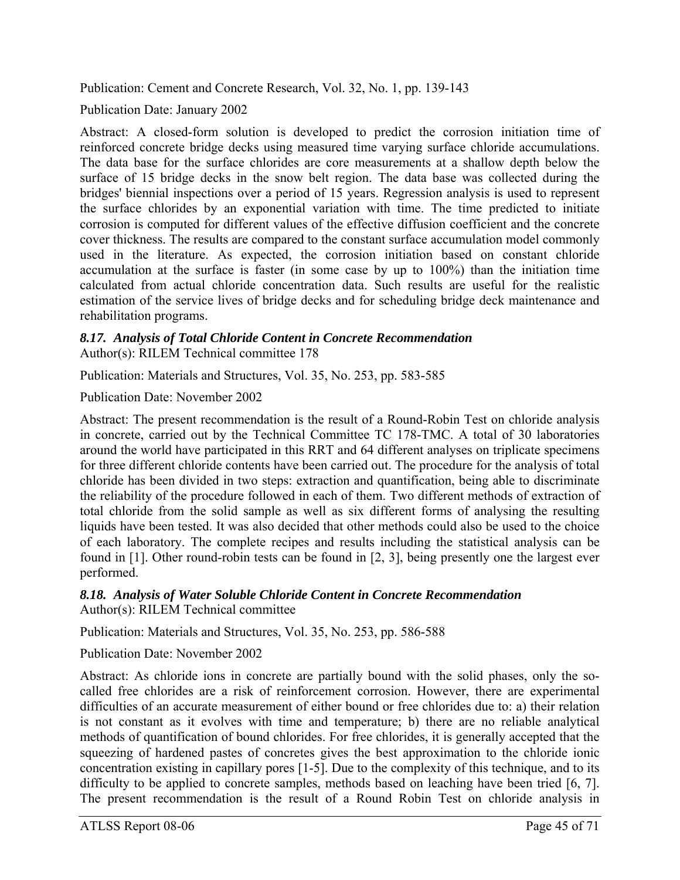Publication: Cement and Concrete Research, Vol. 32, No. 1, pp. 139-143

Publication Date: January 2002

Abstract: A closed-form solution is developed to predict the corrosion initiation time of reinforced concrete bridge decks using measured time varying surface chloride accumulations. The data base for the surface chlorides are core measurements at a shallow depth below the surface of 15 bridge decks in the snow belt region. The data base was collected during the bridges' biennial inspections over a period of 15 years. Regression analysis is used to represent the surface chlorides by an exponential variation with time. The time predicted to initiate corrosion is computed for different values of the effective diffusion coefficient and the concrete cover thickness. The results are compared to the constant surface accumulation model commonly used in the literature. As expected, the corrosion initiation based on constant chloride accumulation at the surface is faster (in some case by up to 100%) than the initiation time calculated from actual chloride concentration data. Such results are useful for the realistic estimation of the service lives of bridge decks and for scheduling bridge deck maintenance and rehabilitation programs.

### *8.17. Analysis of Total Chloride Content in Concrete Recommendation*

Author(s): RILEM Technical committee 178

Publication: Materials and Structures, Vol. 35, No. 253, pp. 583-585

Publication Date: November 2002

Abstract: The present recommendation is the result of a Round-Robin Test on chloride analysis in concrete, carried out by the Technical Committee TC 178-TMC. A total of 30 laboratories around the world have participated in this RRT and 64 different analyses on triplicate specimens for three different chloride contents have been carried out. The procedure for the analysis of total chloride has been divided in two steps: extraction and quantification, being able to discriminate the reliability of the procedure followed in each of them. Two different methods of extraction of total chloride from the solid sample as well as six different forms of analysing the resulting liquids have been tested. It was also decided that other methods could also be used to the choice of each laboratory. The complete recipes and results including the statistical analysis can be found in [1]. Other round-robin tests can be found in [2, 3], being presently one the largest ever performed.

### *8.18. Analysis of Water Soluble Chloride Content in Concrete Recommendation*

Author(s): RILEM Technical committee

Publication: Materials and Structures, Vol. 35, No. 253, pp. 586-588

Publication Date: November 2002

Abstract: As chloride ions in concrete are partially bound with the solid phases, only the so-called free chlorides are a risk of reinforcement corrosion. However, there are experimental difficulties of an accurate measurement of either bound or free chlorides due to: a) their relation is not constant as it evolves with time and temperature; b) there are no reliable analytical methods of quantification of bound chlorides. For free chlorides, it is generally accepted that the squeezing of hardened pastes of concretes gives the best approximation to the chloride ionic concentration existing in capillary pores [1-5]. Due to the complexity of this technique, and to its difficulty to be applied to concrete samples, methods based on leaching have been tried [6, 7]. The present recommendation is the result of a Round Robin Test on chloride analysis in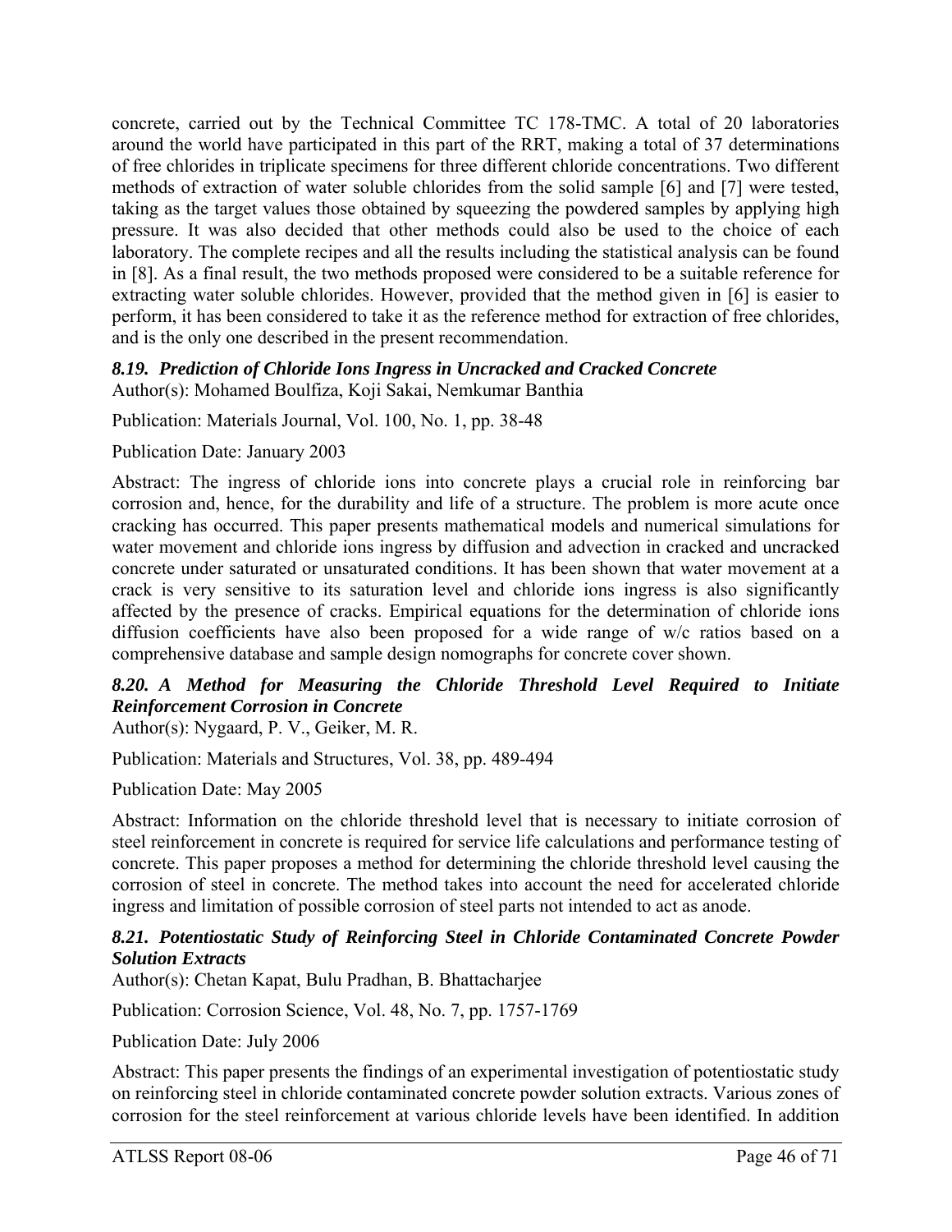concrete, carried out by the Technical Committee TC 178-TMC. A total of 20 laboratories around the world have participated in this part of the RRT, making a total of 37 determinations of free chlorides in triplicate specimens for three different chloride concentrations. Two different methods of extraction of water soluble chlorides from the solid sample [6] and [7] were tested, taking as the target values those obtained by squeezing the powdered samples by applying high pressure. It was also decided that other methods could also be used to the choice of each laboratory. The complete recipes and all the results including the statistical analysis can be found in [8]. As a final result, the two methods proposed were considered to be a suitable reference for extracting water soluble chlorides. However, provided that the method given in [6] is easier to perform, it has been considered to take it as the reference method for extraction of free chlorides, and is the only one described in the present recommendation.

### *8.19. Prediction of Chloride Ions Ingress in Uncracked and Cracked Concrete*

Author(s): Mohamed Boulfiza, Koji Sakai, Nemkumar Banthia

Publication: Materials Journal, Vol. 100, No. 1, pp. 38-48

Publication Date: January 2003

Abstract: The ingress of chloride ions into concrete plays a crucial role in reinforcing bar corrosion and, hence, for the durability and life of a structure. The problem is more acute once cracking has occurred. This paper presents mathematical models and numerical simulations for water movement and chloride ions ingress by diffusion and advection in cracked and uncracked concrete under saturated or unsaturated conditions. It has been shown that water movement at a crack is very sensitive to its saturation level and chloride ions ingress is also significantly affected by the presence of cracks. Empirical equations for the determination of chloride ions diffusion coefficients have also been proposed for a wide range of w/c ratios based on a comprehensive database and sample design nomographs for concrete cover shown.

### *8.20. A Method for Measuring the Chloride Threshold Level Required to Initiate Reinforcement Corrosion in Concrete*

Author(s): Nygaard, P. V., Geiker, M. R.

Publication: Materials and Structures, Vol. 38, pp. 489-494

Publication Date: May 2005

Abstract: Information on the chloride threshold level that is necessary to initiate corrosion of steel reinforcement in concrete is required for service life calculations and performance testing of concrete. This paper proposes a method for determining the chloride threshold level causing the corrosion of steel in concrete. The method takes into account the need for accelerated chloride ingress and limitation of possible corrosion of steel parts not intended to act as anode.

### *8.21. Potentiostatic Study of Reinforcing Steel in Chloride Contaminated Concrete Powder Solution Extracts*

Author(s): Chetan Kapat, Bulu Pradhan, B. Bhattacharjee

Publication: Corrosion Science, Vol. 48, No. 7, pp. 1757-1769

Publication Date: July 2006

Abstract: This paper presents the findings of an experimental investigation of potentiostatic study on reinforcing steel in chloride contaminated concrete powder solution extracts. Various zones of corrosion for the steel reinforcement at various chloride levels have been identified. In addition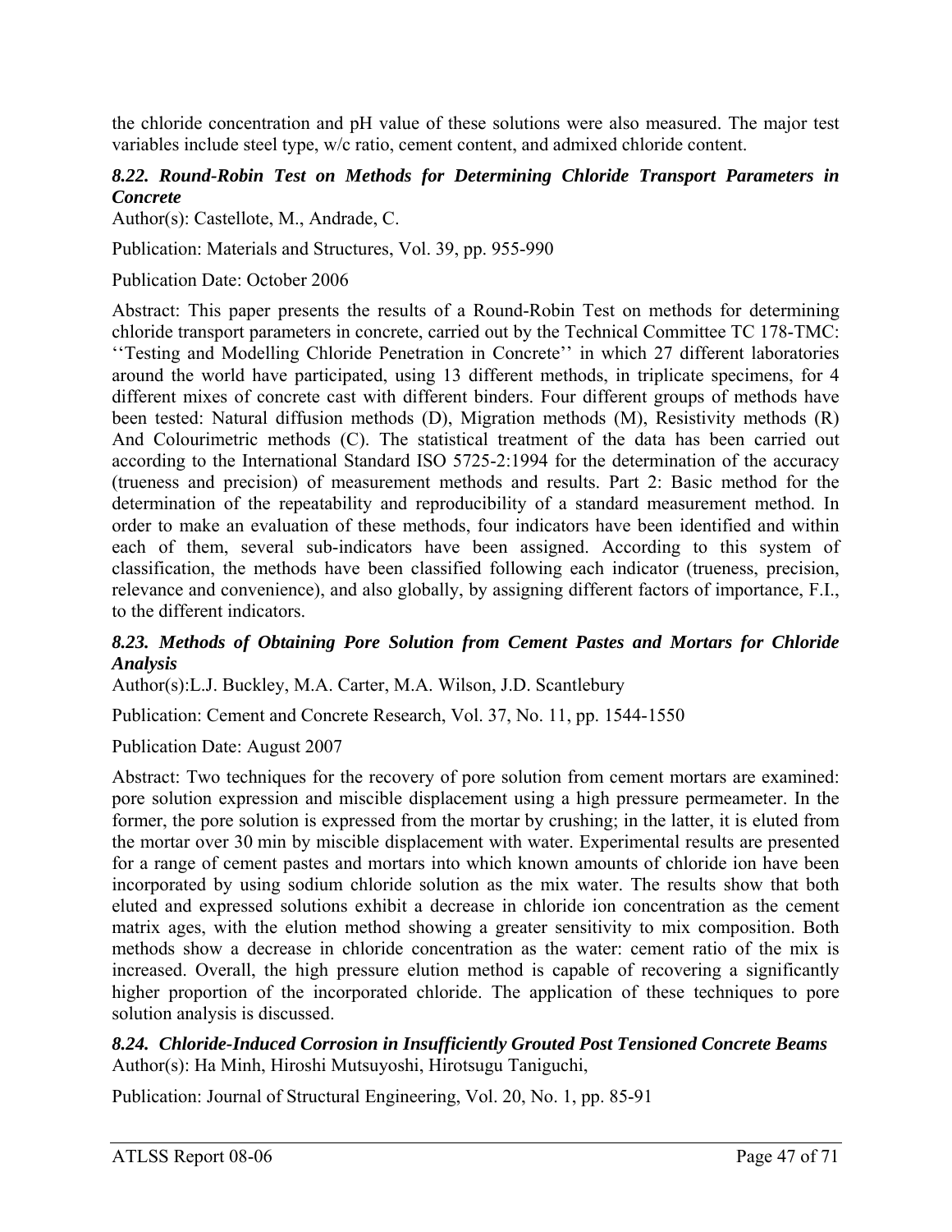the chloride concentration and pH value of these solutions were also measured. The major test variables include steel type, w/c ratio, cement content, and admixed chloride content.

### *8.22. Round-Robin Test on Methods for Determining Chloride Transport Parameters in Concrete*

Author(s): Castellote, M., Andrade, C.

Publication: Materials and Structures, Vol. 39, pp. 955-990

Publication Date: October 2006

Abstract: This paper presents the results of a Round-Robin Test on methods for determining chloride transport parameters in concrete, carried out by the Technical Committee TC 178-TMC: ''Testing and Modelling Chloride Penetration in Concrete'' in which 27 different laboratories around the world have participated, using 13 different methods, in triplicate specimens, for 4 different mixes of concrete cast with different binders. Four different groups of methods have been tested: Natural diffusion methods (D), Migration methods (M), Resistivity methods (R) And Colourimetric methods (C). The statistical treatment of the data has been carried out according to the International Standard ISO 5725-2:1994 for the determination of the accuracy (trueness and precision) of measurement methods and results. Part 2: Basic method for the determination of the repeatability and reproducibility of a standard measurement method. In order to make an evaluation of these methods, four indicators have been identified and within each of them, several sub-indicators have been assigned. According to this system of classification, the methods have been classified following each indicator (trueness, precision, relevance and convenience), and also globally, by assigning different factors of importance, F.I., to the different indicators.

### *8.23. Methods of Obtaining Pore Solution from Cement Pastes and Mortars for Chloride Analysis*

Author(s):L.J. Buckley, M.A. Carter, M.A. Wilson, J.D. Scantlebury

Publication: Cement and Concrete Research, Vol. 37, No. 11, pp. 1544-1550

Publication Date: August 2007

Abstract: Two techniques for the recovery of pore solution from cement mortars are examined: pore solution expression and miscible displacement using a high pressure permeameter. In the former, the pore solution is expressed from the mortar by crushing; in the latter, it is eluted from the mortar over 30 min by miscible displacement with water. Experimental results are presented for a range of cement pastes and mortars into which known amounts of chloride ion have been incorporated by using sodium chloride solution as the mix water. The results show that both eluted and expressed solutions exhibit a decrease in chloride ion concentration as the cement matrix ages, with the elution method showing a greater sensitivity to mix composition. Both methods show a decrease in chloride concentration as the water: cement ratio of the mix is increased. Overall, the high pressure elution method is capable of recovering a significantly higher proportion of the incorporated chloride. The application of these techniques to pore solution analysis is discussed.

### *8.24. Chloride-Induced Corrosion in Insufficiently Grouted Post Tensioned Concrete Beams*

Author(s): Ha Minh, Hiroshi Mutsuyoshi, Hirotsugu Taniguchi,

Publication: Journal of Structural Engineering, Vol. 20, No. 1, pp. 85-91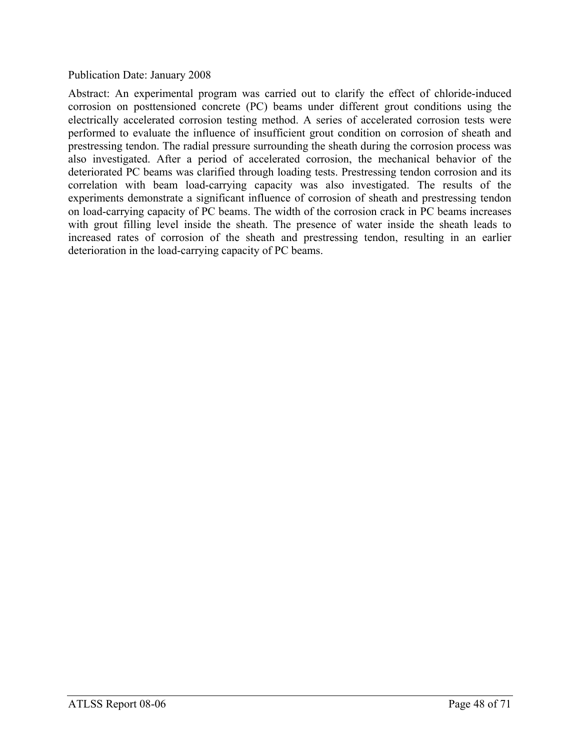Publication Date: January 2008

Abstract: An experimental program was carried out to clarify the effect of chloride-induced corrosion on posttensioned concrete (PC) beams under different grout conditions using the electrically accelerated corrosion testing method. A series of accelerated corrosion tests were performed to evaluate the influence of insufficient grout condition on corrosion of sheath and prestressing tendon. The radial pressure surrounding the sheath during the corrosion process was also investigated. After a period of accelerated corrosion, the mechanical behavior of the deteriorated PC beams was clarified through loading tests. Prestressing tendon corrosion and its correlation with beam load-carrying capacity was also investigated. The results of the experiments demonstrate a significant influence of corrosion of sheath and prestressing tendon on load-carrying capacity of PC beams. The width of the corrosion crack in PC beams increases with grout filling level inside the sheath. The presence of water inside the sheath leads to increased rates of corrosion of the sheath and prestressing tendon, resulting in an earlier deterioration in the load-carrying capacity of PC beams.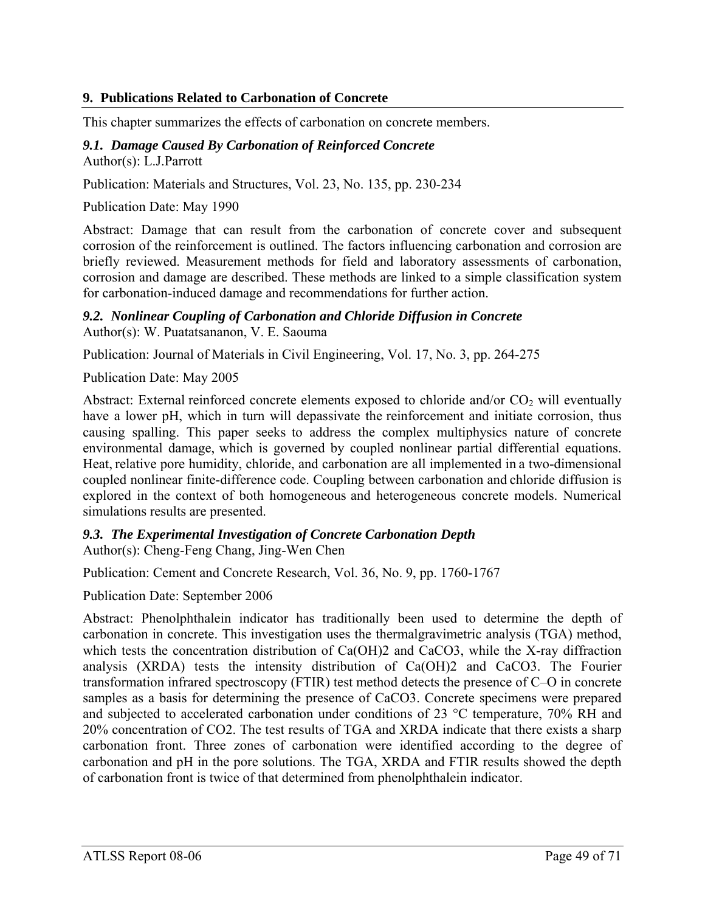## 9. Publications Related to Carbonation of Concrete

This chapter summarizes the effects of carbonation on concrete members.

### *9.1. Damage Caused By Carbonation of Reinforced Concrete*

Author(s): L.J.Parrott

Publication: Materials and Structures, Vol. 23, No. 135, pp. 230-234

Publication Date: May 1990

Abstract: Damage that can result from the carbonation of concrete cover and subsequent corrosion of the reinforcement is outlined. The factors influencing carbonation and corrosion are briefly reviewed. Measurement methods for field and laboratory assessments of carbonation, corrosion and damage are described. These methods are linked to a simple classification system for carbonation-induced damage and recommendations for further action.

### *9.2. Nonlinear Coupling of Carbonation and Chloride Diffusion in Concrete*

Author(s): W. Puatatsananon, V. E. Saouma

Publication: Journal of Materials in Civil Engineering, Vol. 17, No. 3, pp. 264-275

Publication Date: May 2005

Abstract: External reinforced concrete elements exposed to chloride and/or $CO_2$ will eventually have a lower pH, which in turn will depassivate the reinforcement and initiate corrosion, thus causing spalling. This paper seeks to address the complex multiphysics nature of concrete environmental damage, which is governed by coupled nonlinear partial differential equations. Heat, relative pore humidity, chloride, and carbonation are all implemented in a two-dimensional coupled nonlinear finite-difference code. Coupling between carbonation and chloride diffusion is explored in the context of both homogeneous and heterogeneous concrete models. Numerical simulations results are presented.

### *9.3. The Experimental Investigation of Concrete Carbonation Depth*

Author(s): Cheng-Feng Chang, Jing-Wen Chen

Publication: Cement and Concrete Research, Vol. 36, No. 9, pp. 1760-1767

Publication Date: September 2006

Abstract: Phenolphthalein indicator has traditionally been used to determine the depth of carbonation in concrete. This investigation uses the thermalgravimetric analysis (TGA) method, which tests the concentration distribution of Ca(OH)2 and CaCO3, while the X-ray diffraction analysis (XRDA) tests the intensity distribution of Ca(OH)2 and CaCO3. The Fourier transformation infrared spectroscopy (FTIR) test method detects the presence of C–O in concrete samples as a basis for determining the presence of CaCO3. Concrete specimens were prepared and subjected to accelerated carbonation under conditions of 23 °C temperature, 70% RH and 20% concentration of CO2. The test results of TGA and XRDA indicate that there exists a sharp carbonation front. Three zones of carbonation were identified according to the degree of carbonation and pH in the pore solutions. The TGA, XRDA and FTIR results showed the depth of carbonation front is twice of that determined from phenolphthalein indicator.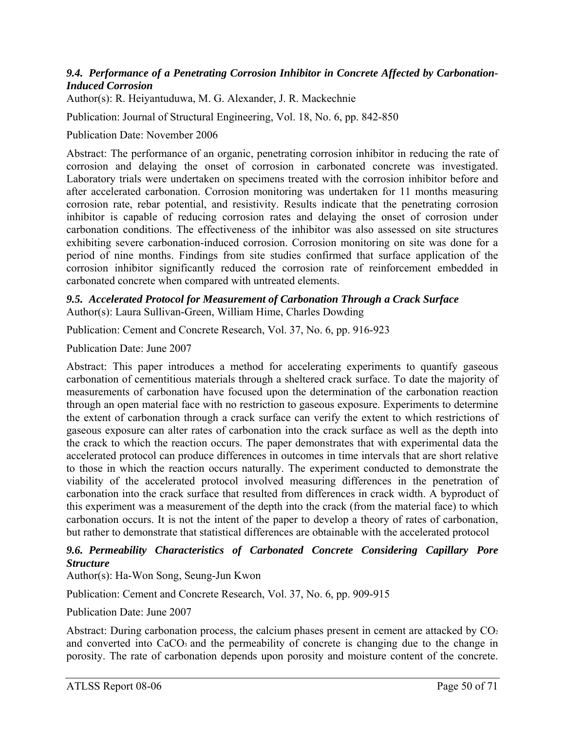### *9.4. Performance of a Penetrating Corrosion Inhibitor in Concrete Affected by Carbonation-Induced Corrosion*

Author(s): R. Heiyantuduwa, M. G. Alexander, J. R. Mackechnie

Publication: Journal of Structural Engineering, Vol. 18, No. 6, pp. 842-850

Publication Date: November 2006

Abstract: The performance of an organic, penetrating corrosion inhibitor in reducing the rate of corrosion and delaying the onset of corrosion in carbonated concrete was investigated. Laboratory trials were undertaken on specimens treated with the corrosion inhibitor before and after accelerated carbonation. Corrosion monitoring was undertaken for 11 months measuring corrosion rate, rebar potential, and resistivity. Results indicate that the penetrating corrosion inhibitor is capable of reducing corrosion rates and delaying the onset of corrosion under carbonation conditions. The effectiveness of the inhibitor was also assessed on site structures exhibiting severe carbonation-induced corrosion. Corrosion monitoring on site was done for a period of nine months. Findings from site studies confirmed that surface application of the corrosion inhibitor significantly reduced the corrosion rate of reinforcement embedded in carbonated concrete when compared with untreated elements.

### *9.5. Accelerated Protocol for Measurement of Carbonation Through a Crack Surface*

Author(s): Laura Sullivan-Green, William Hime, Charles Dowding

Publication: Cement and Concrete Research, Vol. 37, No. 6, pp. 916-923

Publication Date: June 2007

Abstract: This paper introduces a method for accelerating experiments to quantify gaseous carbonation of cementitious materials through a sheltered crack surface. To date the majority of measurements of carbonation have focused upon the determination of the carbonation reaction through an open material face with no restriction to gaseous exposure. Experiments to determine the extent of carbonation through a crack surface can verify the extent to which restrictions of gaseous exposure can alter rates of carbonation into the crack surface as well as the depth into the crack to which the reaction occurs. The paper demonstrates that with experimental data the accelerated protocol can produce differences in outcomes in time intervals that are short relative to those in which the reaction occurs naturally. The experiment conducted to demonstrate the viability of the accelerated protocol involved measuring differences in the penetration of carbonation into the crack surface that resulted from differences in crack width. A byproduct of this experiment was a measurement of the depth into the crack (from the material face) to which carbonation occurs. It is not the intent of the paper to develop a theory of rates of carbonation, but rather to demonstrate that statistical differences are obtainable with the accelerated protocol

### *9.6. Permeability Characteristics of Carbonated Concrete Considering Capillary Pore Structure*

Author(s): Ha-Won Song, Seung-Jun Kwon

Publication: Cement and Concrete Research, Vol. 37, No. 6, pp. 909-915

Publication Date: June 2007

Abstract: During carbonation process, the calcium phases present in cement are attacked by $CO_2$ and converted into $CaCO_3$ and the permeability of concrete is changing due to the change in porosity. The rate of carbonation depends upon porosity and moisture content of the concrete.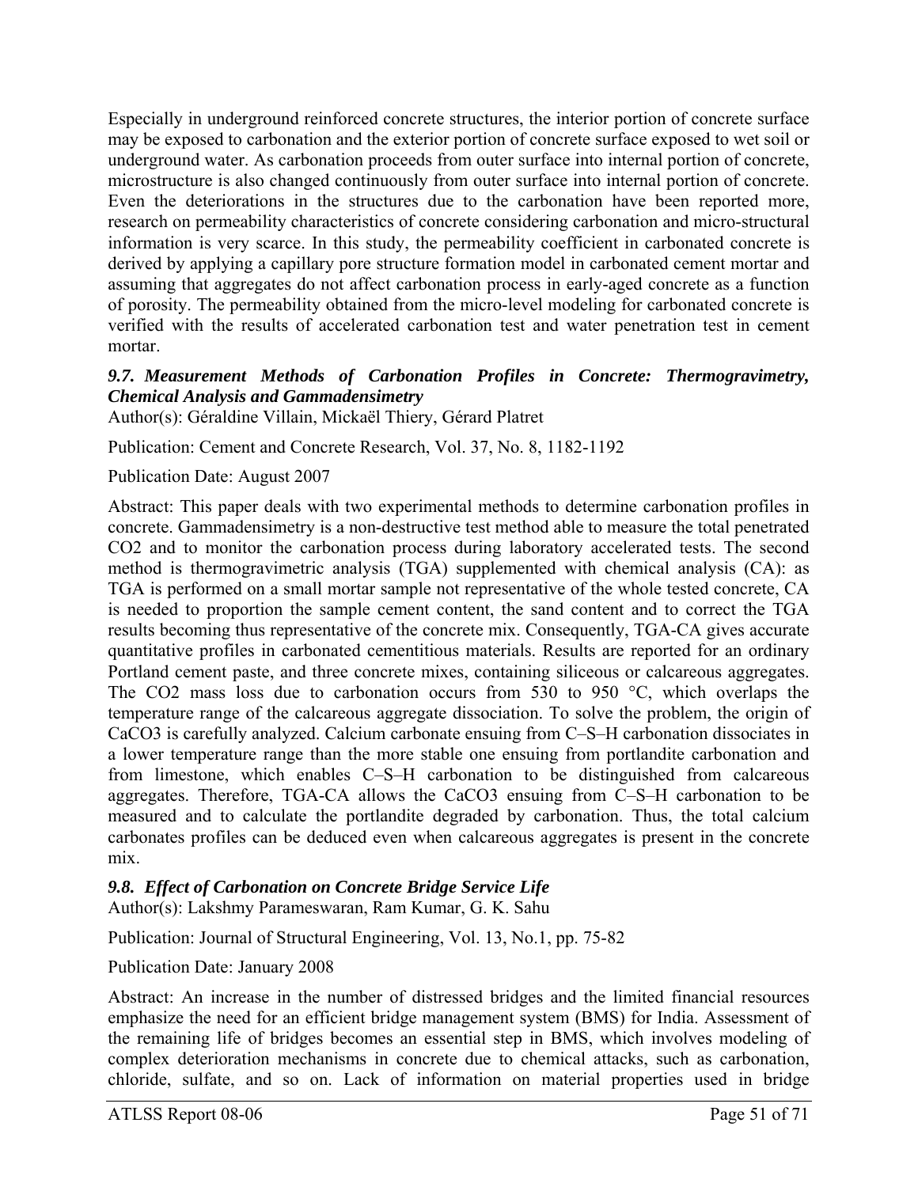Especially in underground reinforced concrete structures, the interior portion of concrete surface may be exposed to carbonation and the exterior portion of concrete surface exposed to wet soil or underground water. As carbonation proceeds from outer surface into internal portion of concrete, microstructure is also changed continuously from outer surface into internal portion of concrete. Even the deteriorations in the structures due to the carbonation have been reported more, research on permeability characteristics of concrete considering carbonation and micro-structural information is very scarce. In this study, the permeability coefficient in carbonated concrete is derived by applying a capillary pore structure formation model in carbonated cement mortar and assuming that aggregates do not affect carbonation process in early-aged concrete as a function of porosity. The permeability obtained from the micro-level modeling for carbonated concrete is verified with the results of accelerated carbonation test and water penetration test in cement mortar.

### *9.7. Measurement Methods of Carbonation Profiles in Concrete: Thermogravimetry, Chemical Analysis and Gammadensimetry*

Author(s): Géraldine Villain, Mickaël Thiery, Gérard Platret

Publication: Cement and Concrete Research, Vol. 37, No. 8, 1182-1192

Publication Date: August 2007

Abstract: This paper deals with two experimental methods to determine carbonation profiles in concrete. Gammadensimetry is a non-destructive test method able to measure the total penetrated $CO_2$ and to monitor the carbonation process during laboratory accelerated tests. The second method is thermogravimetric analysis (TGA) supplemented with chemical analysis (CA): as TGA is performed on a small mortar sample not representative of the whole tested concrete, CA is needed to proportion the sample cement content, the sand content and to correct the TGA results becoming thus representative of the concrete mix. Consequently, TGA-CA gives accurate quantitative profiles in carbonated cementitious materials. Results are reported for an ordinary Portland cement paste, and three concrete mixes, containing siliceous or calcareous aggregates. The $CO_2$ mass loss due to carbonation occurs from 530 to 950 °C, which overlaps the temperature range of the calcareous aggregate dissociation. To solve the problem, the origin of $CaCO_3$ is carefully analyzed. Calcium carbonate ensuing from C–S–H carbonation dissociates in a lower temperature range than the more stable one ensuing from portlandite carbonation and from limestone, which enables C–S–H carbonation to be distinguished from calcareous aggregates. Therefore, TGA-CA allows the $CaCO_3$ ensuing from C–S–H carbonation to be measured and to calculate the portlandite degraded by carbonation. Thus, the total calcium carbonates profiles can be deduced even when calcareous aggregates is present in the concrete mix.

### *9.8. Effect of Carbonation on Concrete Bridge Service Life*

Author(s): Lakshmy Parameswaran, Ram Kumar, G. K. Sahu

Publication: Journal of Structural Engineering, Vol. 13, No.1, pp. 75-82

Publication Date: January 2008

Abstract: An increase in the number of distressed bridges and the limited financial resources emphasize the need for an efficient bridge management system (BMS) for India. Assessment of the remaining life of bridges becomes an essential step in BMS, which involves modeling of complex deterioration mechanisms in concrete due to chemical attacks, such as carbonation, chloride, sulfate, and so on. Lack of information on material properties used in bridge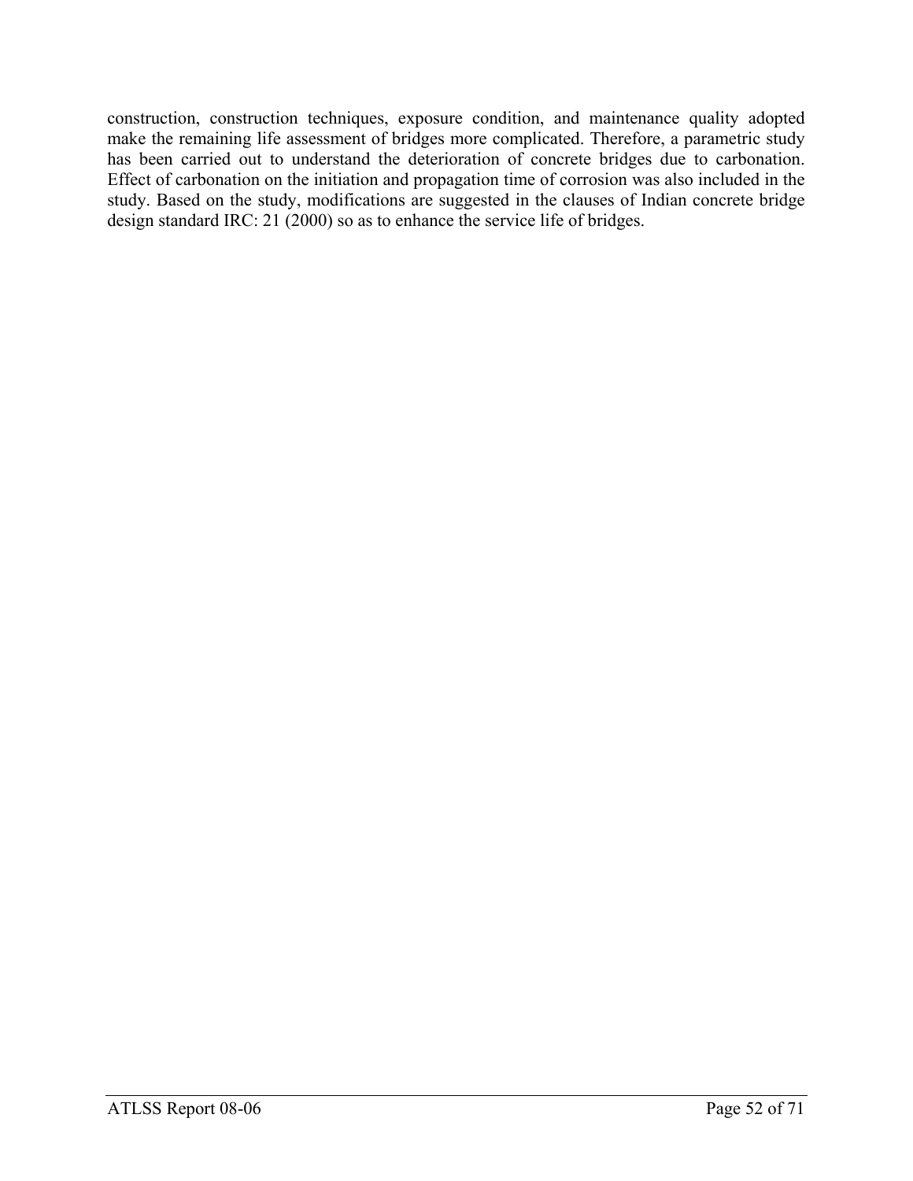construction, construction techniques, exposure condition, and maintenance quality adopted make the remaining life assessment of bridges more complicated. Therefore, a parametric study has been carried out to understand the deterioration of concrete bridges due to carbonation. Effect of carbonation on the initiation and propagation time of corrosion was also included in the study. Based on the study, modifications are suggested in the clauses of Indian concrete bridge design standard IRC: 21 (2000) so as to enhance the service life of bridges.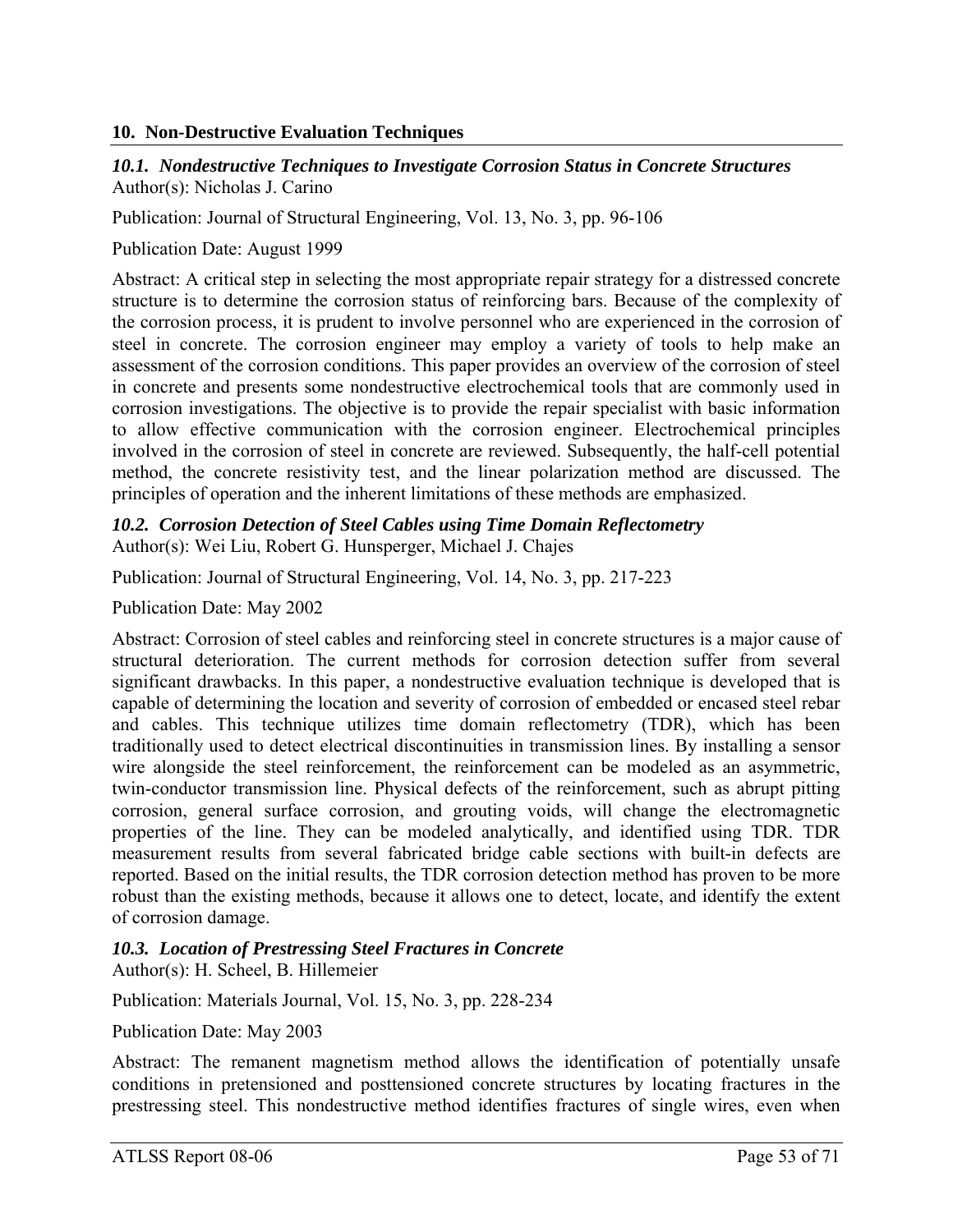## 10. Non-Destructive Evaluation Techniques

### *10.1. Nondestructive Techniques to Investigate Corrosion Status in Concrete Structures*

Author(s): Nicholas J. Carino

Publication: Journal of Structural Engineering, Vol. 13, No. 3, pp. 96-106

Publication Date: August 1999

Abstract: A critical step in selecting the most appropriate repair strategy for a distressed concrete structure is to determine the corrosion status of reinforcing bars. Because of the complexity of the corrosion process, it is prudent to involve personnel who are experienced in the corrosion of steel in concrete. The corrosion engineer may employ a variety of tools to help make an assessment of the corrosion conditions. This paper provides an overview of the corrosion of steel in concrete and presents some nondestructive electrochemical tools that are commonly used in corrosion investigations. The objective is to provide the repair specialist with basic information to allow effective communication with the corrosion engineer. Electrochemical principles involved in the corrosion of steel in concrete are reviewed. Subsequently, the half-cell potential method, the concrete resistivity test, and the linear polarization method are discussed. The principles of operation and the inherent limitations of these methods are emphasized.

### *10.2. Corrosion Detection of Steel Cables using Time Domain Reflectometry*

Author(s): Wei Liu, Robert G. Hunsperger, Michael J. Chajes

Publication: Journal of Structural Engineering, Vol. 14, No. 3, pp. 217-223

Publication Date: May 2002

Abstract: Corrosion of steel cables and reinforcing steel in concrete structures is a major cause of structural deterioration. The current methods for corrosion detection suffer from several significant drawbacks. In this paper, a nondestructive evaluation technique is developed that is capable of determining the location and severity of corrosion of embedded or encased steel rebar and cables. This technique utilizes time domain reflectometry (TDR), which has been traditionally used to detect electrical discontinuities in transmission lines. By installing a sensor wire alongside the steel reinforcement, the reinforcement can be modeled as an asymmetric, twin-conductor transmission line. Physical defects of the reinforcement, such as abrupt pitting corrosion, general surface corrosion, and grouting voids, will change the electromagnetic properties of the line. They can be modeled analytically, and identified using TDR. TDR measurement results from several fabricated bridge cable sections with built-in defects are reported. Based on the initial results, the TDR corrosion detection method has proven to be more robust than the existing methods, because it allows one to detect, locate, and identify the extent of corrosion damage.

### *10.3. Location of Prestressing Steel Fractures in Concrete*

Author(s): H. Scheel, B. Hillemeier

Publication: Materials Journal, Vol. 15, No. 3, pp. 228-234

Publication Date: May 2003

Abstract: The remanent magnetism method allows the identification of potentially unsafe conditions in pretensioned and posttensioned concrete structures by locating fractures in the prestressing steel. This nondestructive method identifies fractures of single wires, even when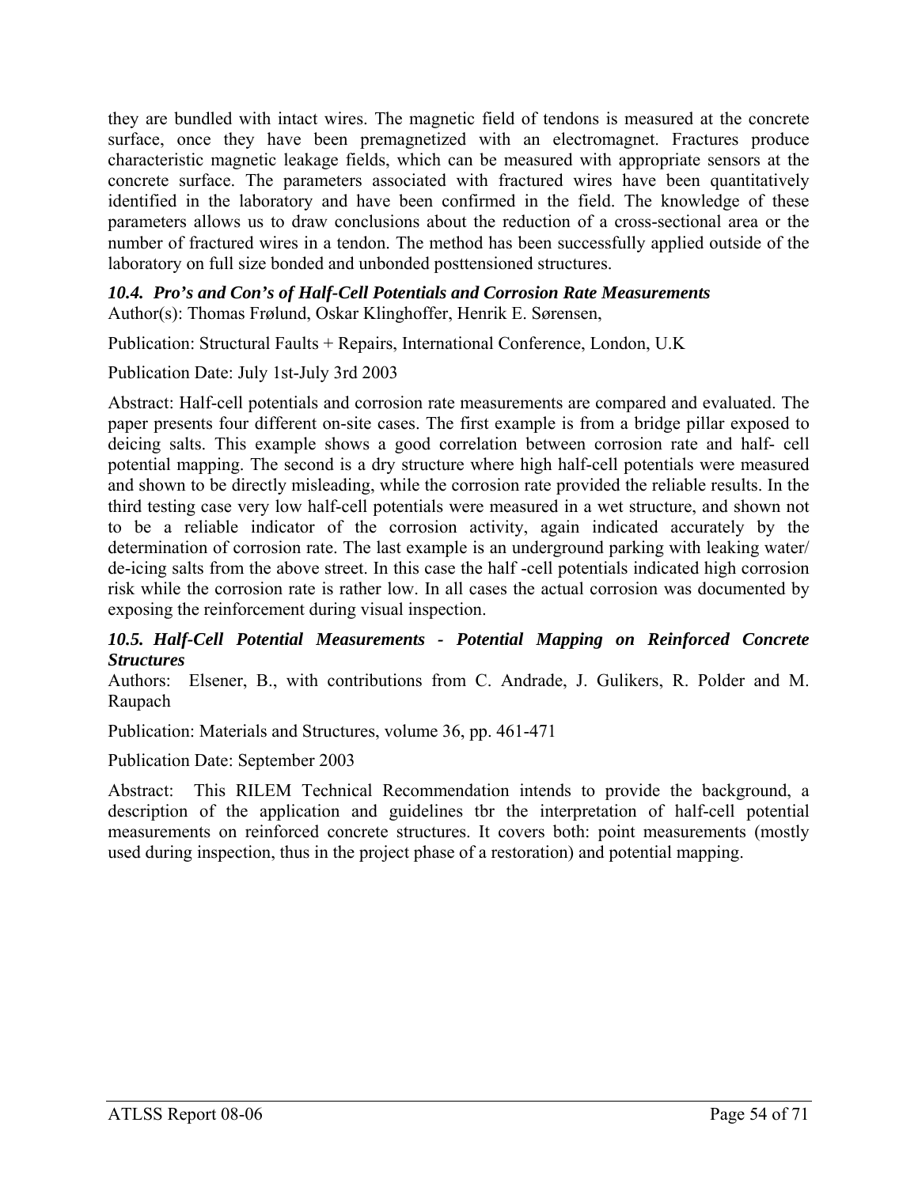they are bundled with intact wires. The magnetic field of tendons is measured at the concrete surface, once they have been premagnetized with an electromagnet. Fractures produce characteristic magnetic leakage fields, which can be measured with appropriate sensors at the concrete surface. The parameters associated with fractured wires have been quantitatively identified in the laboratory and have been confirmed in the field. The knowledge of these parameters allows us to draw conclusions about the reduction of a cross-sectional area or the number of fractured wires in a tendon. The method has been successfully applied outside of the laboratory on full size bonded and unbonded posttensioned structures.

### *10.4. Pro's and Con's of Half-Cell Potentials and Corrosion Rate Measurements*

Author(s): Thomas Frølund, Oskar Klinghoffer, Henrik E. Sørensen,

Publication: Structural Faults + Repairs, International Conference, London, U.K

Publication Date: July 1st-July 3rd 2003

Abstract: Half-cell potentials and corrosion rate measurements are compared and evaluated. The paper presents four different on-site cases. The first example is from a bridge pillar exposed to deicing salts. This example shows a good correlation between corrosion rate and half- cell potential mapping. The second is a dry structure where high half-cell potentials were measured and shown to be directly misleading, while the corrosion rate provided the reliable results. In the third testing case very low half-cell potentials were measured in a wet structure, and shown not to be a reliable indicator of the corrosion activity, again indicated accurately by the determination of corrosion rate. The last example is an underground parking with leaking water/ de-icing salts from the above street. In this case the half -cell potentials indicated high corrosion risk while the corrosion rate is rather low. In all cases the actual corrosion was documented by exposing the reinforcement during visual inspection.

### *10.5. Half-Cell Potential Measurements - Potential Mapping on Reinforced Concrete Structures*

Authors: Elsener, B., with contributions from C. Andrade, J. Gulikers, R. Polder and M. Raupach

Publication: Materials and Structures, volume 36, pp. 461-471

Publication Date: September 2003

Abstract: This RILEM Technical Recommendation intends to provide the background, a description of the application and guidelines tbr the interpretation of half-cell potential measurements on reinforced concrete structures. It covers both: point measurements (mostly used during inspection, thus in the project phase of a restoration) and potential mapping.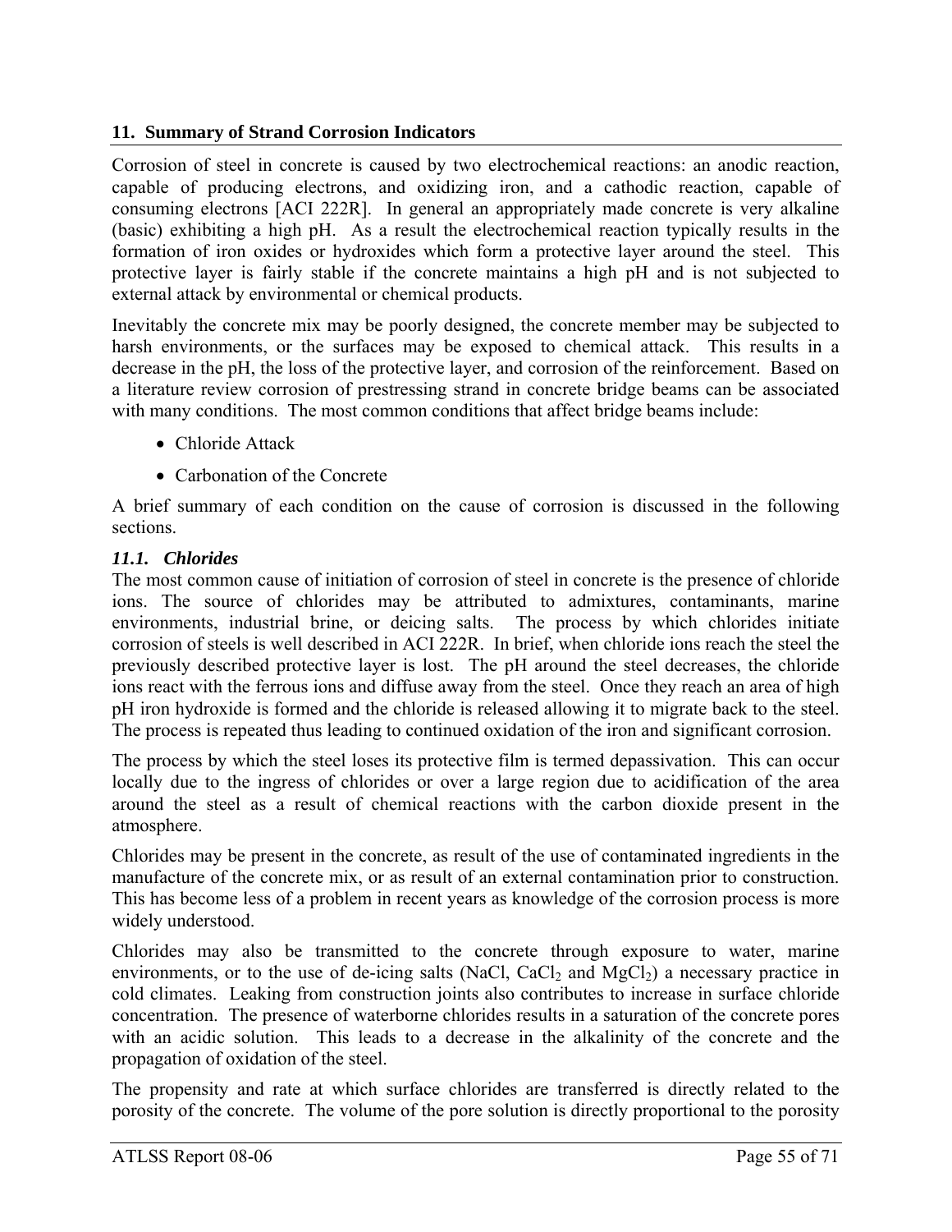## 11. Summary of Strand Corrosion Indicators

Corrosion of steel in concrete is caused by two electrochemical reactions: an anodic reaction, capable of producing electrons, and oxidizing iron, and a cathodic reaction, capable of consuming electrons [ACI 222R]. In general an appropriately made concrete is very alkaline (basic) exhibiting a high pH. As a result the electrochemical reaction typically results in the formation of iron oxides or hydroxides which form a protective layer around the steel. This protective layer is fairly stable if the concrete maintains a high pH and is not subjected to external attack by environmental or chemical products.

Inevitably the concrete mix may be poorly designed, the concrete member may be subjected to harsh environments, or the surfaces may be exposed to chemical attack. This results in a decrease in the pH, the loss of the protective layer, and corrosion of the reinforcement. Based on a literature review corrosion of prestressing strand in concrete bridge beams can be associated with many conditions. The most common conditions that affect bridge beams include:

- Chloride Attack
- Carbonation of the Concrete

A brief summary of each condition on the cause of corrosion is discussed in the following sections.

### *11.1. Chlorides*

The most common cause of initiation of corrosion of steel in concrete is the presence of chloride ions. The source of chlorides may be attributed to admixtures, contaminants, marine environments, industrial brine, or deicing salts. The process by which chlorides initiate corrosion of steels is well described in ACI 222R. In brief, when chloride ions reach the steel the previously described protective layer is lost. The pH around the steel decreases, the chloride ions react with the ferrous ions and diffuse away from the steel. Once they reach an area of high pH iron hydroxide is formed and the chloride is released allowing it to migrate back to the steel. The process is repeated thus leading to continued oxidation of the iron and significant corrosion.

The process by which the steel loses its protective film is termed depassivation. This can occur locally due to the ingress of chlorides or over a large region due to acidification of the area around the steel as a result of chemical reactions with the carbon dioxide present in the atmosphere.

Chlorides may be present in the concrete, as result of the use of contaminated ingredients in the manufacture of the concrete mix, or as result of an external contamination prior to construction. This has become less of a problem in recent years as knowledge of the corrosion process is more widely understood.

Chlorides may also be transmitted to the concrete through exposure to water, marine environments, or to the use of de-icing salts (NaCl, $CaCl_2$ and $MgCl_2$) a necessary practice in cold climates. Leaking from construction joints also contributes to increase in surface chloride concentration. The presence of waterborne chlorides results in a saturation of the concrete pores with an acidic solution. This leads to a decrease in the alkalinity of the concrete and the propagation of oxidation of the steel.

The propensity and rate at which surface chlorides are transferred is directly related to the porosity of the concrete. The volume of the pore solution is directly proportional to the porosity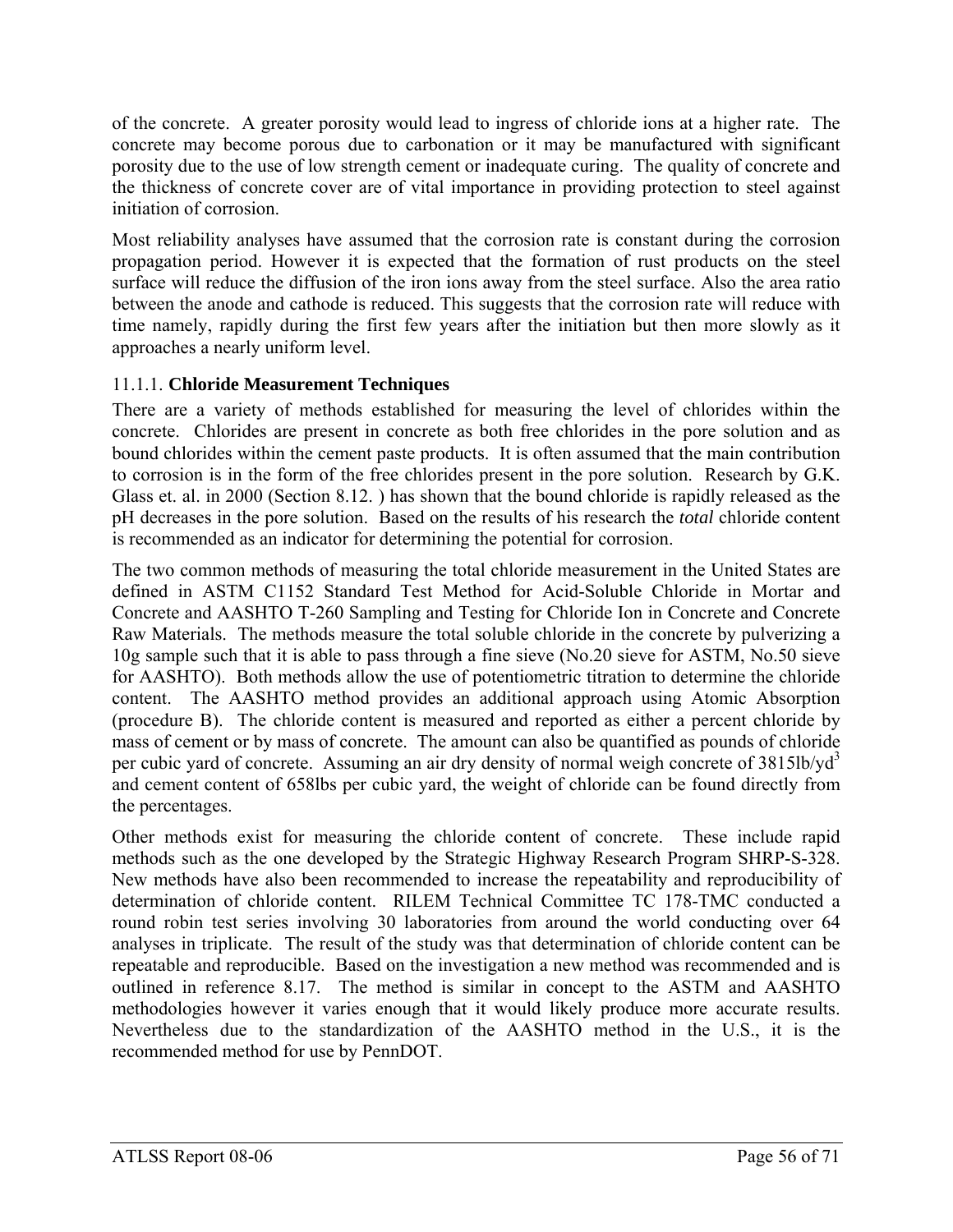of the concrete. A greater porosity would lead to ingress of chloride ions at a higher rate. The concrete may become porous due to carbonation or it may be manufactured with significant porosity due to the use of low strength cement or inadequate curing. The quality of concrete and the thickness of concrete cover are of vital importance in providing protection to steel against initiation of corrosion.

Most reliability analyses have assumed that the corrosion rate is constant during the corrosion propagation period. However it is expected that the formation of rust products on the steel surface will reduce the diffusion of the iron ions away from the steel surface. Also the area ratio between the anode and cathode is reduced. This suggests that the corrosion rate will reduce with time namely, rapidly during the first few years after the initiation but then more slowly as it approaches a nearly uniform level.

### 11.1.1. **Chloride Measurement Techniques**

There are a variety of methods established for measuring the level of chlorides within the concrete. Chlorides are present in concrete as both free chlorides in the pore solution and as bound chlorides within the cement paste products. It is often assumed that the main contribution to corrosion is in the form of the free chlorides present in the pore solution. Research by G.K. Glass et. al. in 2000 (Section 8.12. ) has shown that the bound chloride is rapidly released as the pH decreases in the pore solution. Based on the results of his research the *total* chloride content is recommended as an indicator for determining the potential for corrosion.

The two common methods of measuring the total chloride measurement in the United States are defined in ASTM C1152 Standard Test Method for Acid-Soluble Chloride in Mortar and Concrete and AASHTO T-260 Sampling and Testing for Chloride Ion in Concrete and Concrete Raw Materials. The methods measure the total soluble chloride in the concrete by pulverizing a 10g sample such that it is able to pass through a fine sieve (No.20 sieve for ASTM, No.50 sieve for AASHTO). Both methods allow the use of potentiometric titration to determine the chloride content. The AASHTO method provides an additional approach using Atomic Absorption (procedure B). The chloride content is measured and reported as either a percent chloride by mass of cement or by mass of concrete. The amount can also be quantified as pounds of chloride per cubic yard of concrete. Assuming an air dry density of normal weigh concrete of 3815lb/yd$^3$ and cement content of 658lbs per cubic yard, the weight of chloride can be found directly from the percentages.

Other methods exist for measuring the chloride content of concrete. These include rapid methods such as the one developed by the Strategic Highway Research Program SHRP-S-328. New methods have also been recommended to increase the repeatability and reproducibility of determination of chloride content. RILEM Technical Committee TC 178-TMC conducted a round robin test series involving 30 laboratories from around the world conducting over 64 analyses in triplicate. The result of the study was that determination of chloride content can be repeatable and reproducible. Based on the investigation a new method was recommended and is outlined in reference 8.17. The method is similar in concept to the ASTM and AASHTO methodologies however it varies enough that it would likely produce more accurate results. Nevertheless due to the standardization of the AASHTO method in the U.S., it is the recommended method for use by PennDOT.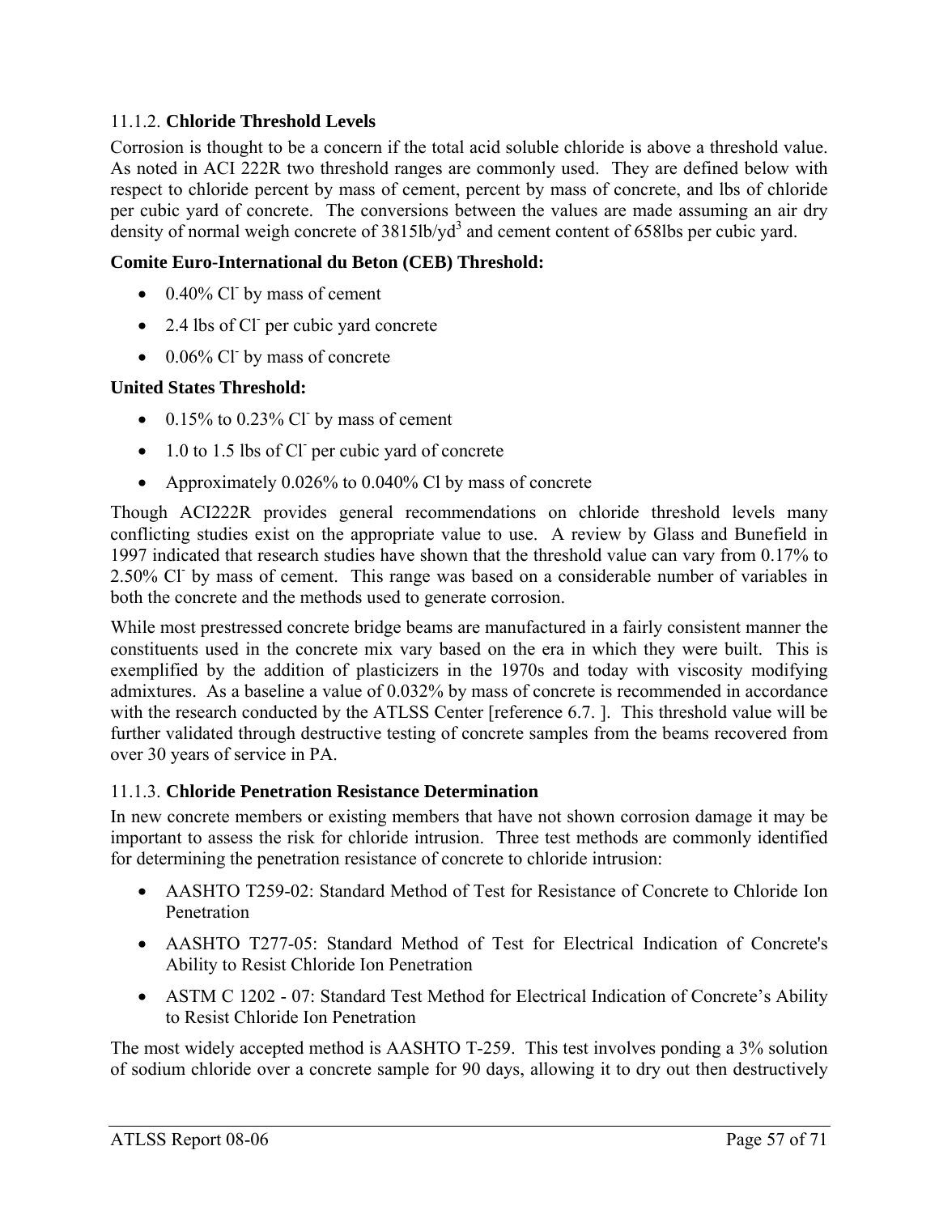### 11.1.2. **Chloride Threshold Levels**

Corrosion is thought to be a concern if the total acid soluble chloride is above a threshold value. As noted in ACI 222R two threshold ranges are commonly used. They are defined below with respect to chloride percent by mass of cement, percent by mass of concrete, and lbs of chloride per cubic yard of concrete. The conversions between the values are made assuming an air dry density of normal weigh concrete of 3815lb/yd$^3$ and cement content of 658lbs per cubic yard.

**Comite Euro-International du Beton (CEB) Threshold:**

- 0.40% $Cl^-$ by mass of cement
- 2.4 lbs of $Cl^-$ per cubic yard concrete
- 0.06% $Cl^-$ by mass of concrete

**United States Threshold:**

- 0.15% to 0.23% $Cl^-$ by mass of cement
- 1.0 to 1.5 lbs of $Cl^-$ per cubic yard of concrete
- Approximately 0.026% to 0.040% Cl by mass of concrete

Though ACI222R provides general recommendations on chloride threshold levels many conflicting studies exist on the appropriate value to use. A review by Glass and Bunefield in 1997 indicated that research studies have shown that the threshold value can vary from 0.17% to 2.50% $Cl^-$ by mass of cement. This range was based on a considerable number of variables in both the concrete and the methods used to generate corrosion.

While most prestressed concrete bridge beams are manufactured in a fairly consistent manner the constituents used in the concrete mix vary based on the era in which they were built. This is exemplified by the addition of plasticizers in the 1970s and today with viscosity modifying admixtures. As a baseline a value of 0.032% by mass of concrete is recommended in accordance with the research conducted by the ATLSS Center [reference 6.7. ]. This threshold value will be further validated through destructive testing of concrete samples from the beams recovered from over 30 years of service in PA.

### 11.1.3. **Chloride Penetration Resistance Determination**

In new concrete members or existing members that have not shown corrosion damage it may be important to assess the risk for chloride intrusion. Three test methods are commonly identified for determining the penetration resistance of concrete to chloride intrusion:

- AASHTO T259-02: Standard Method of Test for Resistance of Concrete to Chloride Ion Penetration
- AASHTO T277-05: Standard Method of Test for Electrical Indication of Concrete's Ability to Resist Chloride Ion Penetration
- ASTM C 1202 - 07: Standard Test Method for Electrical Indication of Concrete's Ability to Resist Chloride Ion Penetration

The most widely accepted method is AASHTO T-259. This test involves ponding a 3% solution of sodium chloride over a concrete sample for 90 days, allowing it to dry out then destructively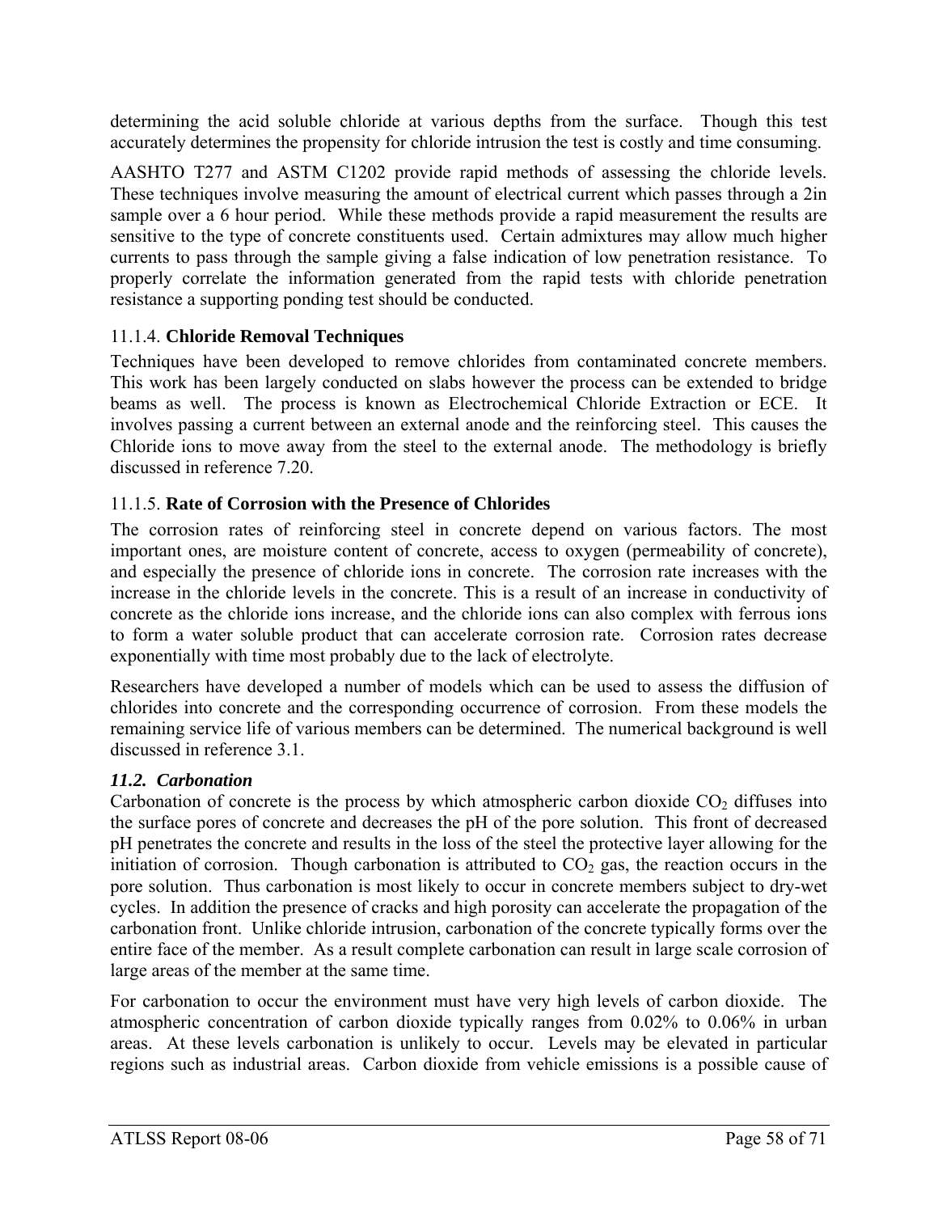determining the acid soluble chloride at various depths from the surface. Though this test accurately determines the propensity for chloride intrusion the test is costly and time consuming.

AASHTO T277 and ASTM C1202 provide rapid methods of assessing the chloride levels. These techniques involve measuring the amount of electrical current which passes through a 2in sample over a 6 hour period. While these methods provide a rapid measurement the results are sensitive to the type of concrete constituents used. Certain admixtures may allow much higher currents to pass through the sample giving a false indication of low penetration resistance. To properly correlate the information generated from the rapid tests with chloride penetration resistance a supporting ponding test should be conducted.

### 11.1.4. **Chloride Removal Techniques**

Techniques have been developed to remove chlorides from contaminated concrete members. This work has been largely conducted on slabs however the process can be extended to bridge beams as well. The process is known as Electrochemical Chloride Extraction or ECE. It involves passing a current between an external anode and the reinforcing steel. This causes the Chloride ions to move away from the steel to the external anode. The methodology is briefly discussed in reference 7.20.

### 11.1.5. **Rate of Corrosion with the Presence of Chlorides**

The corrosion rates of reinforcing steel in concrete depend on various factors. The most important ones, are moisture content of concrete, access to oxygen (permeability of concrete), and especially the presence of chloride ions in concrete. The corrosion rate increases with the increase in the chloride levels in the concrete. This is a result of an increase in conductivity of concrete as the chloride ions increase, and the chloride ions can also complex with ferrous ions to form a water soluble product that can accelerate corrosion rate. Corrosion rates decrease exponentially with time most probably due to the lack of electrolyte.

Researchers have developed a number of models which can be used to assess the diffusion of chlorides into concrete and the corresponding occurrence of corrosion. From these models the remaining service life of various members can be determined. The numerical background is well discussed in reference 3.1.

## *11.2. Carbonation*

Carbonation of concrete is the process by which atmospheric carbon dioxide $CO_2$ diffuses into the surface pores of concrete and decreases the pH of the pore solution. This front of decreased pH penetrates the concrete and results in the loss of the steel the protective layer allowing for the initiation of corrosion. Though carbonation is attributed to $CO_2$ gas, the reaction occurs in the pore solution. Thus carbonation is most likely to occur in concrete members subject to dry-wet cycles. In addition the presence of cracks and high porosity can accelerate the propagation of the carbonation front. Unlike chloride intrusion, carbonation of the concrete typically forms over the entire face of the member. As a result complete carbonation can result in large scale corrosion of large areas of the member at the same time.

For carbonation to occur the environment must have very high levels of carbon dioxide. The atmospheric concentration of carbon dioxide typically ranges from 0.02% to 0.06% in urban areas. At these levels carbonation is unlikely to occur. Levels may be elevated in particular regions such as industrial areas. Carbon dioxide from vehicle emissions is a possible cause of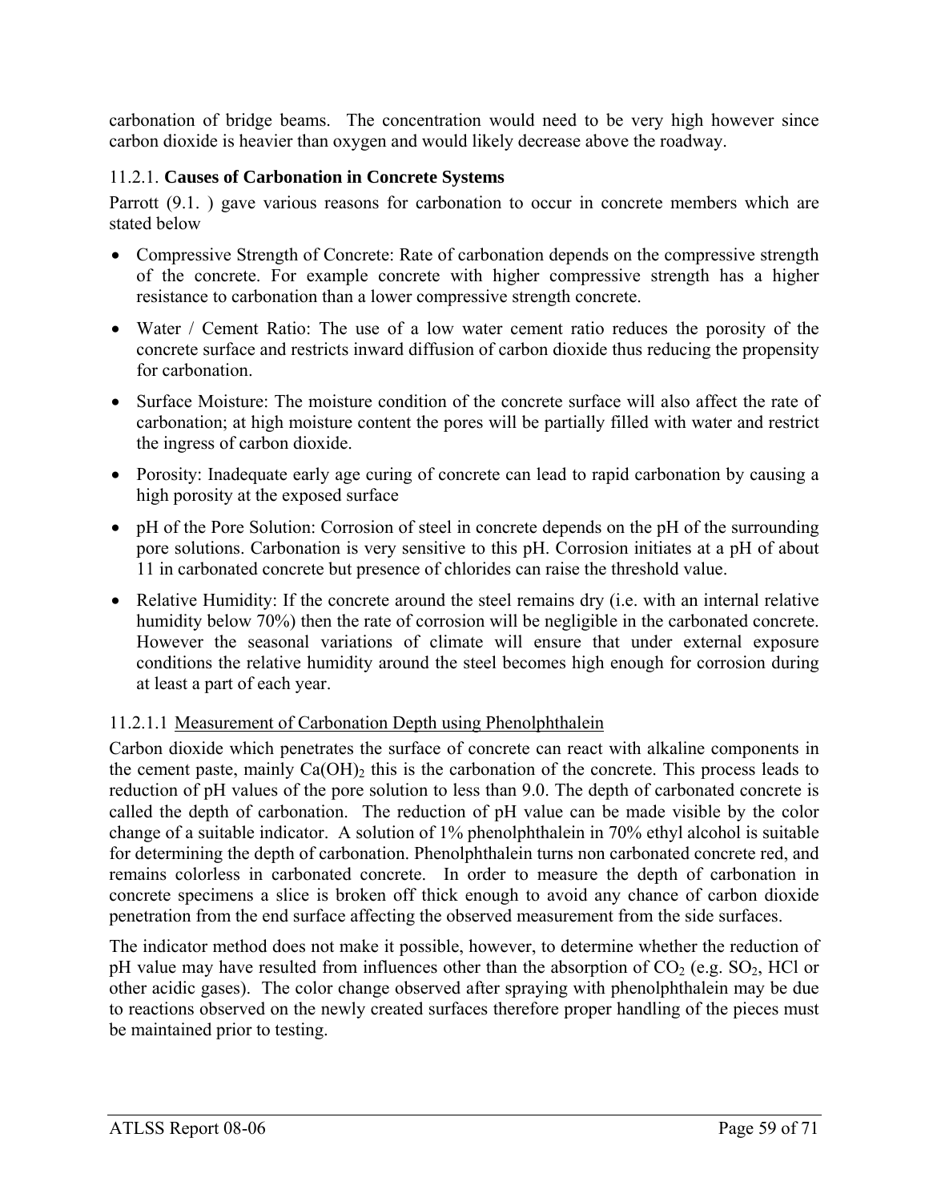carbonation of bridge beams. The concentration would need to be very high however since carbon dioxide is heavier than oxygen and would likely decrease above the roadway.

### 11.2.1. **Causes of Carbonation in Concrete Systems**

Parrott (9.1. ) gave various reasons for carbonation to occur in concrete members which are stated below

- Compressive Strength of Concrete: Rate of carbonation depends on the compressive strength of the concrete. For example concrete with higher compressive strength has a higher resistance to carbonation than a lower compressive strength concrete.
- Water / Cement Ratio: The use of a low water cement ratio reduces the porosity of the concrete surface and restricts inward diffusion of carbon dioxide thus reducing the propensity for carbonation.
- Surface Moisture: The moisture condition of the concrete surface will also affect the rate of carbonation; at high moisture content the pores will be partially filled with water and restrict the ingress of carbon dioxide.
- Porosity: Inadequate early age curing of concrete can lead to rapid carbonation by causing a high porosity at the exposed surface
- pH of the Pore Solution: Corrosion of steel in concrete depends on the pH of the surrounding pore solutions. Carbonation is very sensitive to this pH. Corrosion initiates at a pH of about 11 in carbonated concrete but presence of chlorides can raise the threshold value.
- Relative Humidity: If the concrete around the steel remains dry (i.e. with an internal relative humidity below 70%) then the rate of corrosion will be negligible in the carbonated concrete. However the seasonal variations of climate will ensure that under external exposure conditions the relative humidity around the steel becomes high enough for corrosion during at least a part of each year.

#### 11.2.1.1 Measurement of Carbonation Depth using Phenolphthalein

Carbon dioxide which penetrates the surface of concrete can react with alkaline components in the cement paste, mainly $Ca(OH)_2$ this is the carbonation of the concrete. This process leads to reduction of pH values of the pore solution to less than 9.0. The depth of carbonated concrete is called the depth of carbonation. The reduction of pH value can be made visible by the color change of a suitable indicator. A solution of 1% phenolphthalein in 70% ethyl alcohol is suitable for determining the depth of carbonation. Phenolphthalein turns non carbonated concrete red, and remains colorless in carbonated concrete. In order to measure the depth of carbonation in concrete specimens a slice is broken off thick enough to avoid any chance of carbon dioxide penetration from the end surface affecting the observed measurement from the side surfaces.

The indicator method does not make it possible, however, to determine whether the reduction of pH value may have resulted from influences other than the absorption of $CO_2$ (e.g. $SO_2$, HCl or other acidic gases). The color change observed after spraying with phenolphthalein may be due to reactions observed on the newly created surfaces therefore proper handling of the pieces must be maintained prior to testing.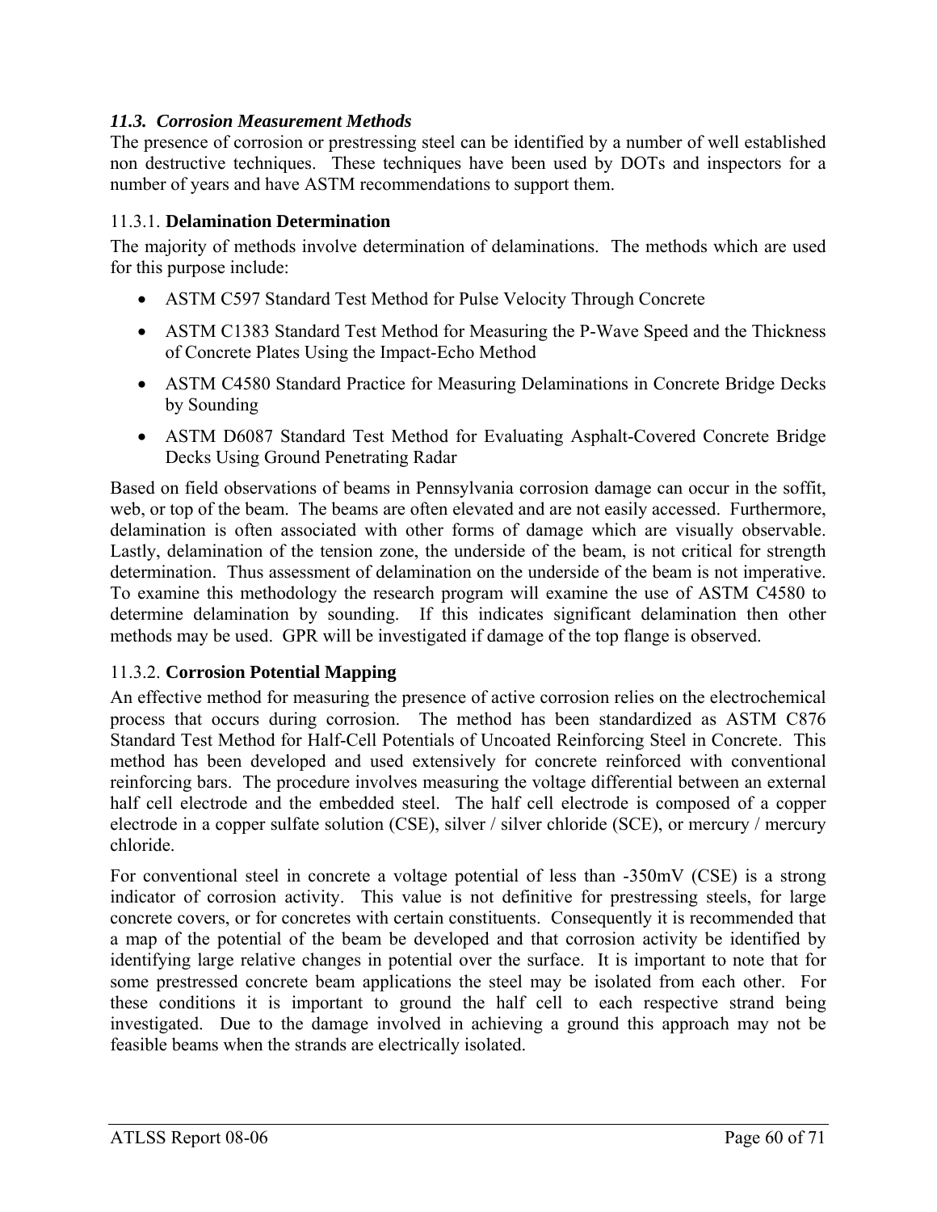### *11.3. Corrosion Measurement Methods*

The presence of corrosion or prestressing steel can be identified by a number of well established non destructive techniques. These techniques have been used by DOTs and inspectors for a number of years and have ASTM recommendations to support them.

#### 11.3.1. **Delamination Determination**

The majority of methods involve determination of delaminations. The methods which are used for this purpose include:

- ASTM C597 Standard Test Method for Pulse Velocity Through Concrete
- ASTM C1383 Standard Test Method for Measuring the P-Wave Speed and the Thickness of Concrete Plates Using the Impact-Echo Method
- ASTM C4580 Standard Practice for Measuring Delaminations in Concrete Bridge Decks by Sounding
- ASTM D6087 Standard Test Method for Evaluating Asphalt-Covered Concrete Bridge Decks Using Ground Penetrating Radar

Based on field observations of beams in Pennsylvania corrosion damage can occur in the soffit, web, or top of the beam. The beams are often elevated and are not easily accessed. Furthermore, delamination is often associated with other forms of damage which are visually observable. Lastly, delamination of the tension zone, the underside of the beam, is not critical for strength determination. Thus assessment of delamination on the underside of the beam is not imperative. To examine this methodology the research program will examine the use of ASTM C4580 to determine delamination by sounding. If this indicates significant delamination then other methods may be used. GPR will be investigated if damage of the top flange is observed.

#### 11.3.2. **Corrosion Potential Mapping**

An effective method for measuring the presence of active corrosion relies on the electrochemical process that occurs during corrosion. The method has been standardized as ASTM C876 Standard Test Method for Half-Cell Potentials of Uncoated Reinforcing Steel in Concrete. This method has been developed and used extensively for concrete reinforced with conventional reinforcing bars. The procedure involves measuring the voltage differential between an external half cell electrode and the embedded steel. The half cell electrode is composed of a copper electrode in a copper sulfate solution (CSE), silver / silver chloride (SCE), or mercury / mercury chloride.

For conventional steel in concrete a voltage potential of less than -350mV (CSE) is a strong indicator of corrosion activity. This value is not definitive for prestressing steels, for large concrete covers, or for concretes with certain constituents. Consequently it is recommended that a map of the potential of the beam be developed and that corrosion activity be identified by identifying large relative changes in potential over the surface. It is important to note that for some prestressed concrete beam applications the steel may be isolated from each other. For these conditions it is important to ground the half cell to each respective strand being investigated. Due to the damage involved in achieving a ground this approach may not be feasible beams when the strands are electrically isolated.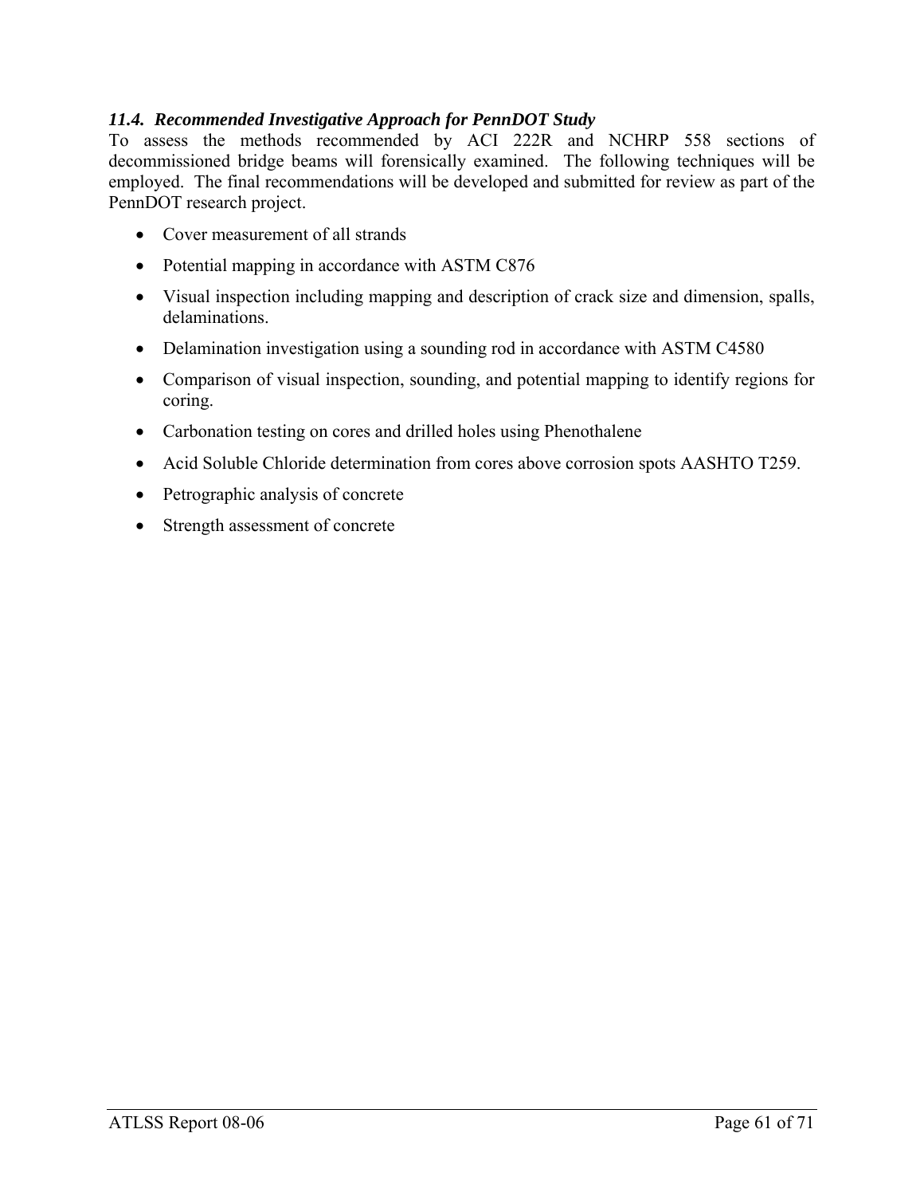### *11.4. Recommended Investigative Approach for PennDOT Study*

To assess the methods recommended by ACI 222R and NCHRP 558 sections of decommissioned bridge beams will forensically examined. The following techniques will be employed. The final recommendations will be developed and submitted for review as part of the PennDOT research project.

- Cover measurement of all strands
- Potential mapping in accordance with ASTM C876
- Visual inspection including mapping and description of crack size and dimension, spalls, delaminations.
- Delamination investigation using a sounding rod in accordance with ASTM C4580
- Comparison of visual inspection, sounding, and potential mapping to identify regions for coring.
- Carbonation testing on cores and drilled holes using Phenothalene
- Acid Soluble Chloride determination from cores above corrosion spots AASHTO T259.
- Petrographic analysis of concrete
- Strength assessment of concrete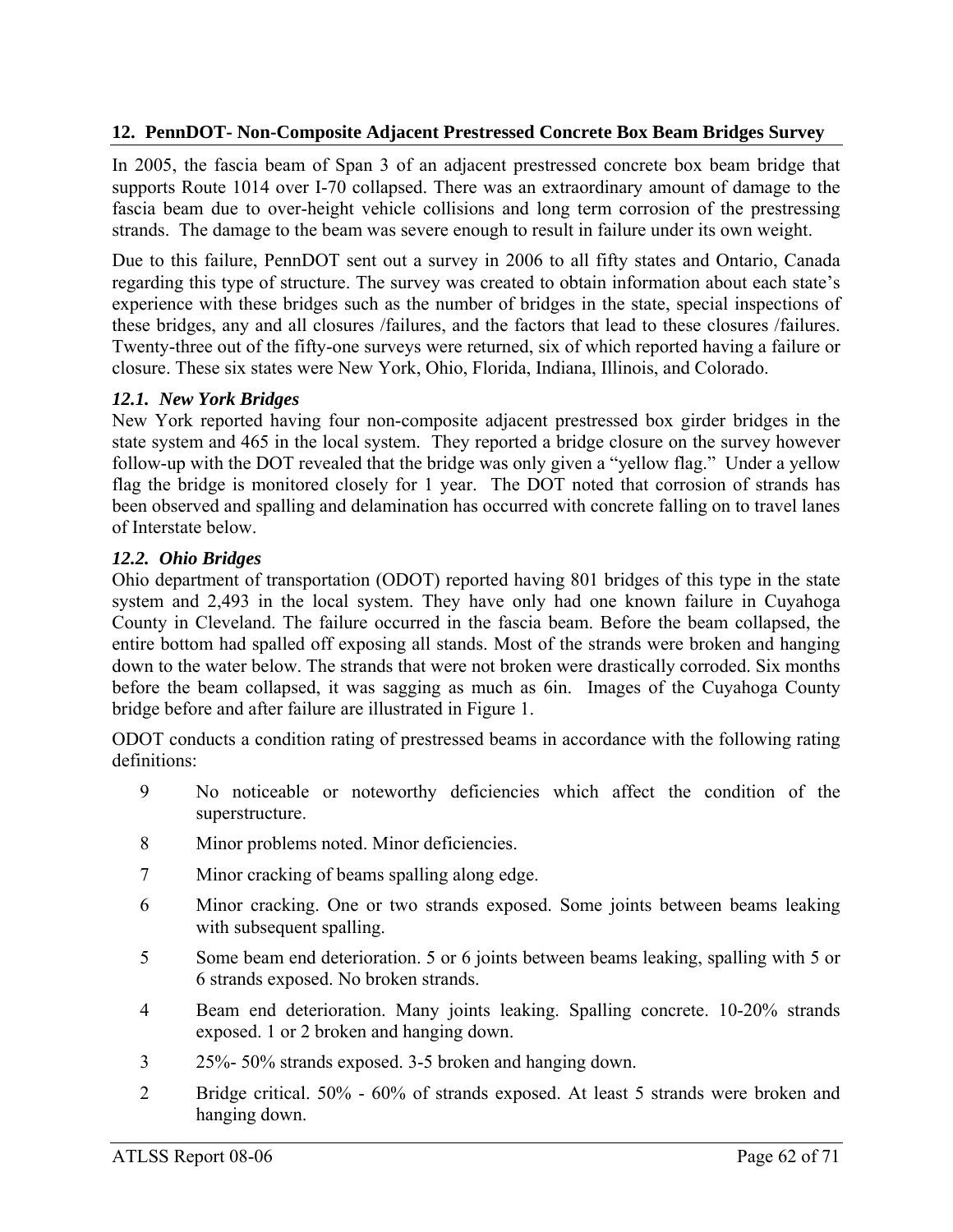## 12. PennDOT- Non-Composite Adjacent Prestressed Concrete Box Beam Bridges Survey

In 2005, the fascia beam of Span 3 of an adjacent prestressed concrete box beam bridge that supports Route 1014 over I-70 collapsed. There was an extraordinary amount of damage to the fascia beam due to over-height vehicle collisions and long term corrosion of the prestressing strands. The damage to the beam was severe enough to result in failure under its own weight.

Due to this failure, PennDOT sent out a survey in 2006 to all fifty states and Ontario, Canada regarding this type of structure. The survey was created to obtain information about each state's experience with these bridges such as the number of bridges in the state, special inspections of these bridges, any and all closures /failures, and the factors that lead to these closures /failures. Twenty-three out of the fifty-one surveys were returned, six of which reported having a failure or closure. These six states were New York, Ohio, Florida, Indiana, Illinois, and Colorado.

### *12.1. New York Bridges*

New York reported having four non-composite adjacent prestressed box girder bridges in the state system and 465 in the local system. They reported a bridge closure on the survey however follow-up with the DOT revealed that the bridge was only given a "yellow flag." Under a yellow flag the bridge is monitored closely for 1 year. The DOT noted that corrosion of strands has been observed and spalling and delamination has occurred with concrete falling on to travel lanes of Interstate below.

### *12.2. Ohio Bridges*

Ohio department of transportation (ODOT) reported having 801 bridges of this type in the state system and 2,493 in the local system. They have only had one known failure in Cuyahoga County in Cleveland. The failure occurred in the fascia beam. Before the beam collapsed, the entire bottom had spalled off exposing all stands. Most of the strands were broken and hanging down to the water below. The strands that were not broken were drastically corroded. Six months before the beam collapsed, it was sagging as much as 6in. Images of the Cuyahoga County bridge before and after failure are illustrated in Figure 1.

ODOT conducts a condition rating of prestressed beams in accordance with the following rating definitions:

- 9 No noticeable or noteworthy deficiencies which affect the condition of the superstructure.
- 8 Minor problems noted. Minor deficiencies.
- 7 Minor cracking of beams spalling along edge.
- 6 Minor cracking. One or two strands exposed. Some joints between beams leaking with subsequent spalling.
- 5 Some beam end deterioration. 5 or 6 joints between beams leaking, spalling with 5 or 6 strands exposed. No broken strands.
- 4 Beam end deterioration. Many joints leaking. Spalling concrete. 10-20% strands exposed. 1 or 2 broken and hanging down.
- 3 25%- 50% strands exposed. 3-5 broken and hanging down.
- 2 Bridge critical. 50% - 60% of strands exposed. At least 5 strands were broken and hanging down.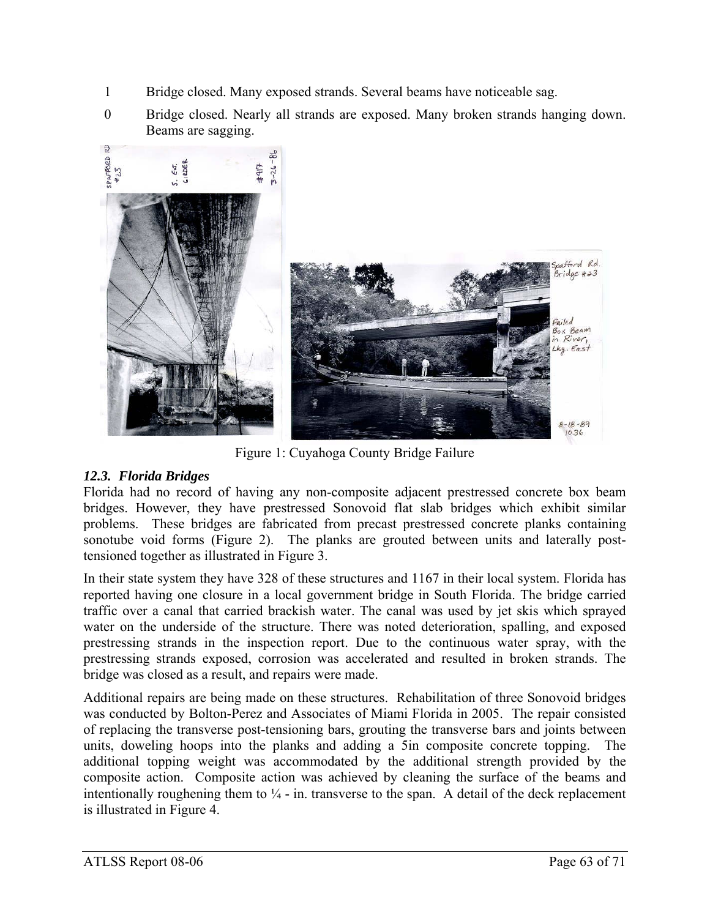1 Bridge closed. Many exposed strands. Several beams have noticeable sag.

0 Bridge closed. Nearly all strands are exposed. Many broken strands hanging down. Beams are sagging.

Figure 1: Cuyahoga County Bridge Failure

### *12.3. Florida Bridges*

Florida had no record of having any non-composite adjacent prestressed concrete box beam bridges. However, they have prestressed Sonovoid flat slab bridges which exhibit similar problems. These bridges are fabricated from precast prestressed concrete planks containing sonotube void forms (Figure 2). The planks are grouted between units and laterally post-tensioned together as illustrated in Figure 3.

In their state system they have 328 of these structures and 1167 in their local system. Florida has reported having one closure in a local government bridge in South Florida. The bridge carried traffic over a canal that carried brackish water. The canal was used by jet skis which sprayed water on the underside of the structure. There was noted deterioration, spalling, and exposed prestressing strands in the inspection report. Due to the continuous water spray, with the prestressing strands exposed, corrosion was accelerated and resulted in broken strands. The bridge was closed as a result, and repairs were made.

Additional repairs are being made on these structures. Rehabilitation of three Sonovoid bridges was conducted by Bolton-Perez and Associates of Miami Florida in 2005. The repair consisted of replacing the transverse post-tensioning bars, grouting the transverse bars and joints between units, doweling hoops into the planks and adding a 5in composite concrete topping. The additional topping weight was accommodated by the additional strength provided by the composite action. Composite action was achieved by cleaning the surface of the beams and intentionally roughening them to ¼ - in. transverse to the span. A detail of the deck replacement is illustrated in Figure 4.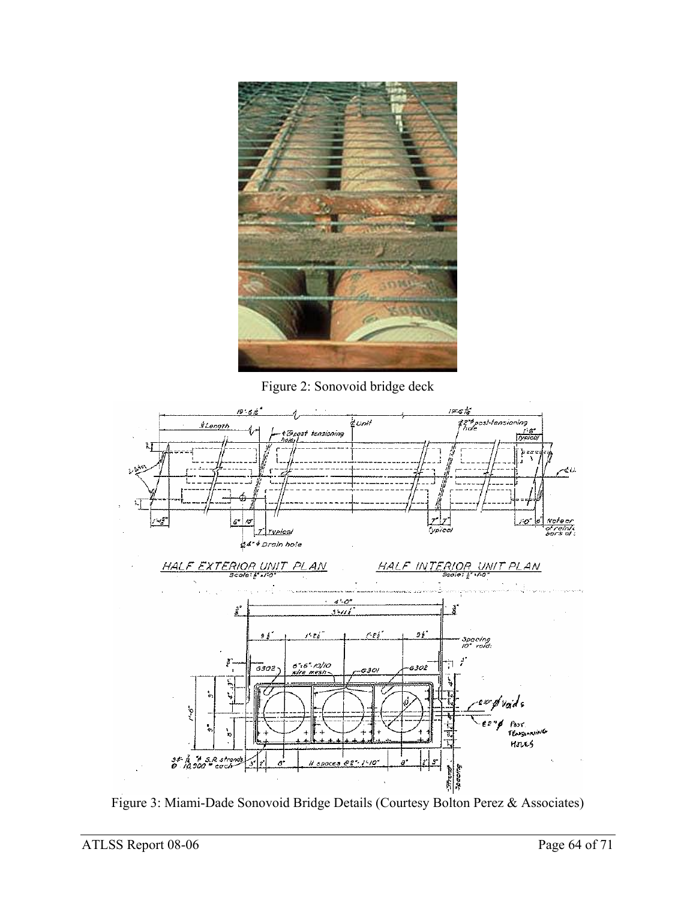Figure 2: Sonovoid bridge deck

Figure 3: Miami-Dade Sonovoid Bridge Details (Courtesy Bolton Perez & Associates)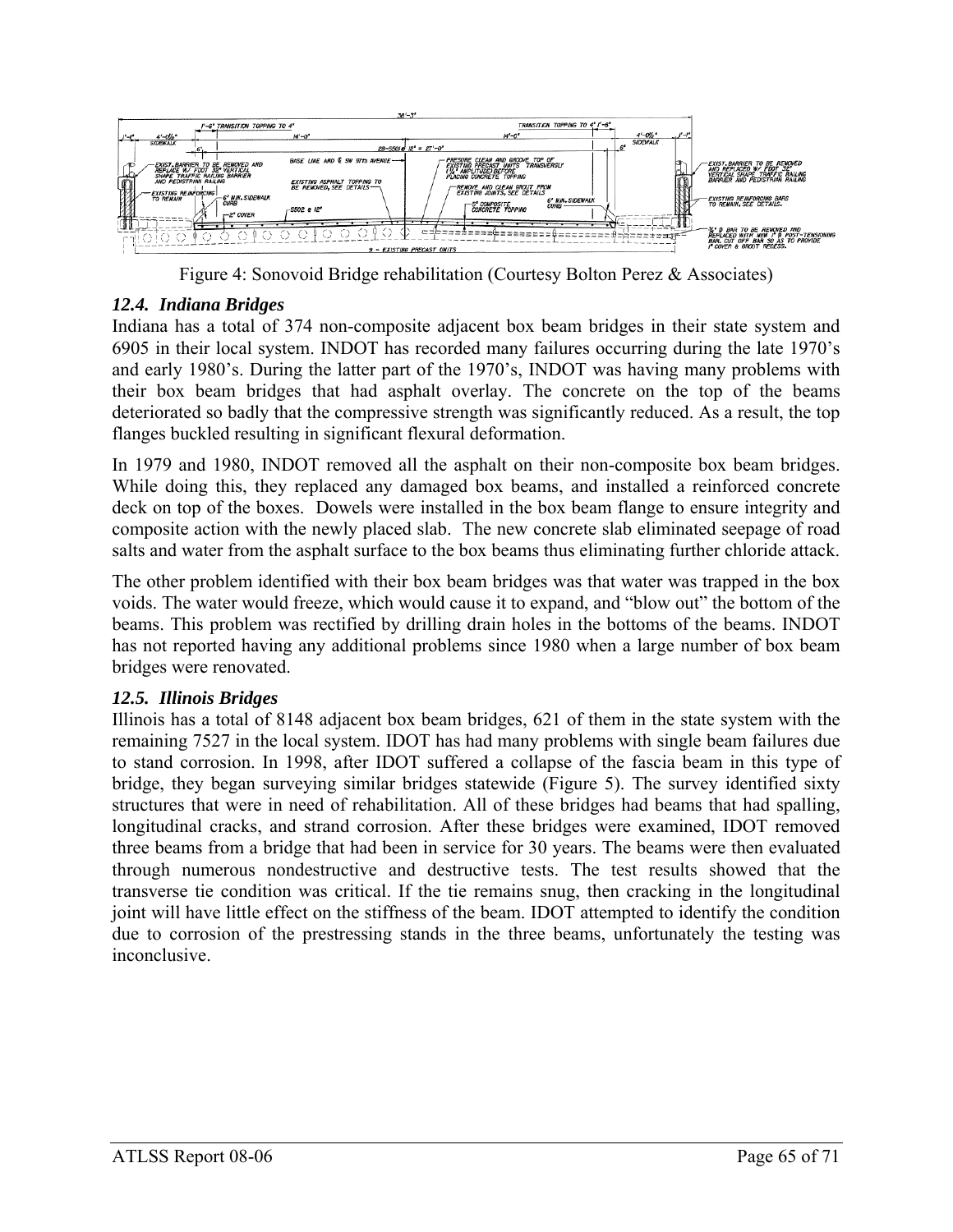Figure 4: Sonovoid Bridge rehabilitation (Courtesy Bolton Perez & Associates)

### *12.4. Indiana Bridges*

Indiana has a total of 374 non-composite adjacent box beam bridges in their state system and 6905 in their local system. INDOT has recorded many failures occurring during the late 1970's and early 1980's. During the latter part of the 1970's, INDOT was having many problems with their box beam bridges that had asphalt overlay. The concrete on the top of the beams deteriorated so badly that the compressive strength was significantly reduced. As a result, the top flanges buckled resulting in significant flexural deformation.

In 1979 and 1980, INDOT removed all the asphalt on their non-composite box beam bridges. While doing this, they replaced any damaged box beams, and installed a reinforced concrete deck on top of the boxes. Dowels were installed in the box beam flange to ensure integrity and composite action with the newly placed slab. The new concrete slab eliminated seepage of road salts and water from the asphalt surface to the box beams thus eliminating further chloride attack.

The other problem identified with their box beam bridges was that water was trapped in the box voids. The water would freeze, which would cause it to expand, and "blow out" the bottom of the beams. This problem was rectified by drilling drain holes in the bottoms of the beams. INDOT has not reported having any additional problems since 1980 when a large number of box beam bridges were renovated.

### *12.5. Illinois Bridges*

Illinois has a total of 8148 adjacent box beam bridges, 621 of them in the state system with the remaining 7527 in the local system. IDOT has had many problems with single beam failures due to stand corrosion. In 1998, after IDOT suffered a collapse of the fascia beam in this type of bridge, they began surveying similar bridges statewide (Figure 5). The survey identified sixty structures that were in need of rehabilitation. All of these bridges had beams that had spalling, longitudinal cracks, and strand corrosion. After these bridges were examined, IDOT removed three beams from a bridge that had been in service for 30 years. The beams were then evaluated through numerous nondestructive and destructive tests. The test results showed that the transverse tie condition was critical. If the tie remains snug, then cracking in the longitudinal joint will have little effect on the stiffness of the beam. IDOT attempted to identify the condition due to corrosion of the prestressing stands in the three beams, unfortunately the testing was inconclusive.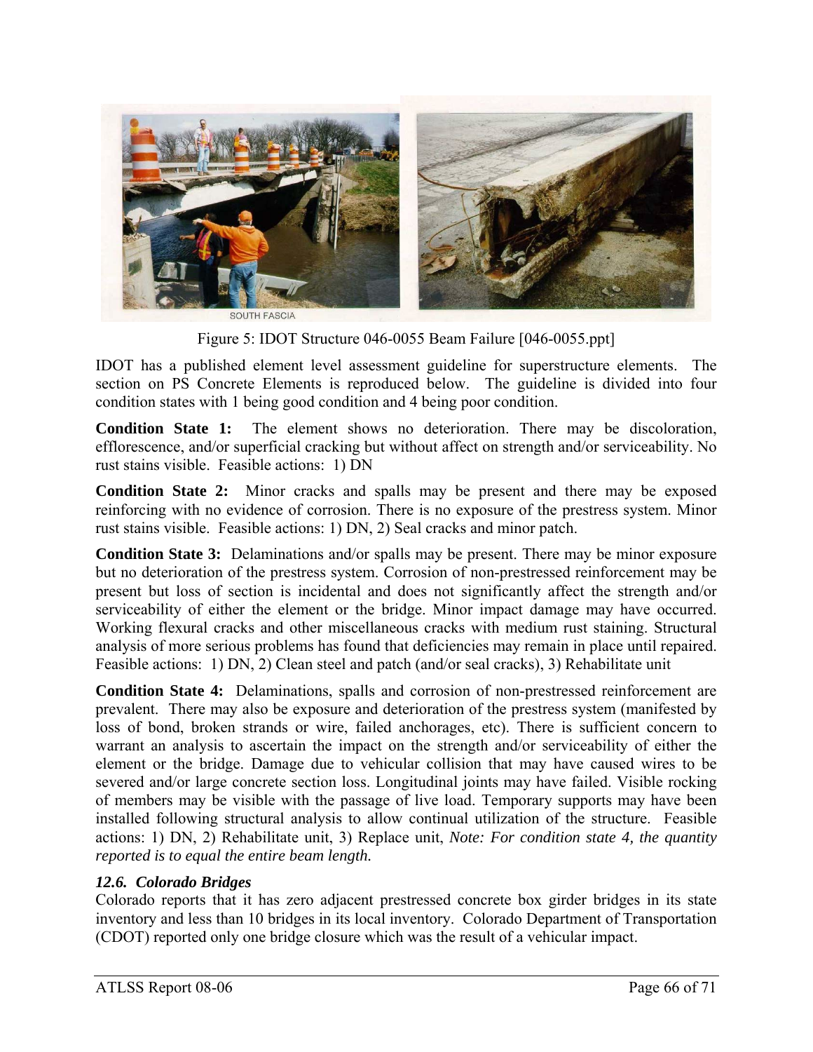SOUTH FASCIA

Figure 5: IDOT Structure 046-0055 Beam Failure [046-0055.ppt]

IDOT has a published element level assessment guideline for superstructure elements. The section on PS Concrete Elements is reproduced below. The guideline is divided into four condition states with 1 being good condition and 4 being poor condition.

**Condition State 1:** The element shows no deterioration. There may be discoloration, efflorescence, and/or superficial cracking but without affect on strength and/or serviceability. No rust stains visible. Feasible actions: 1) DN

**Condition State 2:** Minor cracks and spalls may be present and there may be exposed reinforcing with no evidence of corrosion. There is no exposure of the prestress system. Minor rust stains visible. Feasible actions: 1) DN, 2) Seal cracks and minor patch.

**Condition State 3:** Delaminations and/or spalls may be present. There may be minor exposure but no deterioration of the prestress system. Corrosion of non-prestressed reinforcement may be present but loss of section is incidental and does not significantly affect the strength and/or serviceability of either the element or the bridge. Minor impact damage may have occurred. Working flexural cracks and other miscellaneous cracks with medium rust staining. Structural analysis of more serious problems has found that deficiencies may remain in place until repaired. Feasible actions: 1) DN, 2) Clean steel and patch (and/or seal cracks), 3) Rehabilitate unit

**Condition State 4:** Delaminations, spalls and corrosion of non-prestressed reinforcement are prevalent. There may also be exposure and deterioration of the prestress system (manifested by loss of bond, broken strands or wire, failed anchorages, etc). There is sufficient concern to warrant an analysis to ascertain the impact on the strength and/or serviceability of either the element or the bridge. Damage due to vehicular collision that may have caused wires to be severed and/or large concrete section loss. Longitudinal joints may have failed. Visible rocking of members may be visible with the passage of live load. Temporary supports may have been installed following structural analysis to allow continual utilization of the structure. Feasible actions: 1) DN, 2) Rehabilitate unit, 3) Replace unit, *Note: For condition state 4, the quantity reported is to equal the entire beam length.*

### *12.6. Colorado Bridges*

Colorado reports that it has zero adjacent prestressed concrete box girder bridges in its state inventory and less than 10 bridges in its local inventory. Colorado Department of Transportation (CDOT) reported only one bridge closure which was the result of a vehicular impact.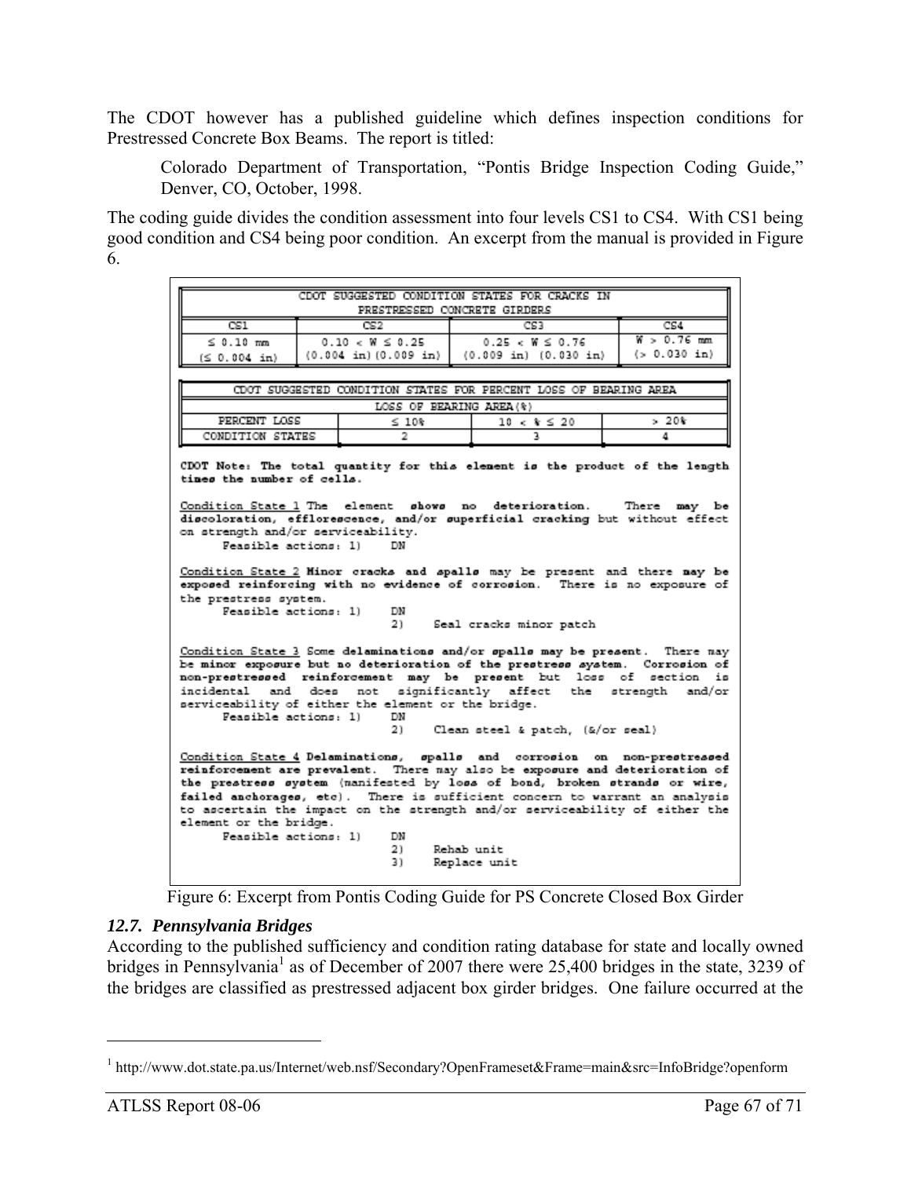The CDOT however has a published guideline which defines inspection conditions for Prestressed Concrete Box Beams. The report is titled:

> Colorado Department of Transportation, "Pontis Bridge Inspection Coding Guide," Denver, CO, October, 1998.

The coding guide divides the condition assessment into four levels CS1 to CS4. With CS1 being good condition and CS4 being poor condition. An excerpt from the manual is provided in Figure 6.

| CDOT SUGGESTED CONDITION STATES FOR CRACKS IN PRESTRESSED CONCRETE GIRDERS | | | |
|---|---|---|---|
| CS1 | CS2 | CS3 | CS4 |
| ≤ 0.10 mm (≤ 0.004 in) | 0.10 < W ≤ 0.25 (0.004 in)(0.009 in) | 0.25 < W ≤ 0.76 (0.009 in) (0.030 in) | W > 0.76 mm (> 0.030 in) |

| CDOT SUGGESTED CONDITION STATES FOR PERCENT LOSS OF BEARING AREA | | | |
|---|---|---|---|
| | LOSS OF BEARING AREA(%) | | |
| PERCENT LOSS | ≤ 10% | 10 < % ≤ 20 | > 20% |
| CONDITION STATES | 2 | 3 | 4 |

**CDOT Note: The total quantity for this element is the product of the length times the number of cells.**

<u>Condition State 1</u> The element **shows** no deterioration. There may be **discoloration, efflorescence, and/or superficial cracking** but without effect on strength and/or serviceability.

Feasible actions: 1) DN

<u>Condition State 2</u> **Minor cracks and spalls** may be present and there **may** be **exposed reinforcing** with no evidence of corrosion. There is no exposure of the prestress system.

Feasible actions: 1) DN
2) Seal cracks minor patch

<u>Condition State 3</u> Some **delaminations** and/or **spalls** may be present. There may **be minor exposure** but no deterioration of the **prestress system**. Corrosion of **non-prestressed reinforcement** may be present but loss of section is incidental and does not significantly affect the strength and/or serviceability of either the element or the bridge.

Feasible actions: 1) DN
2) Clean steel & patch, (&/or seal)

<u>Condition State 4</u> **Delaminations, spalls and corrosion on non-prestressed reinforcement are prevalent.** There may also be **exposure and deterioration of the prestress system** (manifested by **loss** of **bond, broken strands or wire, failed anchorages**, etc). There is sufficient concern to warrant an analysis to ascertain the impact on the strength and/or serviceability of either the element or the bridge.

Feasible actions: 1) DN
2) Rehab unit
3) Replace unit

Figure 6: Excerpt from Pontis Coding Guide for PS Concrete Closed Box Girder

### *12.7. Pennsylvania Bridges*

According to the published sufficiency and condition rating database for state and locally owned bridges in Pennsylvania[1] as of December of 2007 there were 25,400 bridges in the state, 3239 of the bridges are classified as prestressed adjacent box girder bridges. One failure occurred at the

[1] http://www.dot.state.pa.us/Internet/web.nsf/Secondary?OpenFrameset&Frame=main&src=InfoBridge?openform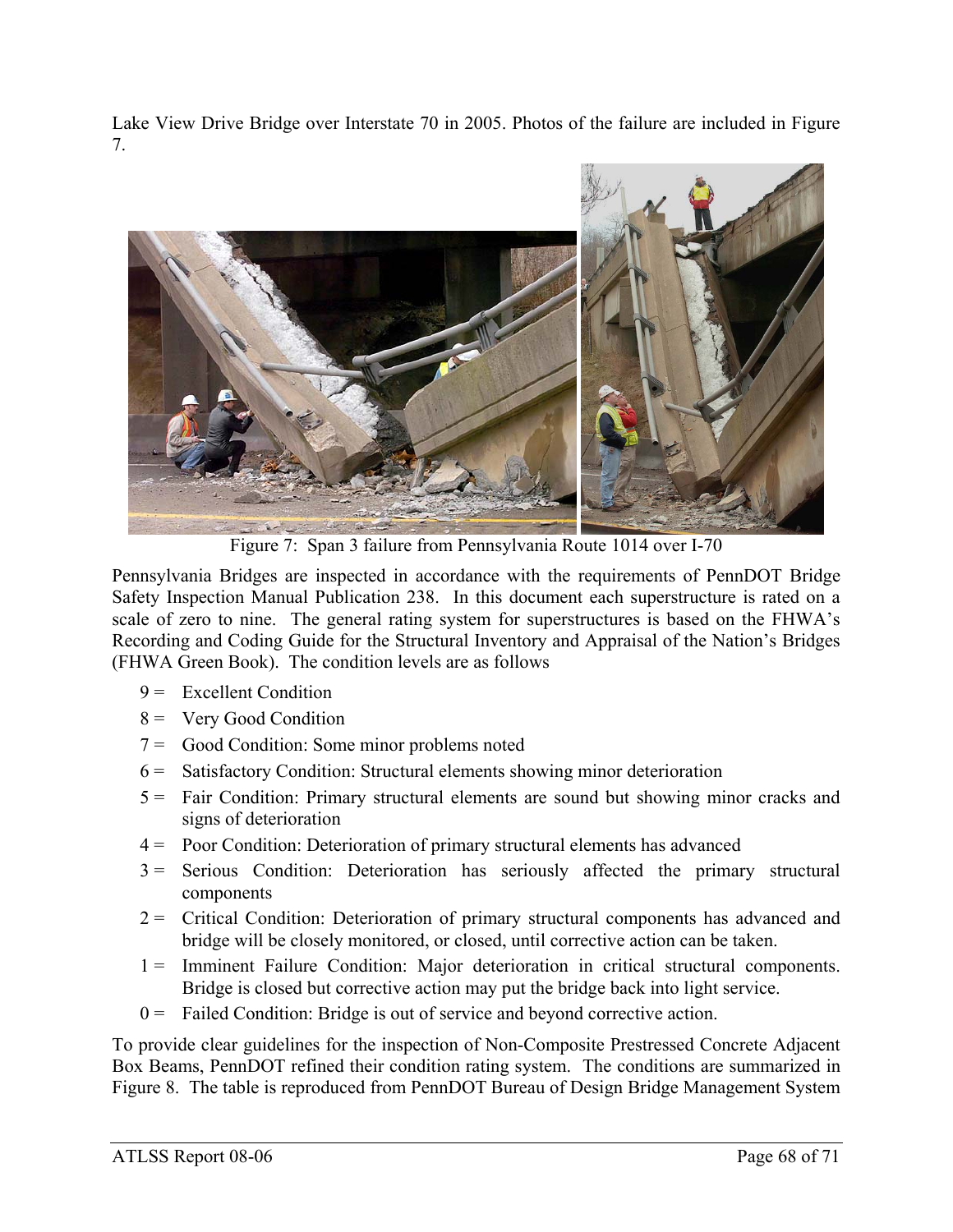Lake View Drive Bridge over Interstate 70 in 2005. Photos of the failure are included in Figure 7.

Figure 7: Span 3 failure from Pennsylvania Route 1014 over I-70

Pennsylvania Bridges are inspected in accordance with the requirements of PennDOT Bridge Safety Inspection Manual Publication 238. In this document each superstructure is rated on a scale of zero to nine. The general rating system for superstructures is based on the FHWA's Recording and Coding Guide for the Structural Inventory and Appraisal of the Nation's Bridges (FHWA Green Book). The condition levels are as follows

- 9 = Excellent Condition
- 8 = Very Good Condition
- 7 = Good Condition: Some minor problems noted
- 6 = Satisfactory Condition: Structural elements showing minor deterioration
- 5 = Fair Condition: Primary structural elements are sound but showing minor cracks and signs of deterioration
- 4 = Poor Condition: Deterioration of primary structural elements has advanced
- 3 = Serious Condition: Deterioration has seriously affected the primary structural components
- 2 = Critical Condition: Deterioration of primary structural components has advanced and bridge will be closely monitored, or closed, until corrective action can be taken.
- 1 = Imminent Failure Condition: Major deterioration in critical structural components. Bridge is closed but corrective action may put the bridge back into light service.
- 0 = Failed Condition: Bridge is out of service and beyond corrective action.

To provide clear guidelines for the inspection of Non-Composite Prestressed Concrete Adjacent Box Beams, PennDOT refined their condition rating system. The conditions are summarized in Figure 8. The table is reproduced from PennDOT Bureau of Design Bridge Management System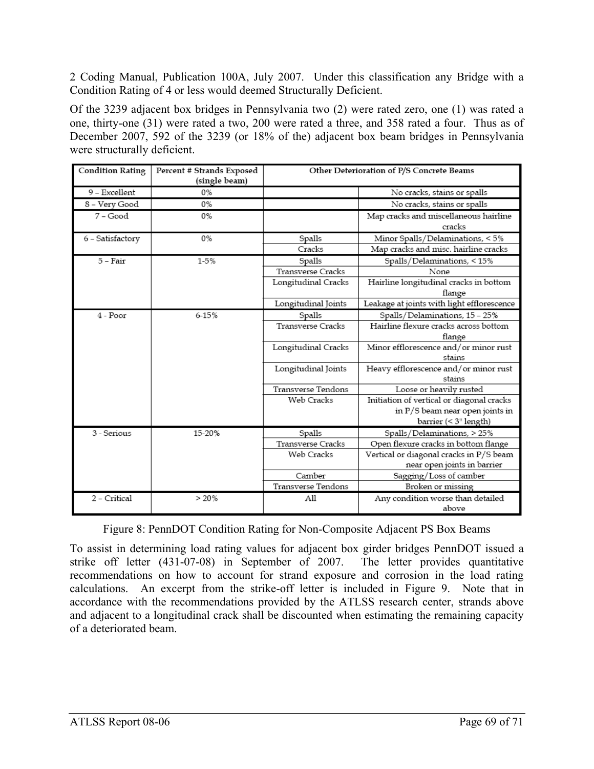2 Coding Manual, Publication 100A, July 2007. Under this classification any Bridge with a Condition Rating of 4 or less would deemed Structurally Deficient.

Of the 3239 adjacent box bridges in Pennsylvania two (2) were rated zero, one (1) was rated a one, thirty-one (31) were rated a two, 200 were rated a three, and 358 rated a four. Thus as of December 2007, 592 of the 3239 (or 18% of the) adjacent box beam bridges in Pennsylvania were structurally deficient.

| Condition Rating | Percent # Strands Exposed (single beam) | Other Deterioration of P/S Concrete Beams | |
|---|---|---|---|
| 9 – Excellent | 0% | | No cracks, stains or spalls |
| 8 – Very Good | 0% | | No cracks, stains or spalls |
| 7 – Good | 0% | | Map cracks and miscellaneous hairline cracks |
| 6 – Satisfactory | 0% | Spalls | Minor Spalls/Delaminations, < 5% |
| | | Cracks | Map cracks and misc. hairline cracks |
| 5 – Fair | 1-5% | Spalls | Spalls/Delaminations, < 15% |
| | | Transverse Cracks | None |
| | | Longitudinal Cracks | Hairline longitudinal cracks in bottom flange |
| | | Longitudinal Joints | Leakage at joints with light efflorescence |
| 4 - Poor | 6-15% | Spalls | Spalls/Delaminations, 15 – 25% |
| | | Transverse Cracks | Hairline flexure cracks across bottom flange |
| | | Longitudinal Cracks | Minor efflorescence and/or minor rust stains |
| | | Longitudinal Joints | Heavy efflorescence and/or minor rust stains |
| | | Transverse Tendons | Loose or heavily rusted |
| | | Web Cracks | Initiation of vertical or diagonal cracks in P/S beam near open joints in barrier (< 3" length) |
| 3 - Serious | 15-20% | Spalls | Spalls/Delaminations, > 25% |
| | | Transverse Cracks | Open flexure cracks in bottom flange |
| | | Web Cracks | Vertical or diagonal cracks in P/S beam near open joints in barrier |
| | | Camber | Sagging/Loss of camber |
| | | Transverse Tendons | Broken or missing |
| 2 – Critical | > 20% | All | Any condition worse than detailed above |

Figure 8: PennDOT Condition Rating for Non-Composite Adjacent PS Box Beams

To assist in determining load rating values for adjacent box girder bridges PennDOT issued a strike off letter (431-07-08) in September of 2007. The letter provides quantitative recommendations on how to account for strand exposure and corrosion in the load rating calculations. An excerpt from the strike-off letter is included in Figure 9. Note that in accordance with the recommendations provided by the ATLSS research center, strands above and adjacent to a longitudinal crack shall be discounted when estimating the remaining capacity of a deteriorated beam.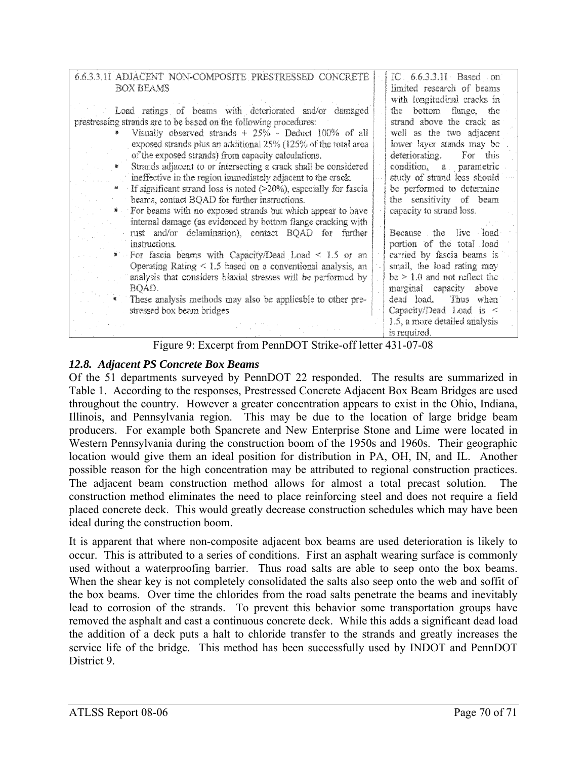| 6.6.3.3.1I ADJACENT NON-COMPOSITE PRESTRESSED CONCRETE BOX BEAMS<br><br>Load ratings of beams with deteriorated and/or damaged prestressing strands are to be based on the following procedures:<br>* Visually observed strands + 25% - Deduct 100% of all exposed strands plus an additional 25% (125% of the total area of the exposed strands) from capacity calculations.<br>* Strands adjacent to or intersecting a crack shall be considered ineffective in the region immediately adjacent to the crack.<br>* If significant strand loss is noted (>20%), especially for fascia beams, contact BQAD for further instructions.<br>* For beams with no exposed strands but which appear to have internal damage (as evidenced by bottom flange cracking with rust and/or delamination), contact BQAD for further instructions.<br>* For fascia beams with Capacity/Dead Load < 1.5 or an Operating Rating < 1.5 based on a conventional analysis, an analysis that considers biaxial stresses will be performed by BQAD.<br>* These analysis methods may also be applicable to other pre-stressed box beam bridges | IC 6.6.3.3.1I Based on limited research of beams with longitudinal cracks in the bottom flange, the strand above the crack as well as the two adjacent lower layer stands may be deteriorating. For this condition, a parametric study of strand loss should be performed to determine the sensitivity of beam capacity to strand loss.<br><br>Because the live load portion of the total load carried by fascia beams is small, the load rating may be > 1.0 and not reflect the marginal capacity above dead load. Thus when Capacity/Dead Load is < 1.5, a more detailed analysis is required. |
|---|---|

Figure 9: Excerpt from PennDOT Strike-off letter 431-07-08

### *12.8. Adjacent PS Concrete Box Beams*

Of the 51 departments surveyed by PennDOT 22 responded. The results are summarized in Table 1. According to the responses, Prestressed Concrete Adjacent Box Beam Bridges are used throughout the country. However a greater concentration appears to exist in the Ohio, Indiana, Illinois, and Pennsylvania region. This may be due to the location of large bridge beam producers. For example both Spancrete and New Enterprise Stone and Lime were located in Western Pennsylvania during the construction boom of the 1950s and 1960s. Their geographic location would give them an ideal position for distribution in PA, OH, IN, and IL. Another possible reason for the high concentration may be attributed to regional construction practices. The adjacent beam construction method allows for almost a total precast solution. The construction method eliminates the need to place reinforcing steel and does not require a field placed concrete deck. This would greatly decrease construction schedules which may have been ideal during the construction boom.

It is apparent that where non-composite adjacent box beams are used deterioration is likely to occur. This is attributed to a series of conditions. First an asphalt wearing surface is commonly used without a waterproofing barrier. Thus road salts are able to seep onto the box beams. When the shear key is not completely consolidated the salts also seep onto the web and soffit of the box beams. Over time the chlorides from the road salts penetrate the beams and inevitably lead to corrosion of the strands. To prevent this behavior some transportation groups have removed the asphalt and cast a continuous concrete deck. While this adds a significant dead load the addition of a deck puts a halt to chloride transfer to the strands and greatly increases the service life of the bridge. This method has been successfully used by INDOT and PennDOT District 9.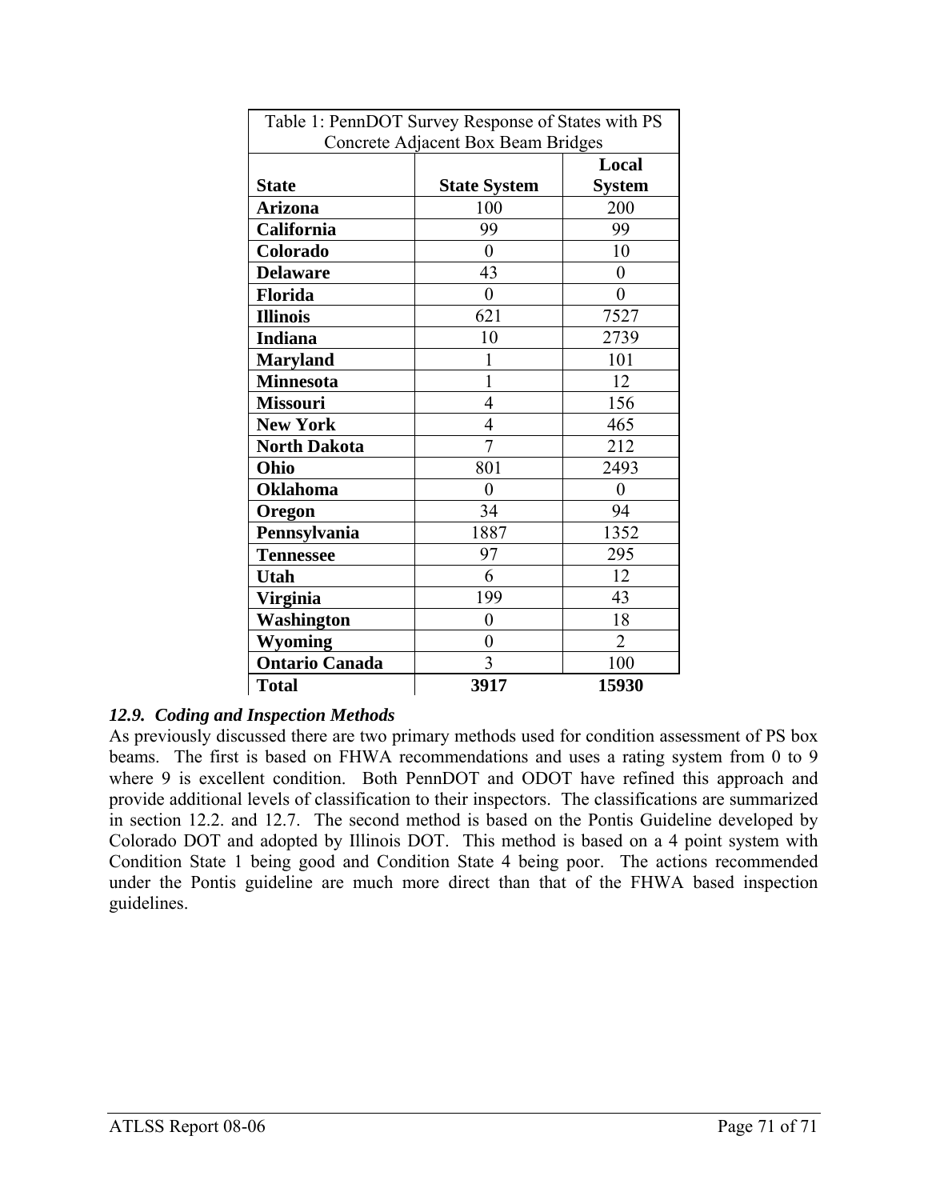| Table 1: PennDOT Survey Response of States with PS Concrete Adjacent Box Beam Bridges | | |
|---|---|---|
| **State** | **State System** | **Local System** |
| **Arizona** | 100 | 200 |
| **California** | 99 | 99 |
| **Colorado** | 0 | 10 |
| **Delaware** | 43 | 0 |
| **Florida** | 0 | 0 |
| **Illinois** | 621 | 7527 |
| **Indiana** | 10 | 2739 |
| **Maryland** | 1 | 101 |
| **Minnesota** | 1 | 12 |
| **Missouri** | 4 | 156 |
| **New York** | 4 | 465 |
| **North Dakota** | 7 | 212 |
| **Ohio** | 801 | 2493 |
| **Oklahoma** | 0 | 0 |
| **Oregon** | 34 | 94 |
| **Pennsylvania** | 1887 | 1352 |
| **Tennessee** | 97 | 295 |
| **Utah** | 6 | 12 |
| **Virginia** | 199 | 43 |
| **Washington** | 0 | 18 |
| **Wyoming** | 0 | 2 |
| **Ontario Canada** | 3 | 100 |
| **Total** | **3917** | **15930** |

### *12.9. Coding and Inspection Methods*

As previously discussed there are two primary methods used for condition assessment of PS box beams. The first is based on FHWA recommendations and uses a rating system from 0 to 9 where 9 is excellent condition. Both PennDOT and ODOT have refined this approach and provide additional levels of classification to their inspectors. The classifications are summarized in section 12.2. and 12.7. The second method is based on the Pontis Guideline developed by Colorado DOT and adopted by Illinois DOT. This method is based on a 4 point system with Condition State 1 being good and Condition State 4 being poor. The actions recommended under the Pontis guideline are much more direct than that of the FHWA based inspection guidelines.